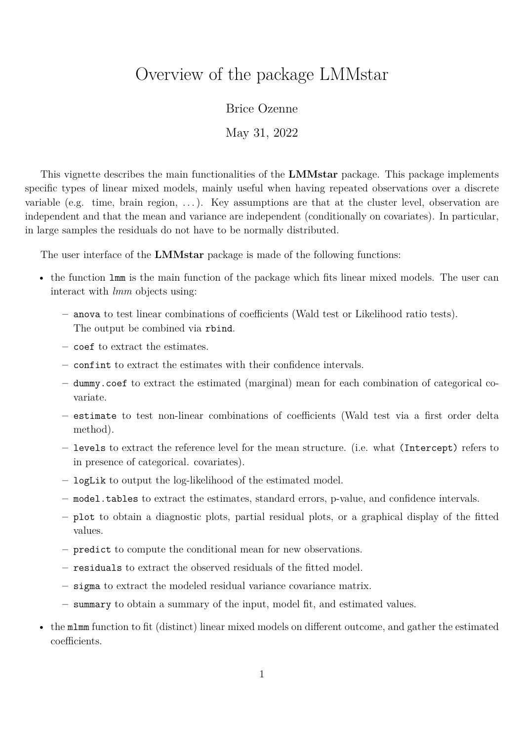# Overview of the package LMMstar

Brice Ozenne

May 31, 2022

This vignette describes the main functionalities of the **LMMstar** package. This package implements specific types of linear mixed models, mainly useful when having repeated observations over a discrete variable (e.g. time, brain region, ...). Key assumptions are that at the cluster level, observation are independent and that the mean and variance are independent (conditionally on covariates). In particular, in large samples the residuals do not have to be normally distributed.

The user interface of the **LMMstar** package is made of the following functions:

- the function `lmm` is the main function of the package which fits linear mixed models. The user can interact with *lmm* objects using:
  - `anova` to test linear combinations of coefficients (Wald test or Likelihood ratio tests). The output be combined via `rbind`.
  - `coef` to extract the estimates.
  - `confint` to extract the estimates with their confidence intervals.
  - `dummy.coef` to extract the estimated (marginal) mean for each combination of categorical covariate.
  - `estimate` to test non-linear combinations of coefficients (Wald test via a first order delta method).
  - `levels` to extract the reference level for the mean structure. (i.e. what `(Intercept)` refers to in presence of categorical. covariates).
  - `logLik` to output the log-likelihood of the estimated model.
  - `model.tables` to extract the estimates, standard errors, p-value, and confidence intervals.
  - `plot` to obtain a diagnostic plots, partial residual plots, or a graphical display of the fitted values.
  - `predict` to compute the conditional mean for new observations.
  - `residuals` to extract the observed residuals of the fitted model.
  - `sigma` to extract the modeled residual variance covariance matrix.
  - `summary` to obtain a summary of the input, model fit, and estimated values.
- the `mlmm` function to fit (distinct) linear mixed models on different outcome, and gather the estimated coefficients.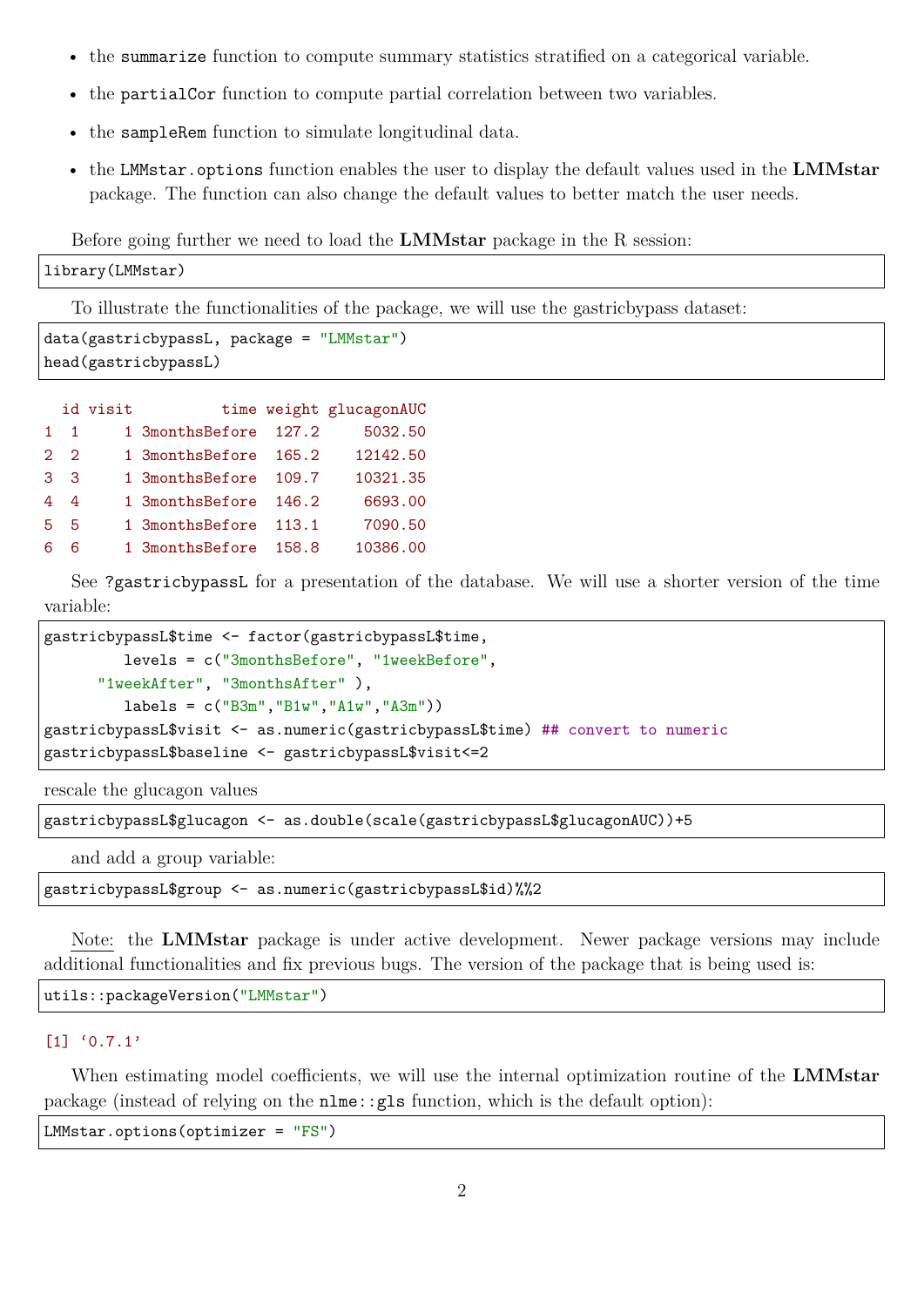- the `summarize` function to compute summary statistics stratified on a categorical variable.
- the `partialCor` function to compute partial correlation between two variables.
- the `sampleRem` function to simulate longitudinal data.
- the `LMMstar.options` function enables the user to display the default values used in the **LMMstar** package. The function can also change the default values to better match the user needs.

Before going further we need to load the **LMMstar** package in the R session:

```
library(LMMstar)
```

To illustrate the functionalities of the package, we will use the gastricbypass dataset:

```
data(gastricbypassL, package = "LMMstar")
head(gastricbypassL)
```

```
  id visit          time weight glucagonAUC
1  1     1 3monthsBefore  127.2     5032.50
2  2     1 3monthsBefore  165.2    12142.50
3  3     1 3monthsBefore  109.7    10321.35
4  4     1 3monthsBefore  146.2     6693.00
5  5     1 3monthsBefore  113.1     7090.50
6  6     1 3monthsBefore  158.8    10386.00
```

See `?gastricbypassL` for a presentation of the database. We will use a shorter version of the time variable:

```
gastricbypassL$time <- factor(gastricbypassL$time,
         levels = c("3monthsBefore", "1weekBefore",
      "1weekAfter", "3monthsAfter" ),
         labels = c("B3m","B1w","A1w","A3m"))
gastricbypassL$visit <- as.numeric(gastricbypassL$time) ## convert to numeric
gastricbypassL$baseline <- gastricbypassL$visit<=2
```

rescale the glucagon values

```
gastricbypassL$glucagon <- as.double(scale(gastricbypassL$glucagonAUC))+5
```

and add a group variable:

```
gastricbypassL$group <- as.numeric(gastricbypassL$id)%%2
```

Note: the **LMMstar** package is under active development. Newer package versions may include additional functionalities and fix previous bugs. The version of the package that is being used is:

```
utils::packageVersion("LMMstar")
```

```
[1] '0.7.1'
```

When estimating model coefficients, we will use the internal optimization routine of the **LMMstar** package (instead of relying on the `nlme::gls` function, which is the default option):

```
LMMstar.options(optimizer = "FS")
```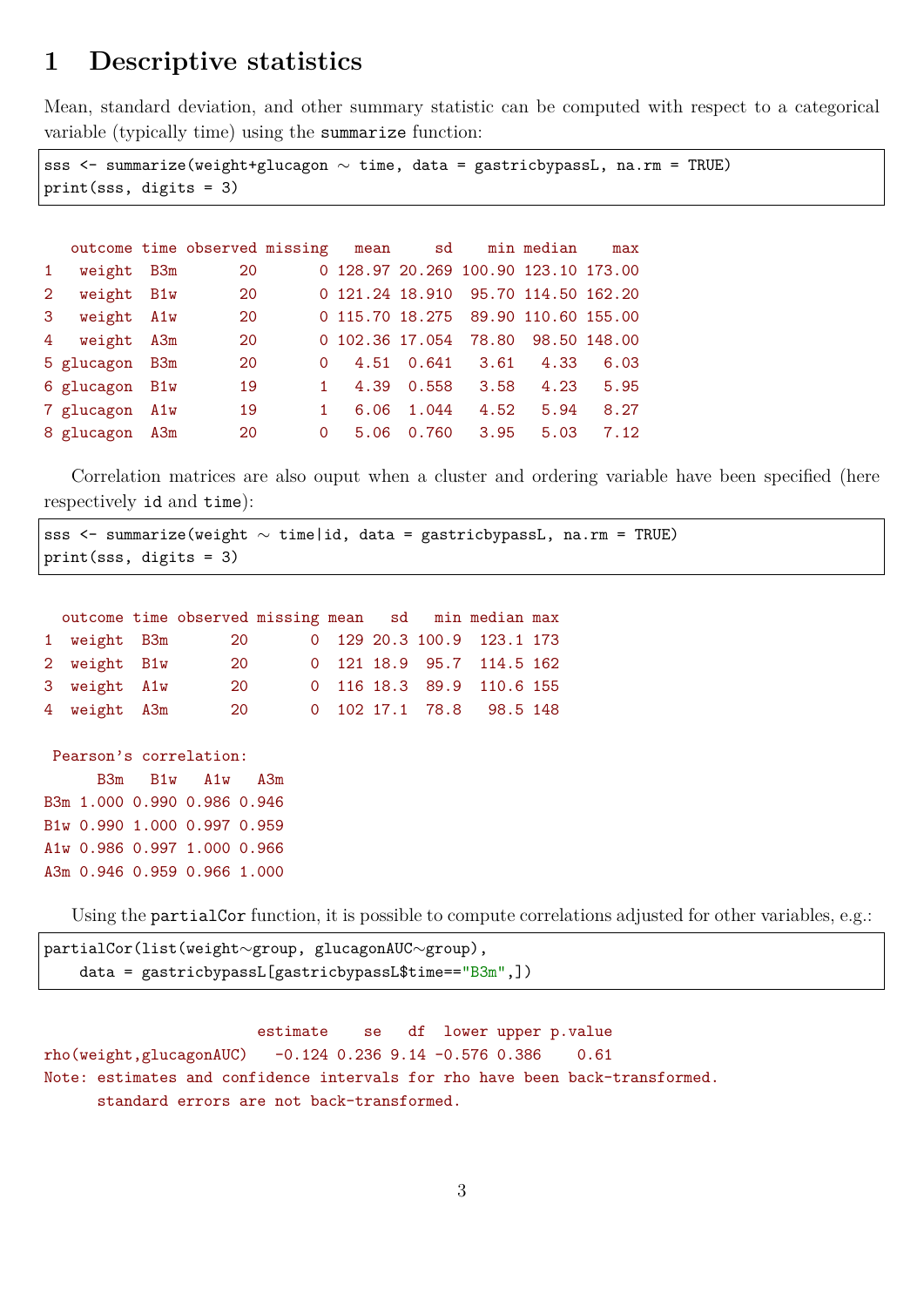# 1 Descriptive statistics

Mean, standard deviation, and other summary statistic can be computed with respect to a categorical variable (typically time) using the `summarize` function:

```
sss <- summarize(weight+glucagon ~ time, data = gastricbypassL, na.rm = TRUE)
print(sss, digits = 3)
```

```
   outcome time observed missing   mean     sd    min median    max
1   weight  B3m       20       0 128.97 20.269 100.90 123.10 173.00
2   weight  B1w       20       0 121.24 18.910  95.70 114.50 162.20
3   weight  A1w       20       0 115.70 18.275  89.90 110.60 155.00
4   weight  A3m       20       0 102.36 17.054  78.80  98.50 148.00
5 glucagon  B3m       20       0   4.51  0.641   3.61   4.33   6.03
6 glucagon  B1w       19       1   4.39  0.558   3.58   4.23   5.95
7 glucagon  A1w       19       1   6.06  1.044   4.52   5.94   8.27
8 glucagon  A3m       20       0   5.06  0.760   3.95   5.03   7.12
```

Correlation matrices are also ouput when a cluster and ordering variable have been specified (here respectively `id` and `time`):

```
sss <- summarize(weight ~ time|id, data = gastricbypassL, na.rm = TRUE)
print(sss, digits = 3)
```

```
  outcome time observed missing mean   sd   min median max
1  weight  B3m       20       0  129 20.3 100.9  123.1 173
2  weight  B1w       20       0  121 18.9  95.7  114.5 162
3  weight  A1w       20       0  116 18.3  89.9  110.6 155
4  weight  A3m       20       0  102 17.1  78.8   98.5 148

 Pearson's correlation:
      B3m   B1w   A1w   A3m
B3m 1.000 0.990 0.986 0.946
B1w 0.990 1.000 0.997 0.959
A1w 0.986 0.997 1.000 0.966
A3m 0.946 0.959 0.966 1.000
```

Using the `partialCor` function, it is possible to compute correlations adjusted for other variables, e.g.:

```
partialCor(list(weight~group, glucagonAUC~group),
    data = gastricbypassL[gastricbypassL$time=="B3m",])
```

```
                        estimate    se   df  lower upper p.value
rho(weight,glucagonAUC)   -0.124 0.236 9.14 -0.576 0.386    0.61
Note: estimates and confidence intervals for rho have been back-transformed.
      standard errors are not back-transformed.
```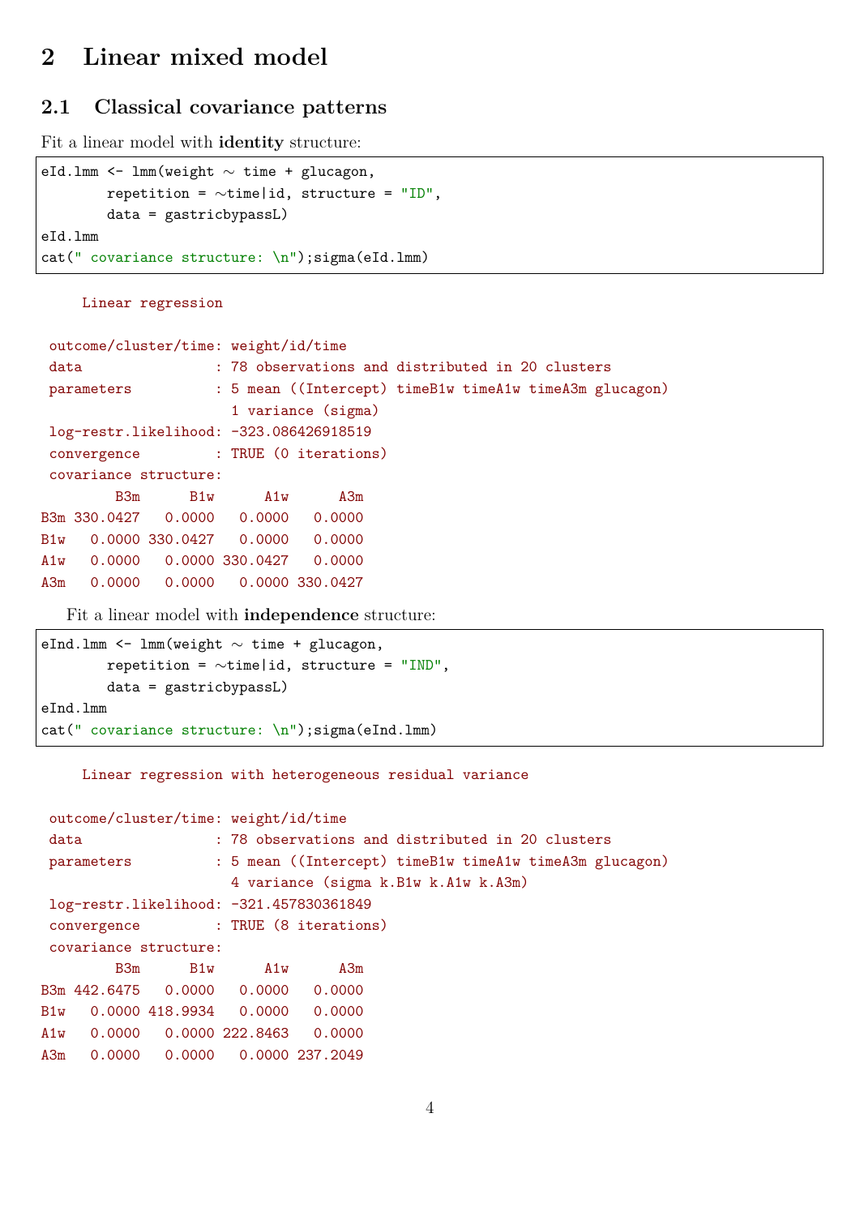## 2 Linear mixed model

### 2.1 Classical covariance patterns

Fit a linear model with **identity** structure:

```
eId.lmm <- lmm(weight ~ time + glucagon,
        repetition = ~time|id, structure = "ID",
        data = gastricbypassL)
eId.lmm
cat(" covariance structure: \n");sigma(eId.lmm)
```

```
     Linear regression

 outcome/cluster/time: weight/id/time
 data                : 78 observations and distributed in 20 clusters
 parameters          : 5 mean ((Intercept) timeB1w timeA1w timeA3m glucagon)
                       1 variance (sigma)
 log-restr.likelihood: -323.086426918519
 convergence         : TRUE (0 iterations)
 covariance structure:
         B3m      B1w      A1w      A3m
B3m 330.0427   0.0000   0.0000   0.0000
B1w   0.0000 330.0427   0.0000   0.0000
A1w   0.0000   0.0000 330.0427   0.0000
A3m   0.0000   0.0000   0.0000 330.0427
```

Fit a linear model with **independence** structure:

```
eInd.lmm <- lmm(weight ~ time + glucagon,
        repetition = ~time|id, structure = "IND",
        data = gastricbypassL)
eInd.lmm
cat(" covariance structure: \n");sigma(eInd.lmm)
```

```
     Linear regression with heterogeneous residual variance

 outcome/cluster/time: weight/id/time
 data                : 78 observations and distributed in 20 clusters
 parameters          : 5 mean ((Intercept) timeB1w timeA1w timeA3m glucagon)
                       4 variance (sigma k.B1w k.A1w k.A3m)
 log-restr.likelihood: -321.457830361849
 convergence         : TRUE (8 iterations)
 covariance structure:
         B3m      B1w      A1w      A3m
B3m 442.6475   0.0000   0.0000   0.0000
B1w   0.0000 418.9934   0.0000   0.0000
A1w   0.0000   0.0000 222.8463   0.0000
A3m   0.0000   0.0000   0.0000 237.2049
```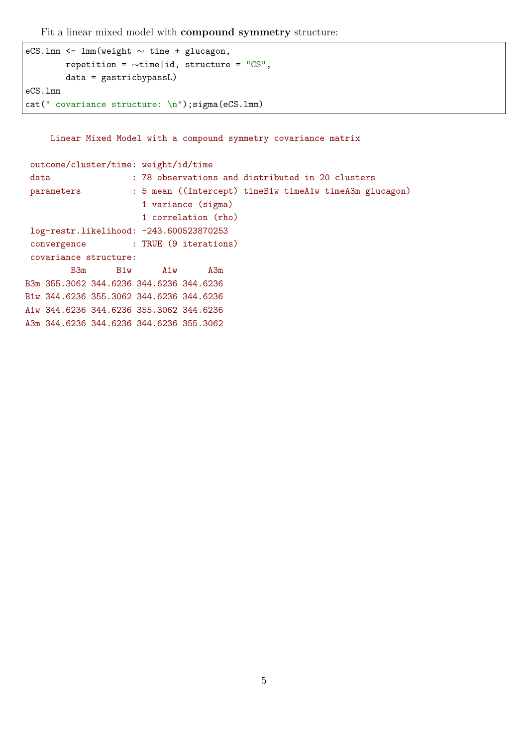Fit a linear mixed model with **compound symmetry** structure:

```
eCS.lmm <- lmm(weight ~ time + glucagon,
        repetition = ~time|id, structure = "CS",
        data = gastricbypassL)
eCS.lmm
cat(" covariance structure: \n");sigma(eCS.lmm)
```

```
     Linear Mixed Model with a compound symmetry covariance matrix

 outcome/cluster/time: weight/id/time
 data                : 78 observations and distributed in 20 clusters
 parameters          : 5 mean ((Intercept) timeB1w timeA1w timeA3m glucagon)
                       1 variance (sigma)
                       1 correlation (rho)
 log-restr.likelihood: -243.600523870253
 convergence         : TRUE (9 iterations)
 covariance structure:
         B3m      B1w      A1w      A3m
B3m 355.3062 344.6236 344.6236 344.6236
B1w 344.6236 355.3062 344.6236 344.6236
A1w 344.6236 344.6236 355.3062 344.6236
A3m 344.6236 344.6236 344.6236 355.3062
```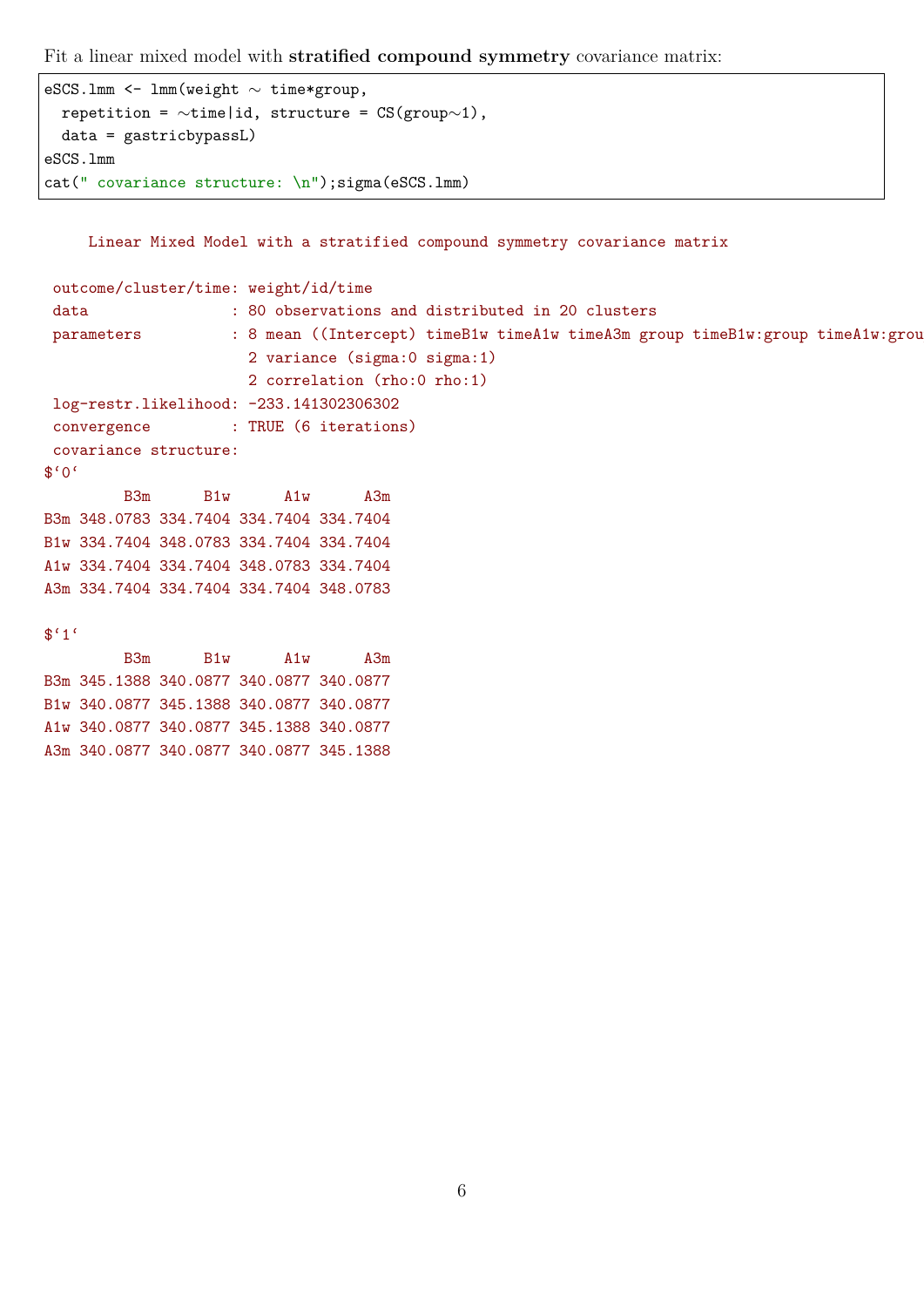Fit a linear mixed model with **stratified compound symmetry** covariance matrix:

```
eSCS.lmm <- lmm(weight ~ time*group,
  repetition = ~time|id, structure = CS(group~1),
  data = gastricbypassL)
eSCS.lmm
cat(" covariance structure: \n");sigma(eSCS.lmm)
```

```
     Linear Mixed Model with a stratified compound symmetry covariance matrix

 outcome/cluster/time: weight/id/time
 data                : 80 observations and distributed in 20 clusters
 parameters          : 8 mean ((Intercept) timeB1w timeA1w timeA3m group timeB1w:group timeA1w:grou
                       2 variance (sigma:0 sigma:1)
                       2 correlation (rho:0 rho:1)
 log-restr.likelihood: -233.141302306302
 convergence         : TRUE (6 iterations)
 covariance structure:
$`0`
         B3m      B1w      A1w      A3m
B3m 348.0783 334.7404 334.7404 334.7404
B1w 334.7404 348.0783 334.7404 334.7404
A1w 334.7404 334.7404 348.0783 334.7404
A3m 334.7404 334.7404 334.7404 348.0783

$`1`
         B3m      B1w      A1w      A3m
B3m 345.1388 340.0877 340.0877 340.0877
B1w 340.0877 345.1388 340.0877 340.0877
A1w 340.0877 340.0877 345.1388 340.0877
A3m 340.0877 340.0877 340.0877 345.1388
```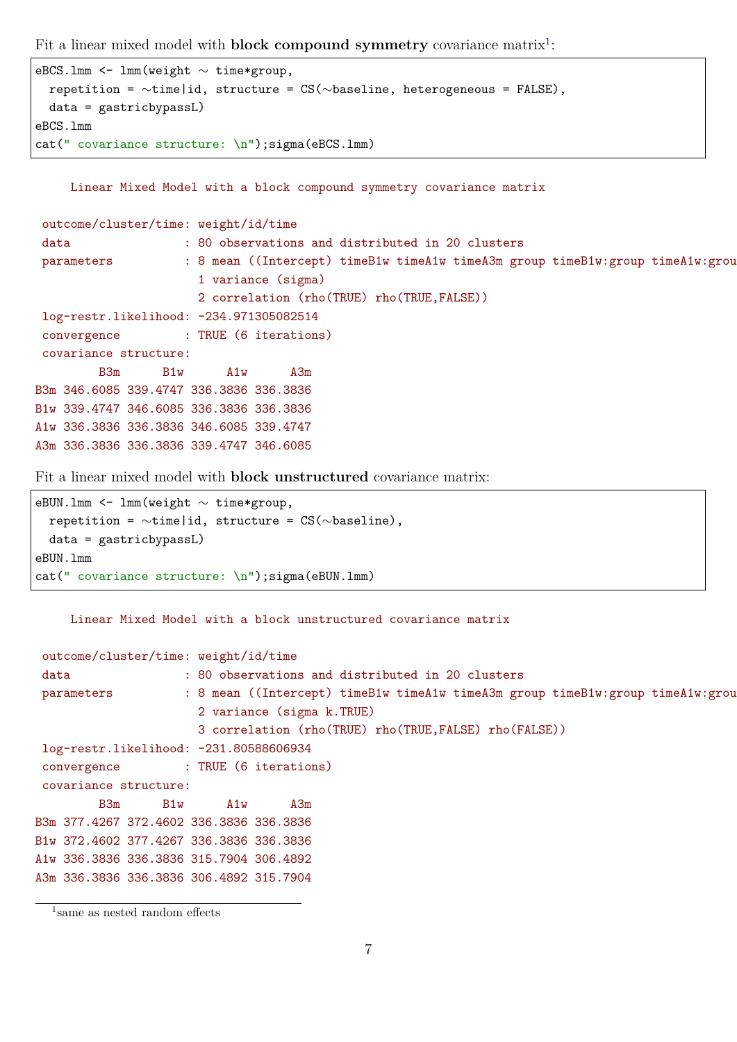Fit a linear mixed model with **block compound symmetry** covariance matrix[1]:

```
eBCS.lmm <- lmm(weight ~ time*group,
  repetition = ~time|id, structure = CS(~baseline, heterogeneous = FALSE),
  data = gastricbypassL)
eBCS.lmm
cat(" covariance structure: \n");sigma(eBCS.lmm)
```

```
     Linear Mixed Model with a block compound symmetry covariance matrix

 outcome/cluster/time: weight/id/time
 data                : 80 observations and distributed in 20 clusters
 parameters          : 8 mean ((Intercept) timeB1w timeA1w timeA3m group timeB1w:group timeA1w:grou
                       1 variance (sigma)
                       2 correlation (rho(TRUE) rho(TRUE,FALSE))
 log-restr.likelihood: -234.971305082514
 convergence         : TRUE (6 iterations)
 covariance structure:
         B3m      B1w      A1w      A3m
B3m 346.6085 339.4747 336.3836 336.3836
B1w 339.4747 346.6085 336.3836 336.3836
A1w 336.3836 336.3836 346.6085 339.4747
A3m 336.3836 336.3836 339.4747 346.6085
```

Fit a linear mixed model with **block unstructured** covariance matrix:

```
eBUN.lmm <- lmm(weight ~ time*group,
  repetition = ~time|id, structure = CS(~baseline),
  data = gastricbypassL)
eBUN.lmm
cat(" covariance structure: \n");sigma(eBUN.lmm)
```

```
     Linear Mixed Model with a block unstructured covariance matrix

 outcome/cluster/time: weight/id/time
 data                : 80 observations and distributed in 20 clusters
 parameters          : 8 mean ((Intercept) timeB1w timeA1w timeA3m group timeB1w:group timeA1w:grou
                       2 variance (sigma k.TRUE)
                       3 correlation (rho(TRUE) rho(TRUE,FALSE) rho(FALSE))
 log-restr.likelihood: -231.80588606934
 convergence         : TRUE (6 iterations)
 covariance structure:
         B3m      B1w      A1w      A3m
B3m 377.4267 372.4602 336.3836 336.3836
B1w 372.4602 377.4267 336.3836 336.3836
A1w 336.3836 336.3836 315.7904 306.4892
A3m 336.3836 336.3836 306.4892 315.7904
```

[1]same as nested random effects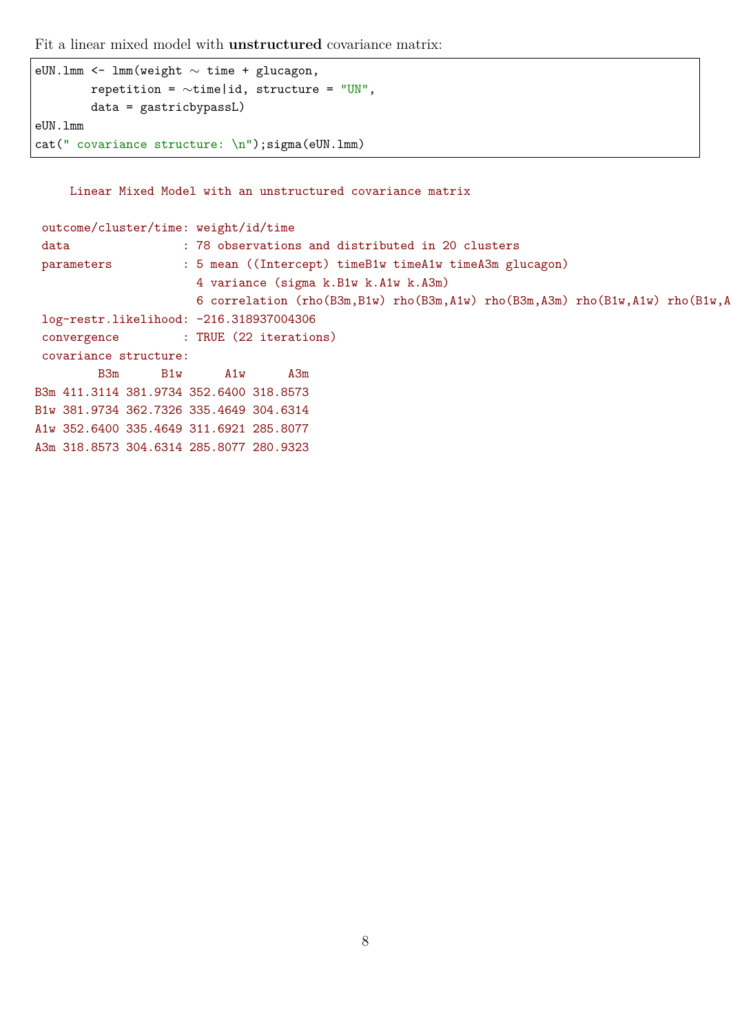Fit a linear mixed model with **unstructured** covariance matrix:

```
eUN.lmm <- lmm(weight ~ time + glucagon,
        repetition = ~time|id, structure = "UN",
        data = gastricbypassL)
eUN.lmm
cat(" covariance structure: \n");sigma(eUN.lmm)
```

```
     Linear Mixed Model with an unstructured covariance matrix

 outcome/cluster/time: weight/id/time
 data                : 78 observations and distributed in 20 clusters
 parameters          : 5 mean ((Intercept) timeB1w timeA1w timeA3m glucagon)
                       4 variance (sigma k.B1w k.A1w k.A3m)
                       6 correlation (rho(B3m,B1w) rho(B3m,A1w) rho(B3m,A3m) rho(B1w,A1w) rho(B1w,A
 log-restr.likelihood: -216.318937004306
 convergence         : TRUE (22 iterations)
 covariance structure:
         B3m      B1w      A1w      A3m
B3m 411.3114 381.9734 352.6400 318.8573
B1w 381.9734 362.7326 335.4649 304.6314
A1w 352.6400 335.4649 311.6921 285.8077
A3m 318.8573 304.6314 285.8077 280.9323
```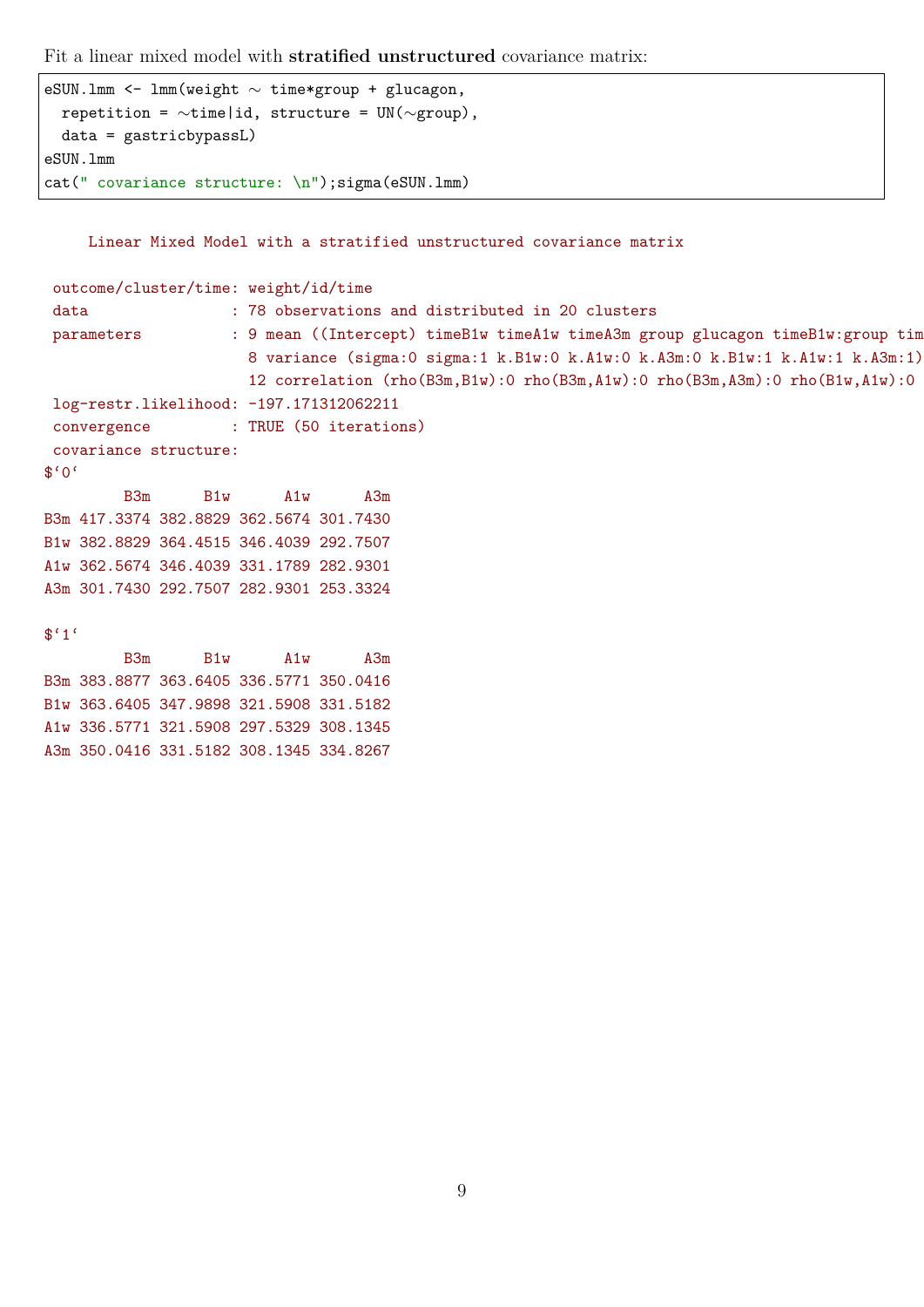Fit a linear mixed model with **stratified unstructured** covariance matrix:

```
eSUN.lmm <- lmm(weight ~ time*group + glucagon,
  repetition = ~time|id, structure = UN(~group),
  data = gastricbypassL)
eSUN.lmm
cat(" covariance structure: \n");sigma(eSUN.lmm)
```

```
     Linear Mixed Model with a stratified unstructured covariance matrix

 outcome/cluster/time: weight/id/time
 data                : 78 observations and distributed in 20 clusters
 parameters          : 9 mean ((Intercept) timeB1w timeA1w timeA3m group glucagon timeB1w:group tim
                       8 variance (sigma:0 sigma:1 k.B1w:0 k.A1w:0 k.A3m:0 k.B1w:1 k.A1w:1 k.A3m:1)
                       12 correlation (rho(B3m,B1w):0 rho(B3m,A1w):0 rho(B3m,A3m):0 rho(B1w,A1w):0
 log-restr.likelihood: -197.171312062211
 convergence         : TRUE (50 iterations)
 covariance structure:
$`0`
         B3m      B1w      A1w      A3m
B3m 417.3374 382.8829 362.5674 301.7430
B1w 382.8829 364.4515 346.4039 292.7507
A1w 362.5674 346.4039 331.1789 282.9301
A3m 301.7430 292.7507 282.9301 253.3324

$`1`
         B3m      B1w      A1w      A3m
B3m 383.8877 363.6405 336.5771 350.0416
B1w 363.6405 347.9898 321.5908 331.5182
A1w 336.5771 321.5908 297.5329 308.1345
A3m 350.0416 331.5182 308.1345 334.8267
```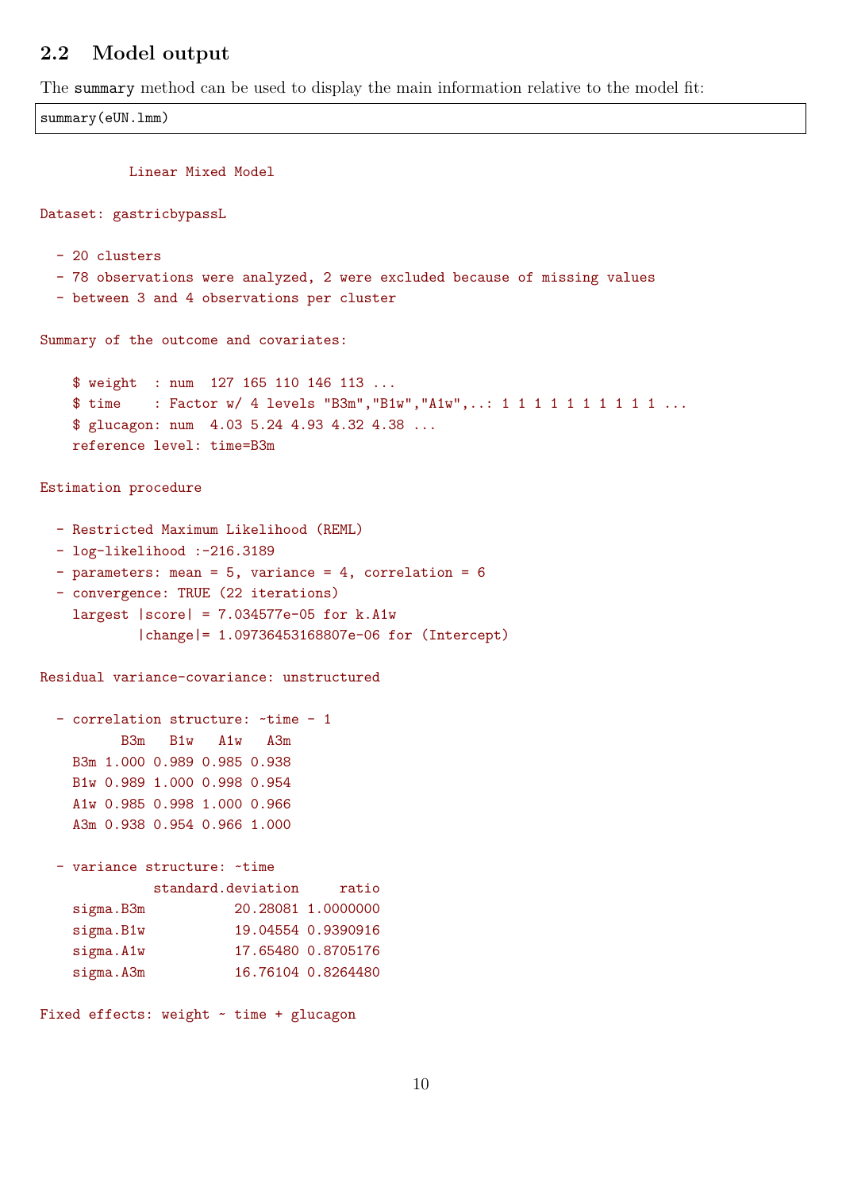## 2.2 Model output

The `summary` method can be used to display the main information relative to the model fit:

```
summary(eUN.lmm)
```

```
          Linear Mixed Model

Dataset: gastricbypassL

  - 20 clusters
  - 78 observations were analyzed, 2 were excluded because of missing values
  - between 3 and 4 observations per cluster

Summary of the outcome and covariates:

    $ weight  : num  127 165 110 146 113 ...
    $ time    : Factor w/ 4 levels "B3m","B1w","A1w",..: 1 1 1 1 1 1 1 1 1 1 ...
    $ glucagon: num  4.03 5.24 4.93 4.32 4.38 ...
    reference level: time=B3m

Estimation procedure

  - Restricted Maximum Likelihood (REML)
  - log-likelihood :-216.3189
  - parameters: mean = 5, variance = 4, correlation = 6
  - convergence: TRUE (22 iterations)
    largest |score| = 7.034577e-05 for k.A1w
            |change|= 1.09736453168807e-06 for (Intercept)

Residual variance-covariance: unstructured

  - correlation structure: ~time - 1
          B3m   B1w   A1w   A3m
    B3m 1.000 0.989 0.985 0.938
    B1w 0.989 1.000 0.998 0.954
    A1w 0.985 0.998 1.000 0.966
    A3m 0.938 0.954 0.966 1.000

  - variance structure: ~time
              standard.deviation     ratio
    sigma.B3m           20.28081 1.0000000
    sigma.B1w           19.04554 0.9390916
    sigma.A1w           17.65480 0.8705176
    sigma.A3m           16.76104 0.8264480

Fixed effects: weight ~ time + glucagon
```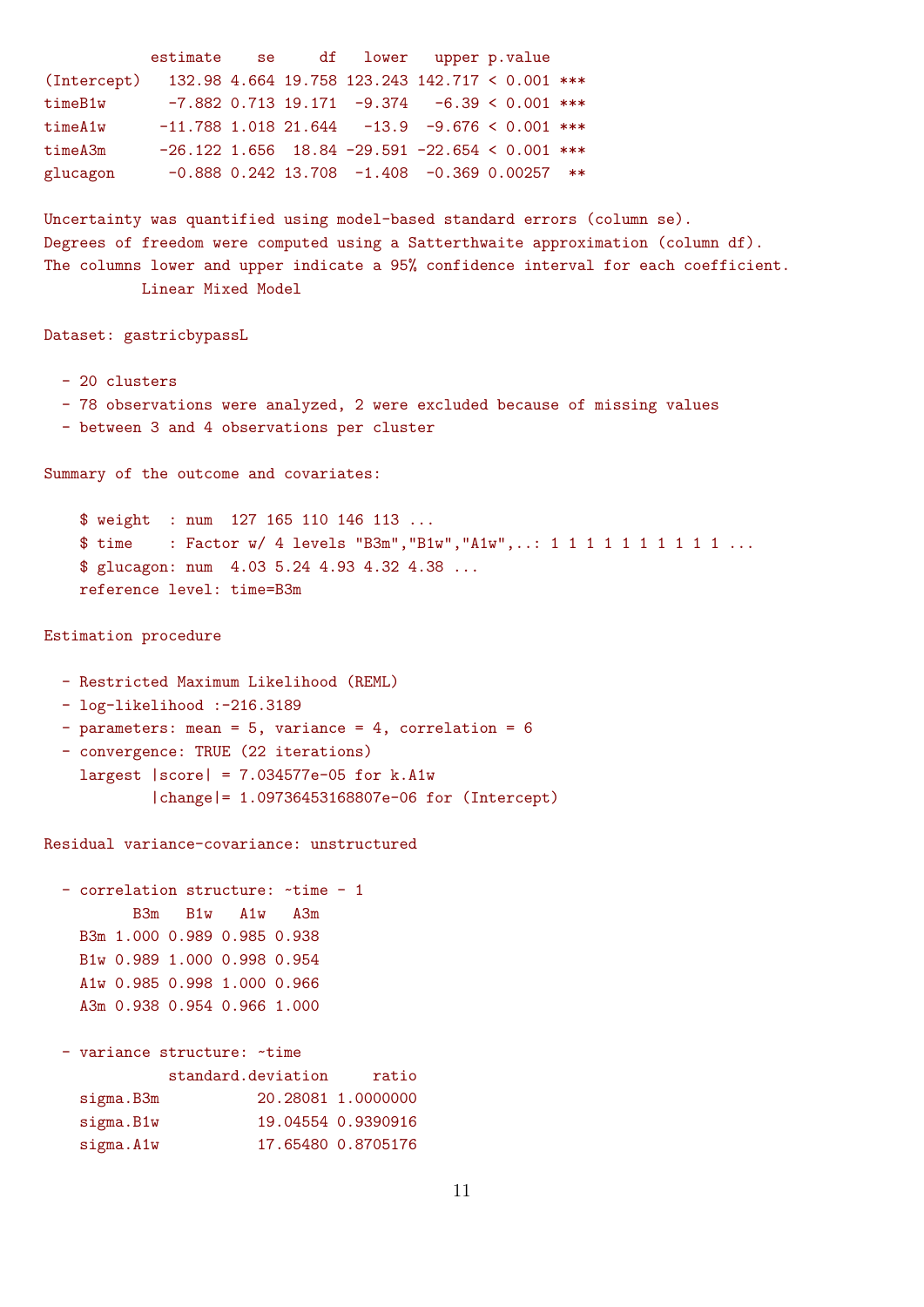```
            estimate    se     df   lower   upper p.value    
(Intercept)   132.98 4.664 19.758 123.243 142.717 < 0.001 ***
timeB1w       -7.882 0.713 19.171  -9.374   -6.39 < 0.001 ***
timeA1w      -11.788 1.018 21.644   -13.9  -9.676 < 0.001 ***
timeA3m      -26.122 1.656  18.84 -29.591 -22.654 < 0.001 ***
glucagon      -0.888 0.242 13.708  -1.408  -0.369 0.00257  **

Uncertainty was quantified using model-based standard errors (column se).
Degrees of freedom were computed using a Satterthwaite approximation (column df).
The columns lower and upper indicate a 95% confidence interval for each coefficient.
          Linear Mixed Model 

Dataset: gastricbypassL 

  - 20 clusters 
  - 78 observations were analyzed, 2 were excluded because of missing values 
  - between 3 and 4 observations per cluster 

Summary of the outcome and covariates: 

    $ weight  : num  127 165 110 146 113 ...
    $ time    : Factor w/ 4 levels "B3m","B1w","A1w",..: 1 1 1 1 1 1 1 1 1 1 ...
    $ glucagon: num  4.03 5.24 4.93 4.32 4.38 ...
    reference level: time=B3m 

Estimation procedure 

  - Restricted Maximum Likelihood (REML) 
  - log-likelihood :-216.3189
  - parameters: mean = 5, variance = 4, correlation = 6
  - convergence: TRUE (22 iterations)
    largest |score| = 7.034577e-05 for k.A1w
            |change|= 1.09736453168807e-06 for (Intercept)
 
Residual variance-covariance: unstructured 

  - correlation structure: ~time - 1 
        B3m   B1w   A1w   A3m  
    B3m 1.000 0.989 0.985 0.938
    B1w 0.989 1.000 0.998 0.954
    A1w 0.985 0.998 1.000 0.966
    A3m 0.938 0.954 0.966 1.000

  - variance structure: ~time 
              standard.deviation     ratio
    sigma.B3m           20.28081 1.0000000
    sigma.B1w           19.04554 0.9390916
    sigma.A1w           17.65480 0.8705176
```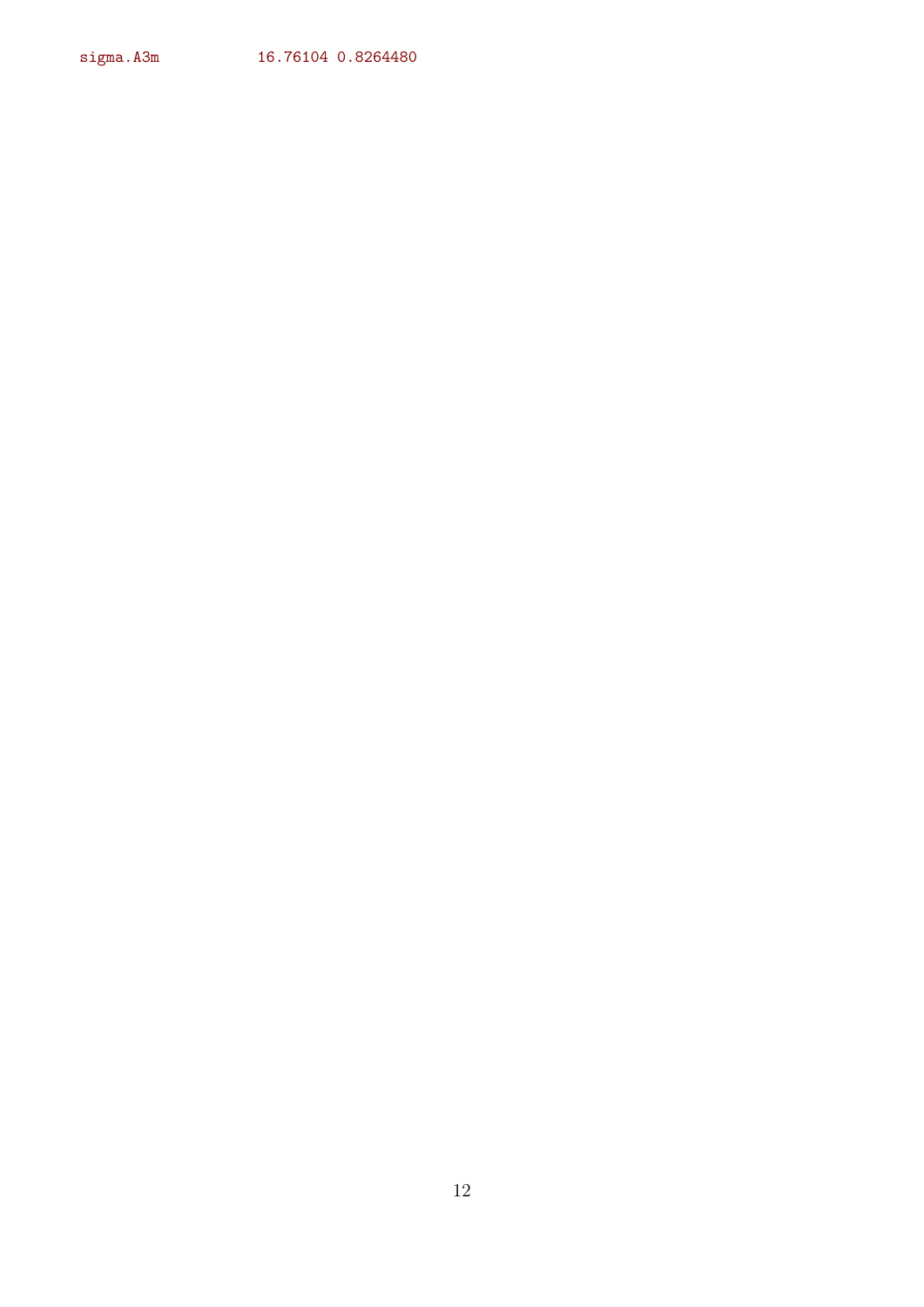```
sigma.A3m           16.76104 0.8264480
```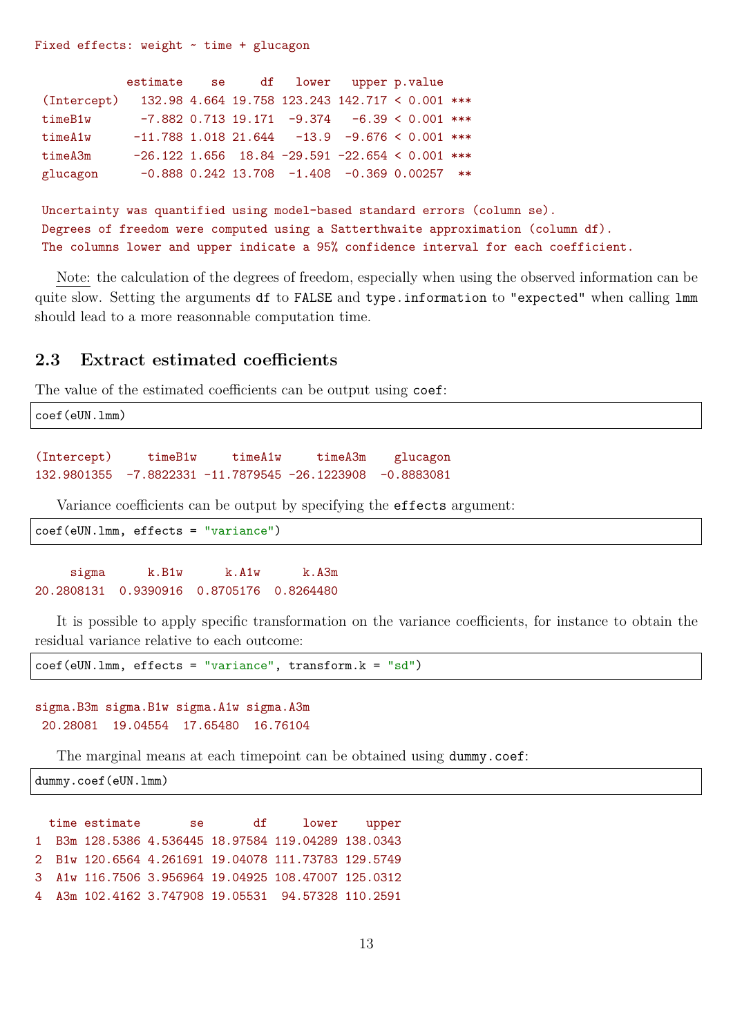```
Fixed effects: weight ~ time + glucagon

             estimate    se     df   lower   upper p.value
 (Intercept)   132.98 4.664 19.758 123.243 142.717 < 0.001 ***
 timeB1w       -7.882 0.713 19.171  -9.374   -6.39 < 0.001 ***
 timeA1w      -11.788 1.018 21.644   -13.9  -9.676 < 0.001 ***
 timeA3m      -26.122 1.656  18.84 -29.591 -22.654 < 0.001 ***
 glucagon      -0.888 0.242 13.708  -1.408  -0.369 0.00257  **

 Uncertainty was quantified using model-based standard errors (column se).
 Degrees of freedom were computed using a Satterthwaite approximation (column df).
 The columns lower and upper indicate a 95% confidence interval for each coefficient.
```

Note: the calculation of the degrees of freedom, especially when using the observed information can be quite slow. Setting the arguments `df` to `FALSE` and `type.information` to `"expected"` when calling `lmm` should lead to a more reasonnable computation time.

## 2.3 Extract estimated coefficients

The value of the estimated coefficients can be output using `coef`:

```
coef(eUN.lmm)
```

```
(Intercept)      timeB1w      timeA1w      timeA3m     glucagon
132.9801355   -7.8822331  -11.7879545  -26.1223908   -0.8883081
```

Variance coefficients can be output by specifying the `effects` argument:

```
coef(eUN.lmm, effects = "variance")
```

```
     sigma       k.B1w       k.A1w       k.A3m
20.2808131   0.9390916   0.8705176   0.8264480
```

It is possible to apply specific transformation on the variance coefficients, for instance to obtain the residual variance relative to each outcome:

```
coef(eUN.lmm, effects = "variance", transform.k = "sd")
```

```
sigma.B3m sigma.B1w sigma.A1w sigma.A3m
 20.28081  19.04554  17.65480  16.76104
```

The marginal means at each timepoint can be obtained using `dummy.coef`:

```
dummy.coef(eUN.lmm)
```

```
  time estimate       se       df     lower    upper
1  B3m 128.5386 4.536445 18.97584 119.04289 138.0343
2  B1w 120.6564 4.261691 19.04078 111.73783 129.5749
3  A1w 116.7506 3.956964 19.04925 108.47007 125.0312
4  A3m 102.4162 3.747908 19.05531  94.57328 110.2591
```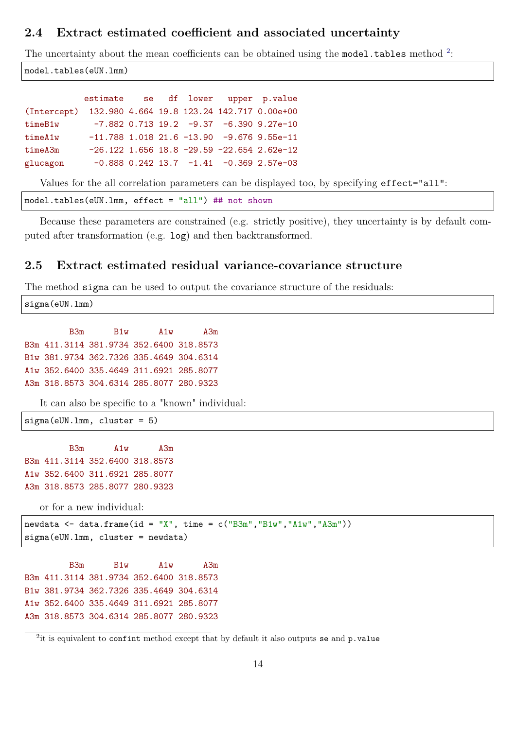## 2.4 Extract estimated coefficient and associated uncertainty

The uncertainty about the mean coefficients can be obtained using the `model.tables` method [2]:

```
model.tables(eUN.lmm)
```

```
            estimate    se   df  lower   upper  p.value
(Intercept)  132.980 4.664 19.8 123.24 142.717 0.00e+00
timeB1w       -7.882 0.713 19.2  -9.37  -6.390 9.27e-10
timeA1w      -11.788 1.018 21.6 -13.90  -9.676 9.55e-11
timeA3m      -26.122 1.656 18.8 -29.59 -22.654 2.62e-12
glucagon      -0.888 0.242 13.7  -1.41  -0.369 2.57e-03
```

Values for the all correlation parameters can be displayed too, by specifying `effect="all"`:

```
model.tables(eUN.lmm, effect = "all") ## not shown
```

Because these parameters are constrained (e.g. strictly positive), they uncertainty is by default computed after transformation (e.g. `log`) and then backtransformed.

## 2.5 Extract estimated residual variance-covariance structure

The method `sigma` can be used to output the covariance structure of the residuals:

```
sigma(eUN.lmm)
```

```
         B3m      B1w      A1w      A3m
B3m 411.3114 381.9734 352.6400 318.8573
B1w 381.9734 362.7326 335.4649 304.6314
A1w 352.6400 335.4649 311.6921 285.8077
A3m 318.8573 304.6314 285.8077 280.9323
```

It can also be specific to a "known" individual:

```
sigma(eUN.lmm, cluster = 5)
```

```
         B3m      A1w      A3m
B3m 411.3114 352.6400 318.8573
A1w 352.6400 311.6921 285.8077
A3m 318.8573 285.8077 280.9323
```

or for a new individual:

```
newdata <- data.frame(id = "X", time = c("B3m","B1w","A1w","A3m"))
sigma(eUN.lmm, cluster = newdata)
```

```
         B3m      B1w      A1w      A3m
B3m 411.3114 381.9734 352.6400 318.8573
B1w 381.9734 362.7326 335.4649 304.6314
A1w 352.6400 335.4649 311.6921 285.8077
A3m 318.8573 304.6314 285.8077 280.9323
```

[2] it is equivalent to `confint` method except that by default it also outputs `se` and `p.value`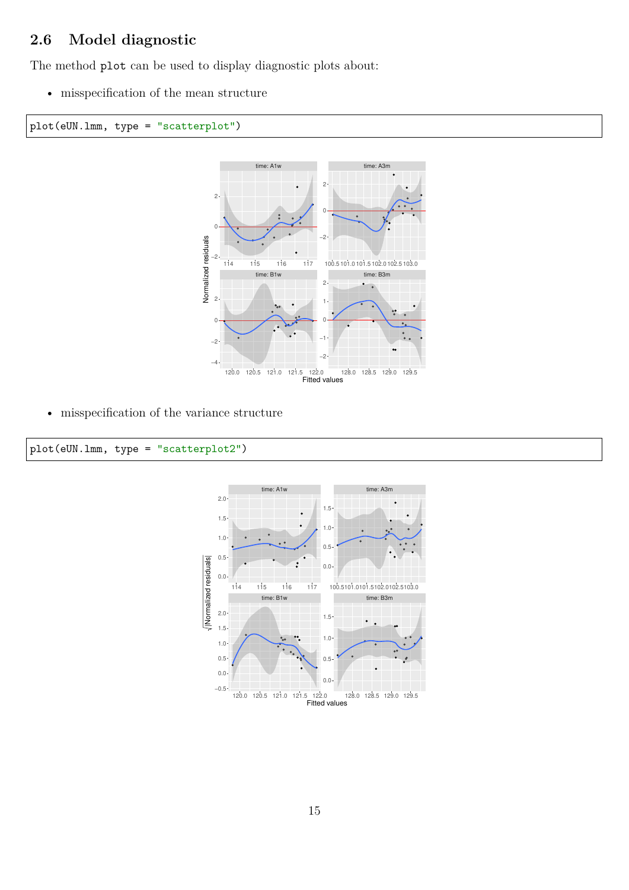## 2.6 Model diagnostic

The method `plot` can be used to display diagnostic plots about:

- misspecification of the mean structure

```
plot(eUN.lmm, type = "scatterplot")
```

- misspecification of the variance structure

```
plot(eUN.lmm, type = "scatterplot2")
```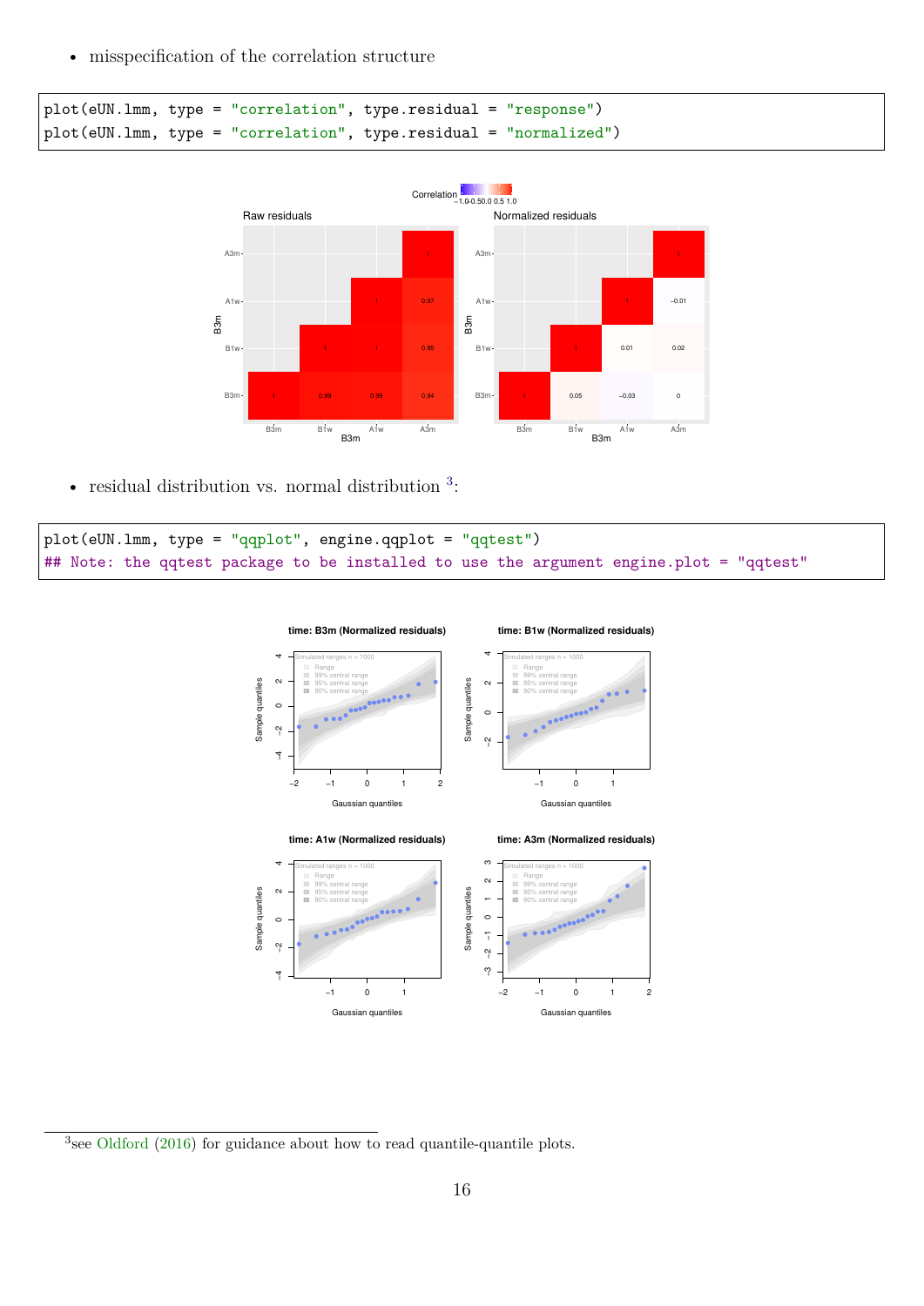- misspecification of the correlation structure

```
plot(eUN.lmm, type = "correlation", type.residual = "response")
plot(eUN.lmm, type = "correlation", type.residual = "normalized")
```

- residual distribution vs. normal distribution [3]:

```
plot(eUN.lmm, type = "qqplot", engine.qqplot = "qqtest")
## Note: the qqtest package to be installed to use the argument engine.plot = "qqtest"
```

[3] see Oldford (2016) for guidance about how to read quantile-quantile plots.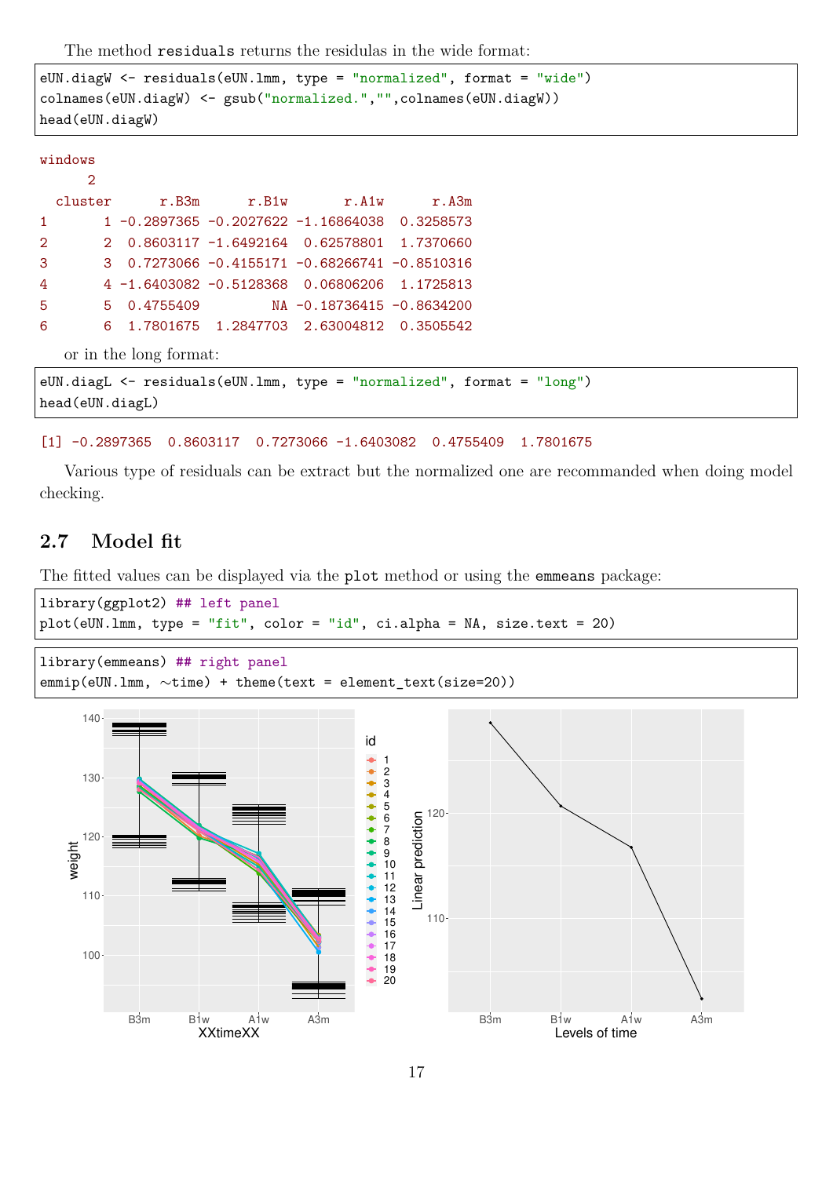The method `residuals` returns the residulas in the wide format:

```
eUN.diagW <- residuals(eUN.lmm, type = "normalized", format = "wide")
colnames(eUN.diagW) <- gsub("normalized.","",colnames(eUN.diagW))
head(eUN.diagW)
```

```
windows
      2
  cluster      r.B3m      r.B1w       r.A1w      r.A3m
1       1 -0.2897365 -0.2027622 -1.16864038  0.3258573
2       2  0.8603117 -1.6492164  0.62578801  1.7370660
3       3  0.7273066 -0.4155171 -0.68266741 -0.8510316
4       4 -1.6403082 -0.5128368  0.06806206  1.1725813
5       5  0.4755409         NA -0.18736415 -0.8634200
6       6  1.7801675  1.2847703  2.63004812  0.3505542
```

or in the long format:

```
eUN.diagL <- residuals(eUN.lmm, type = "normalized", format = "long")
head(eUN.diagL)
```

```
[1] -0.2897365  0.8603117  0.7273066 -1.6403082  0.4755409  1.7801675
```

Various type of residuals can be extract but the normalized one are recommanded when doing model checking.

## 2.7 Model fit

The fitted values can be displayed via the `plot` method or using the `emmeans` package:

```
library(ggplot2) ## left panel
plot(eUN.lmm, type = "fit", color = "id", ci.alpha = NA, size.text = 20)
```

```
library(emmeans) ## right panel
emmip(eUN.lmm, ~time) + theme(text = element_text(size=20))
```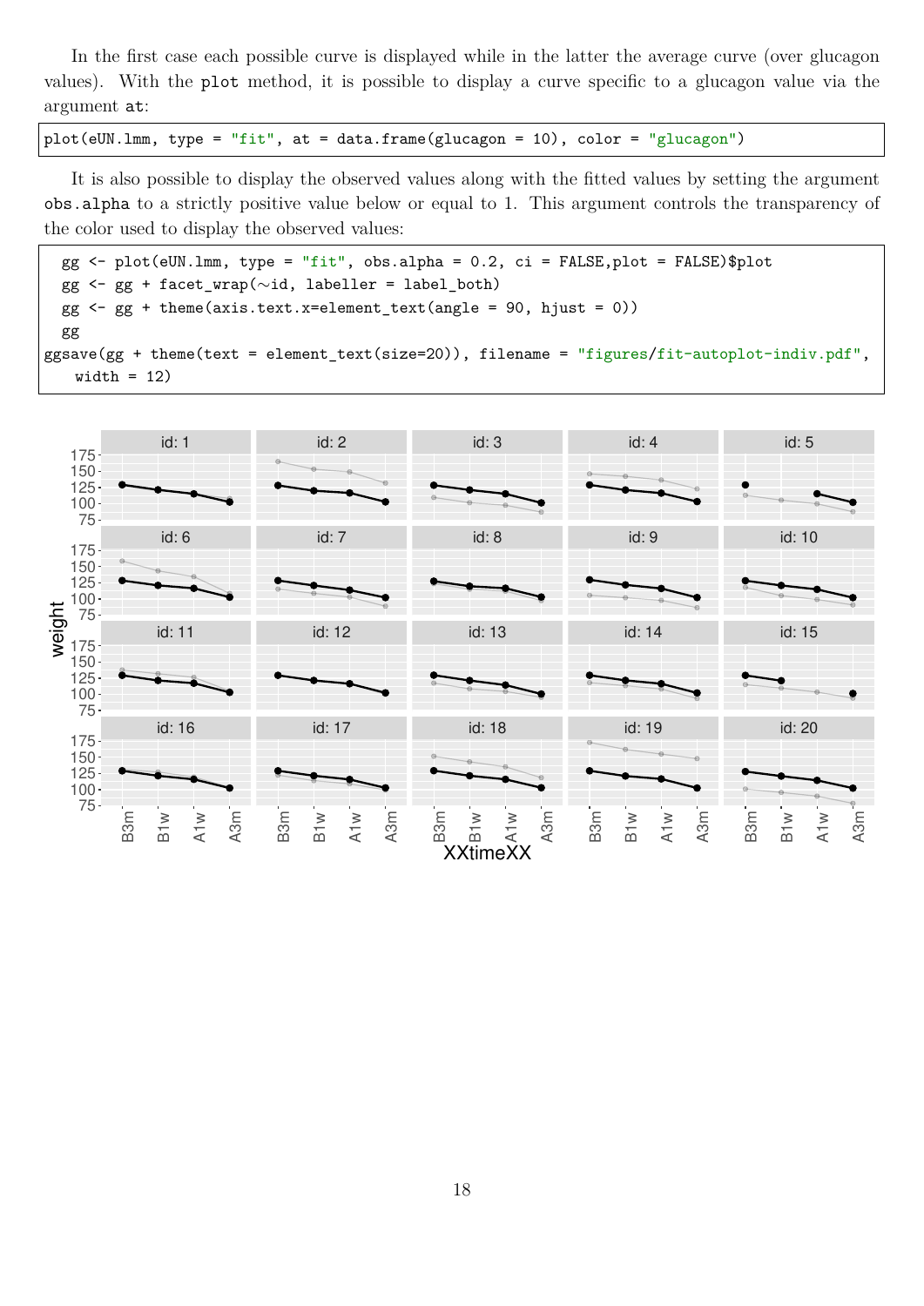In the first case each possible curve is displayed while in the latter the average curve (over glucagon values). With the plot method, it is possible to display a curve specific to a glucagon value via the argument at:

```
plot(eUN.lmm, type = "fit", at = data.frame(glucagon = 10), color = "glucagon")
```

It is also possible to display the observed values along with the fitted values by setting the argument obs.alpha to a strictly positive value below or equal to 1. This argument controls the transparency of the color used to display the observed values:

```
  gg <- plot(eUN.lmm, type = "fit", obs.alpha = 0.2, ci = FALSE,plot = FALSE)$plot
  gg <- gg + facet_wrap(~id, labeller = label_both)
  gg <- gg + theme(axis.text.x=element_text(angle = 90, hjust = 0))
  gg
ggsave(gg + theme(text = element_text(size=20)), filename = "figures/fit-autoplot-indiv.pdf",
    width = 12)
```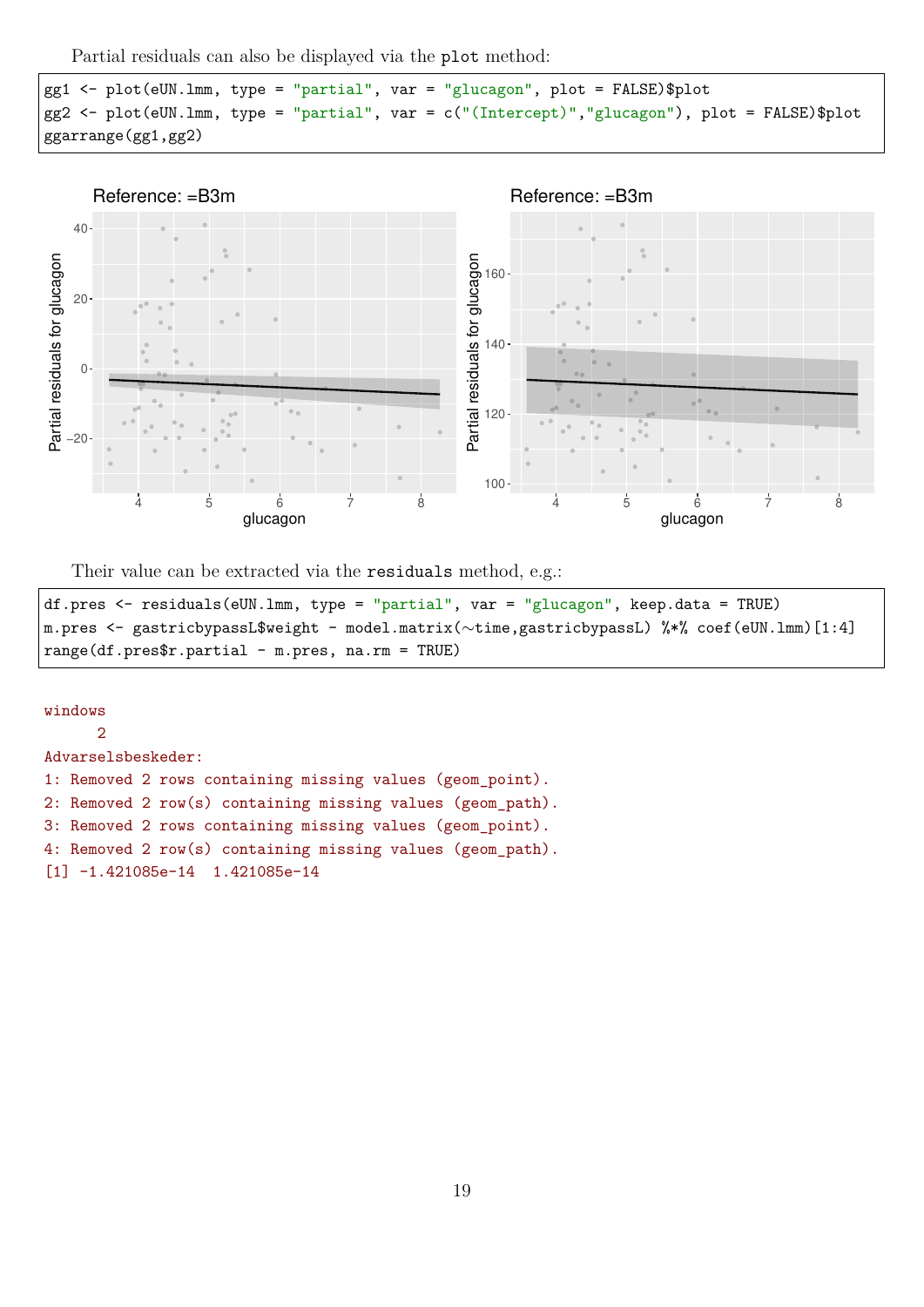Partial residuals can also be displayed via the plot method:

```
gg1 <- plot(eUN.lmm, type = "partial", var = "glucagon", plot = FALSE)$plot
gg2 <- plot(eUN.lmm, type = "partial", var = c("(Intercept)","glucagon"), plot = FALSE)$plot
ggarrange(gg1,gg2)
```

Their value can be extracted via the residuals method, e.g.:

```
df.pres <- residuals(eUN.lmm, type = "partial", var = "glucagon", keep.data = TRUE)
m.pres <- gastricbypassL$weight - model.matrix(~time,gastricbypassL) %*% coef(eUN.lmm)[1:4]
range(df.pres$r.partial - m.pres, na.rm = TRUE)
```

```
windows
      2
Advarselsbeskeder:
1: Removed 2 rows containing missing values (geom_point).
2: Removed 2 row(s) containing missing values (geom_path).
3: Removed 2 rows containing missing values (geom_point).
4: Removed 2 row(s) containing missing values (geom_path).
[1] -1.421085e-14  1.421085e-14
```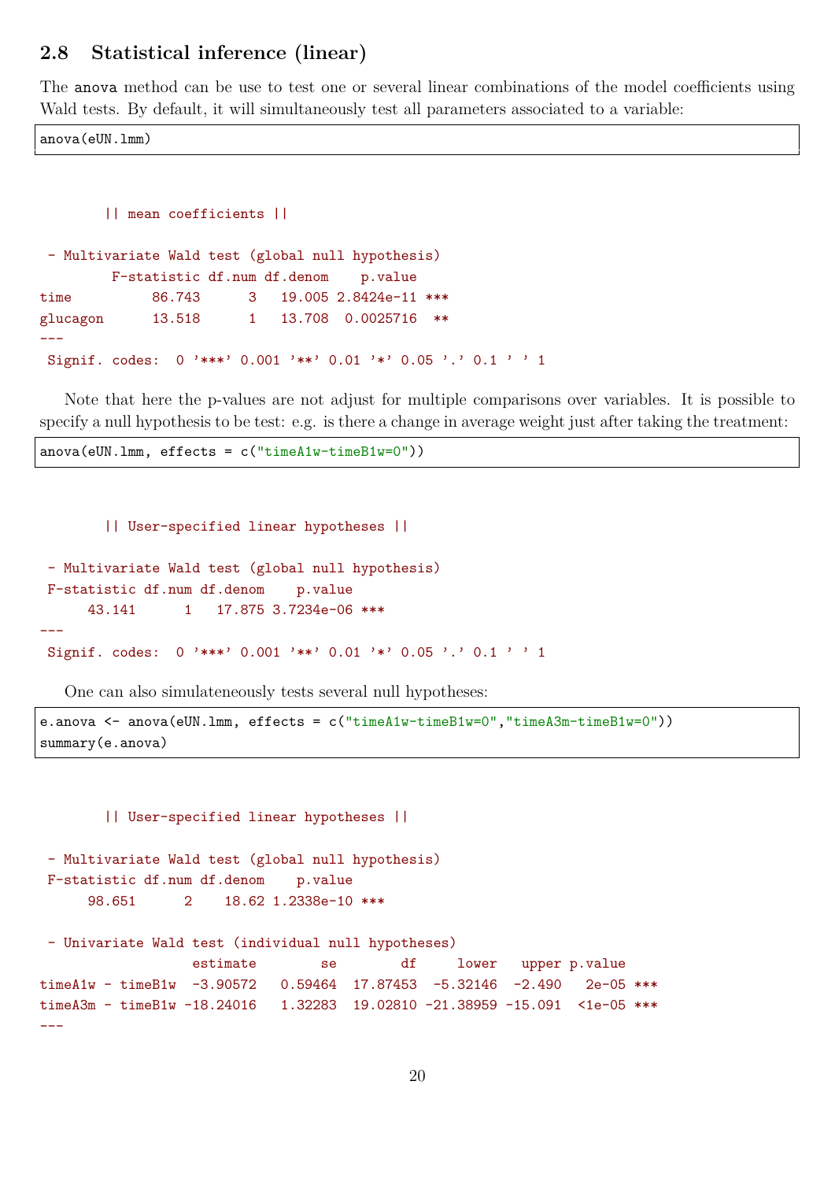## 2.8 Statistical inference (linear)

The `anova` method can be use to test one or several linear combinations of the model coefficients using Wald tests. By default, it will simultaneously test all parameters associated to a variable:

```
anova(eUN.lmm)
```

```

        || mean coefficients ||

 - Multivariate Wald test (global null hypothesis)
         F-statistic df.num df.denom    p.value
time          86.743      3   19.005 2.8424e-11 ***
glucagon      13.518      1   13.708  0.0025716  **
---
 Signif. codes:  0 '***' 0.001 '**' 0.01 '*' 0.05 '.' 0.1 ' ' 1
```

Note that here the p-values are not adjust for multiple comparisons over variables. It is possible to specify a null hypothesis to be test: e.g. is there a change in average weight just after taking the treatment:

```
anova(eUN.lmm, effects = c("timeA1w-timeB1w=0"))
```

```

        || User-specified linear hypotheses ||

 - Multivariate Wald test (global null hypothesis)
 F-statistic df.num df.denom    p.value
      43.141      1   17.875 3.7234e-06 ***
---
 Signif. codes:  0 '***' 0.001 '**' 0.01 '*' 0.05 '.' 0.1 ' ' 1
```

One can also simulateneously tests several null hypotheses:

```
e.anova <- anova(eUN.lmm, effects = c("timeA1w-timeB1w=0","timeA3m-timeB1w=0"))
summary(e.anova)
```

```

        || User-specified linear hypotheses ||

 - Multivariate Wald test (global null hypothesis)
 F-statistic df.num df.denom    p.value
      98.651      2    18.62 1.2338e-10 ***

 - Univariate Wald test (individual null hypotheses)
                  estimate        se        df     lower   upper p.value
timeA1w - timeB1w  -3.90572   0.59464  17.87453  -5.32146  -2.490   2e-05 ***
timeA3m - timeB1w -18.24016   1.32283  19.02810 -21.38959 -15.091  <1e-05 ***
---
```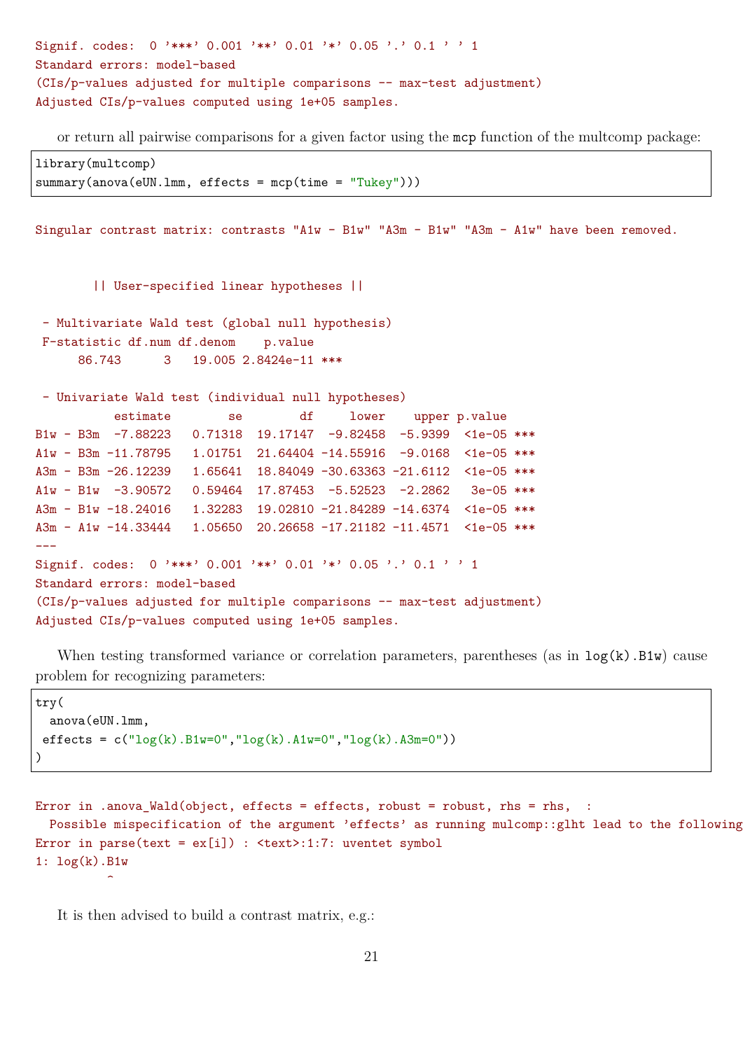```
Signif. codes:  0 '***' 0.001 '**' 0.01 '*' 0.05 '.' 0.1 ' ' 1
Standard errors: model-based
(CIs/p-values adjusted for multiple comparisons -- max-test adjustment)
Adjusted CIs/p-values computed using 1e+05 samples.
```

or return all pairwise comparisons for a given factor using the mcp function of the multcomp package:

```
library(multcomp)
summary(anova(eUN.lmm, effects = mcp(time = "Tukey")))
```

```
Singular contrast matrix: contrasts "A1w - B1w" "A3m - B1w" "A3m - A1w" have been removed.


        || User-specified linear hypotheses ||

 - Multivariate Wald test (global null hypothesis)
 F-statistic df.num df.denom    p.value
      86.743      3   19.005 2.8424e-11 ***

 - Univariate Wald test (individual null hypotheses)
           estimate        se        df     lower    upper p.value
B1w - B3m  -7.88223   0.71318  19.17147  -9.82458  -5.9399  <1e-05 ***
A1w - B3m -11.78795   1.01751  21.64404 -14.55916  -9.0168  <1e-05 ***
A3m - B3m -26.12239   1.65641  18.84049 -30.63363 -21.6112  <1e-05 ***
A1w - B1w  -3.90572   0.59464  17.87453  -5.52523  -2.2862   3e-05 ***
A3m - B1w -18.24016   1.32283  19.02810 -21.84289 -14.6374  <1e-05 ***
A3m - A1w -14.33444   1.05650  20.26658 -17.21182 -11.4571  <1e-05 ***
---
Signif. codes:  0 '***' 0.001 '**' 0.01 '*' 0.05 '.' 0.1 ' ' 1
Standard errors: model-based
(CIs/p-values adjusted for multiple comparisons -- max-test adjustment)
Adjusted CIs/p-values computed using 1e+05 samples.
```

When testing transformed variance or correlation parameters, parentheses (as in log(k).B1w) cause problem for recognizing parameters:

```
try(
  anova(eUN.lmm,
 effects = c("log(k).B1w=0","log(k).A1w=0","log(k).A3m=0"))
)
```

```
Error in .anova_Wald(object, effects = effects, robust = robust, rhs = rhs,  :
  Possible mispecification of the argument 'effects' as running mulcomp::glht lead to the following
Error in parse(text = ex[i]) : <text>:1:7: uventet symbol
1: log(k).B1w
          ^
```

It is then advised to build a contrast matrix, e.g.: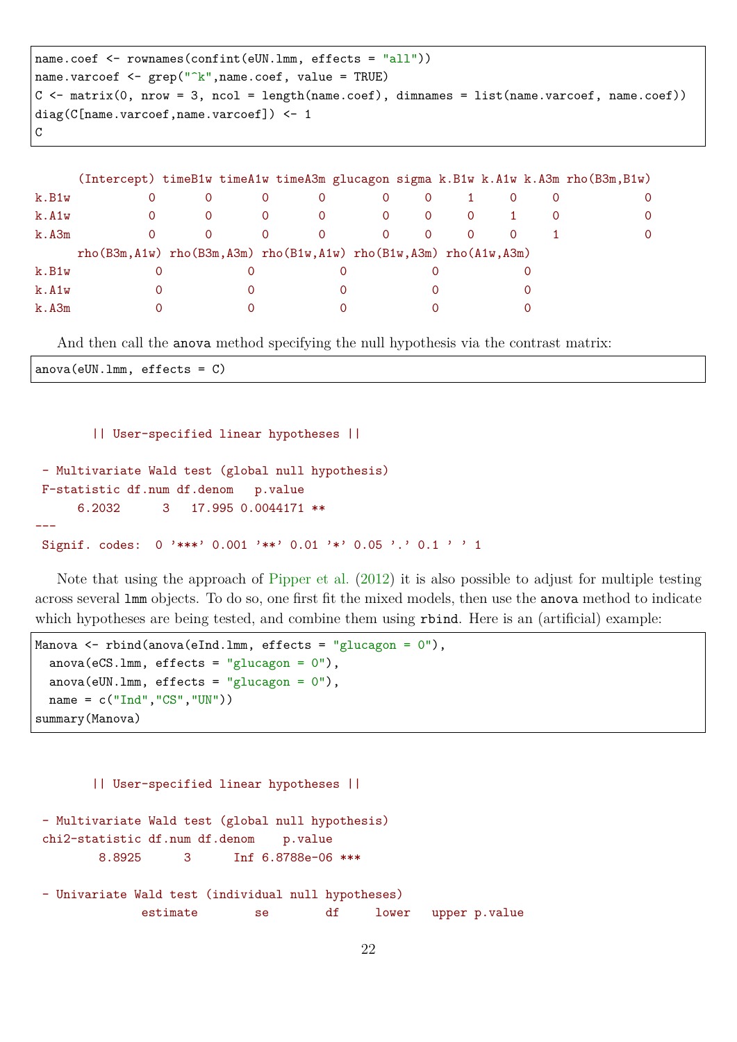```
name.coef <- rownames(confint(eUN.lmm, effects = "all"))
name.varcoef <- grep("^k",name.coef, value = TRUE)
C <- matrix(0, nrow = 3, ncol = length(name.coef), dimnames = list(name.varcoef, name.coef))
diag(C[name.varcoef,name.varcoef]) <- 1
C
```

```
      (Intercept) timeB1w timeA1w timeA3m glucagon sigma k.B1w k.A1w k.A3m rho(B3m,B1w)
k.B1w           0       0       0       0        0     0     1     0     0            0
k.A1w           0       0       0       0        0     0     0     1     0            0
k.A3m           0       0       0       0        0     0     0     0     1            0
      rho(B3m,A1w) rho(B3m,A3m) rho(B1w,A1w) rho(B1w,A3m) rho(A1w,A3m)
k.B1w            0            0            0            0            0
k.A1w            0            0            0            0            0
k.A3m            0            0            0            0            0
```

And then call the anova method specifying the null hypothesis via the contrast matrix:

```
anova(eUN.lmm, effects = C)
```

```
        || User-specified linear hypotheses ||

 - Multivariate Wald test (global null hypothesis)
 F-statistic df.num df.denom   p.value
      6.2032      3   17.995 0.0044171 **
---
 Signif. codes:  0 '***' 0.001 '**' 0.01 '*' 0.05 '.' 0.1 ' ' 1
```

Note that using the approach of Pipper et al. (2012) it is also possible to adjust for multiple testing across several lmm objects. To do so, one first fit the mixed models, then use the anova method to indicate which hypotheses are being tested, and combine them using rbind. Here is an (artificial) example:

```
Manova <- rbind(anova(eInd.lmm, effects = "glucagon = 0"),
  anova(eCS.lmm, effects = "glucagon = 0"),
  anova(eUN.lmm, effects = "glucagon = 0"),
  name = c("Ind","CS","UN"))
summary(Manova)
```

```
        || User-specified linear hypotheses ||

 - Multivariate Wald test (global null hypothesis)
 chi2-statistic df.num df.denom    p.value
         8.8925      3      Inf 6.8788e-06 ***

 - Univariate Wald test (individual null hypotheses)
              estimate        se        df     lower   upper p.value
```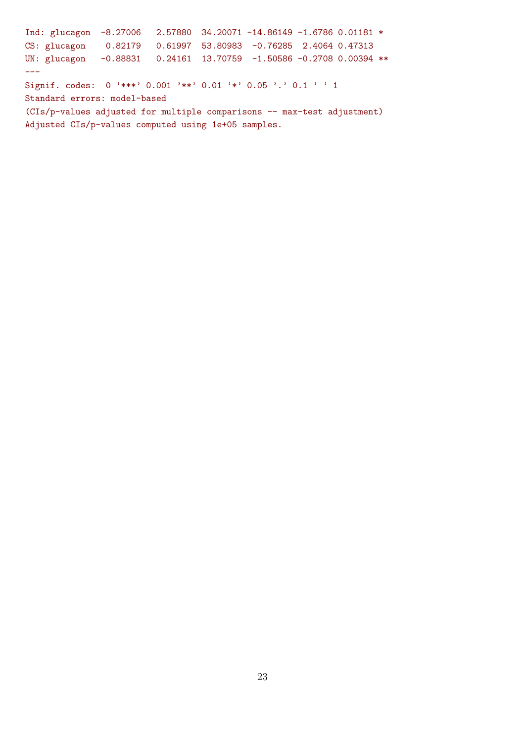```
Ind: glucagon  -8.27006   2.57880  34.20071 -14.86149 -1.6786 0.01181 *
CS: glucagon    0.82179   0.61997  53.80983  -0.76285  2.4064 0.47313
UN: glucagon   -0.88831   0.24161  13.70759  -1.50586 -0.2708 0.00394 **
---
Signif. codes:  0 '***' 0.001 '**' 0.01 '*' 0.05 '.' 0.1 ' ' 1
Standard errors: model-based
(CIs/p-values adjusted for multiple comparisons -- max-test adjustment)
Adjusted CIs/p-values computed using 1e+05 samples.
```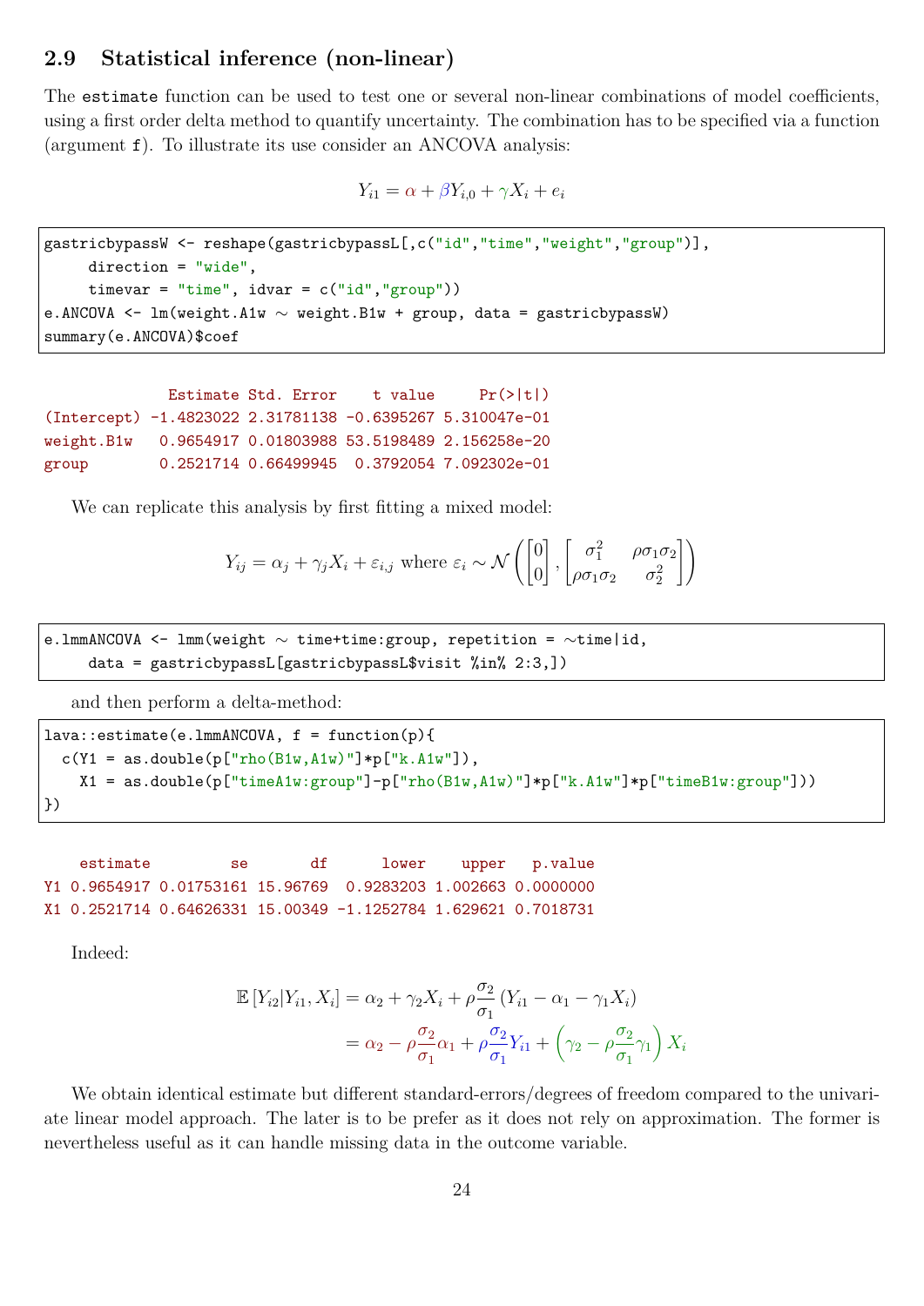## 2.9 Statistical inference (non-linear)

The `estimate` function can be used to test one or several non-linear combinations of model coefficients, using a first order delta method to quantify uncertainty. The combination has to be specified via a function (argument `f`). To illustrate its use consider an ANCOVA analysis:

$$Y_{i1} = \alpha + \beta Y_{i,0} + \gamma X_i + e_i$$

```
gastricbypassW <- reshape(gastricbypassL[,c("id","time","weight","group")],
     direction = "wide",
     timevar = "time", idvar = c("id","group"))
e.ANCOVA <- lm(weight.A1w ~ weight.B1w + group, data = gastricbypassW)
summary(e.ANCOVA)$coef
```

```
              Estimate Std. Error    t value     Pr(>|t|)
(Intercept) -1.4823022 2.31781138 -0.6395267 5.310047e-01
weight.B1w   0.9654917 0.01803988 53.5198489 2.156258e-20
group        0.2521714 0.66499945  0.3792054 7.092302e-01
```

We can replicate this analysis by first fitting a mixed model:

$$Y_{ij} = \alpha_j + \gamma_j X_i + \varepsilon_{i,j} \text{ where } \varepsilon_i \sim \mathcal{N}\left(\begin{bmatrix} 0 \\ 0 \end{bmatrix}, \begin{bmatrix} \sigma_1^2 & \rho\sigma_1\sigma_2 \\ \rho\sigma_1\sigma_2 & \sigma_2^2 \end{bmatrix}\right)$$

```
e.lmmANCOVA <- lmm(weight ~ time+time:group, repetition = ~time|id,
     data = gastricbypassL[gastricbypassL$visit %in% 2:3,])
```

and then perform a delta-method:

```
lava::estimate(e.lmmANCOVA, f = function(p){
  c(Y1 = as.double(p["rho(B1w,A1w)"]*p["k.A1w"]),
    X1 = as.double(p["timeA1w:group"]-p["rho(B1w,A1w)"]*p["k.A1w"]*p["timeB1w:group"]))
})
```

```
    estimate         se       df      lower    upper   p.value
Y1 0.9654917 0.01753161 15.96769  0.9283203 1.002663 0.0000000
X1 0.2521714 0.64626331 15.00349 -1.1252784 1.629621 0.7018731
```

Indeed:

$$\begin{aligned}
\mathbb{E}\left[Y_{i2}|Y_{i1}, X_i\right] &= \alpha_2 + \gamma_2 X_i + \rho\frac{\sigma_2}{\sigma_1}\left(Y_{i1} - \alpha_1 - \gamma_1 X_i\right) \\
&= \alpha_2 - \rho\frac{\sigma_2}{\sigma_1}\alpha_1 + \rho\frac{\sigma_2}{\sigma_1}Y_{i1} + \left(\gamma_2 - \rho\frac{\sigma_2}{\sigma_1}\gamma_1\right)X_i
\end{aligned}$$

We obtain identical estimate but different standard-errors/degrees of freedom compared to the univariate linear model approach. The later is to be prefer as it does not rely on approximation. The former is nevertheless useful as it can handle missing data in the outcome variable.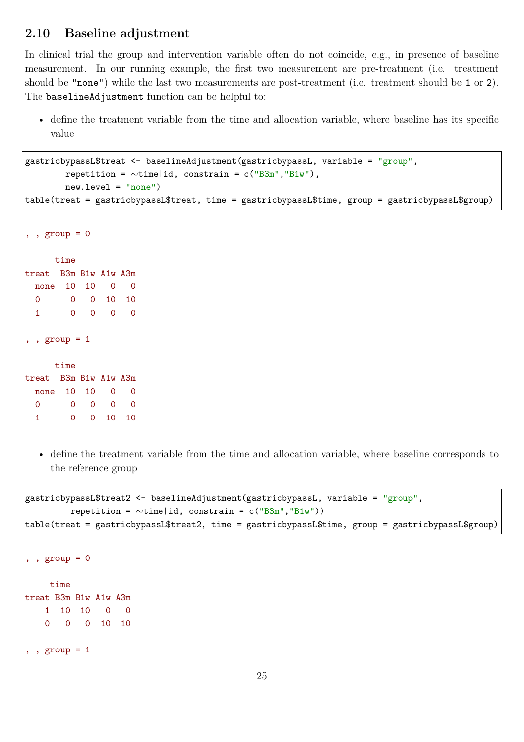## 2.10 Baseline adjustment

In clinical trial the group and intervention variable often do not coincide, e.g., in presence of baseline measurement. In our running example, the first two measurement are pre-treatment (i.e. treatment should be "none") while the last two measurements are post-treatment (i.e. treatment should be 1 or 2). The `baselineAdjustment` function can be helpful to:

- define the treatment variable from the time and allocation variable, where baseline has its specific value

```
gastricbypassL$treat <- baselineAdjustment(gastricbypassL, variable = "group",
        repetition = ~time|id, constrain = c("B3m","B1w"),
        new.level = "none")
table(treat = gastricbypassL$treat, time = gastricbypassL$time, group = gastricbypassL$group)
```

```
, , group = 0

      time
treat  B3m B1w A1w A3m
  none  10  10   0   0
  0      0   0  10  10
  1      0   0   0   0

, , group = 1

      time
treat  B3m B1w A1w A3m
  none  10  10   0   0
  0      0   0   0   0
  1      0   0  10  10
```

- define the treatment variable from the time and allocation variable, where baseline corresponds to the reference group

```
gastricbypassL$treat2 <- baselineAdjustment(gastricbypassL, variable = "group",
         repetition = ~time|id, constrain = c("B3m","B1w"))
table(treat = gastricbypassL$treat2, time = gastricbypassL$time, group = gastricbypassL$group)
```

```
, , group = 0

     time
treat B3m B1w A1w A3m
    1  10  10   0   0
    0   0   0  10  10

, , group = 1
```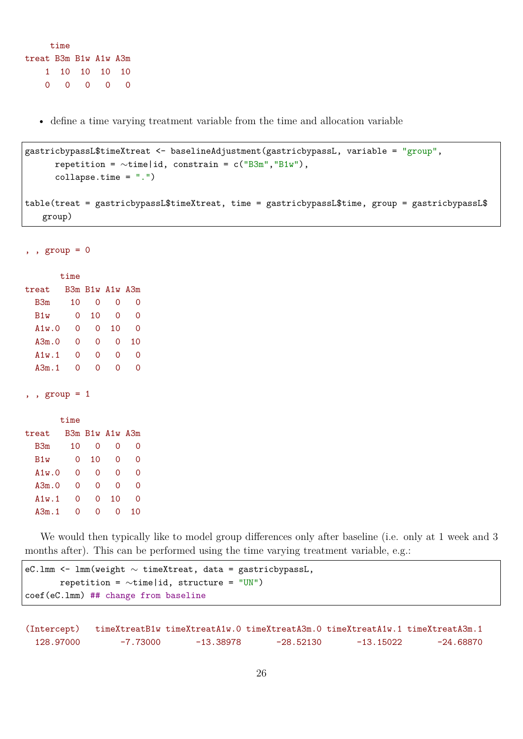```
     time
treat B3m B1w A1w A3m
    1  10  10  10  10
    0   0   0   0   0
```

- define a time varying treatment variable from the time and allocation variable

```
gastricbypassL$timeXtreat <- baselineAdjustment(gastricbypassL, variable = "group",
      repetition = ~time|id, constrain = c("B3m","B1w"),
      collapse.time = ".")

table(treat = gastricbypassL$timeXtreat, time = gastricbypassL$time, group = gastricbypassL$
   group)
```

```
, , group = 0

       time
treat   B3m B1w A1w A3m
  B3m    10   0   0   0
  B1w     0  10   0   0
  A1w.0   0   0  10   0
  A3m.0   0   0   0  10
  A1w.1   0   0   0   0
  A3m.1   0   0   0   0

, , group = 1

       time
treat   B3m B1w A1w A3m
  B3m    10   0   0   0
  B1w     0  10   0   0
  A1w.0   0   0   0   0
  A3m.0   0   0   0   0
  A1w.1   0   0  10   0
  A3m.1   0   0   0  10
```

We would then typically like to model group differences only after baseline (i.e. only at 1 week and 3 months after). This can be performed using the time varying treatment variable, e.g.:

```
eC.lmm <- lmm(weight ~ timeXtreat, data = gastricbypassL,
       repetition = ~time|id, structure = "UN")
coef(eC.lmm) ## change from baseline
```

```
(Intercept)   timeXtreatB1w timeXtreatA1w.0 timeXtreatA3m.0 timeXtreatA1w.1 timeXtreatA3m.1
  128.97000        -7.73000       -13.38978       -28.52130       -13.15022       -24.68870
```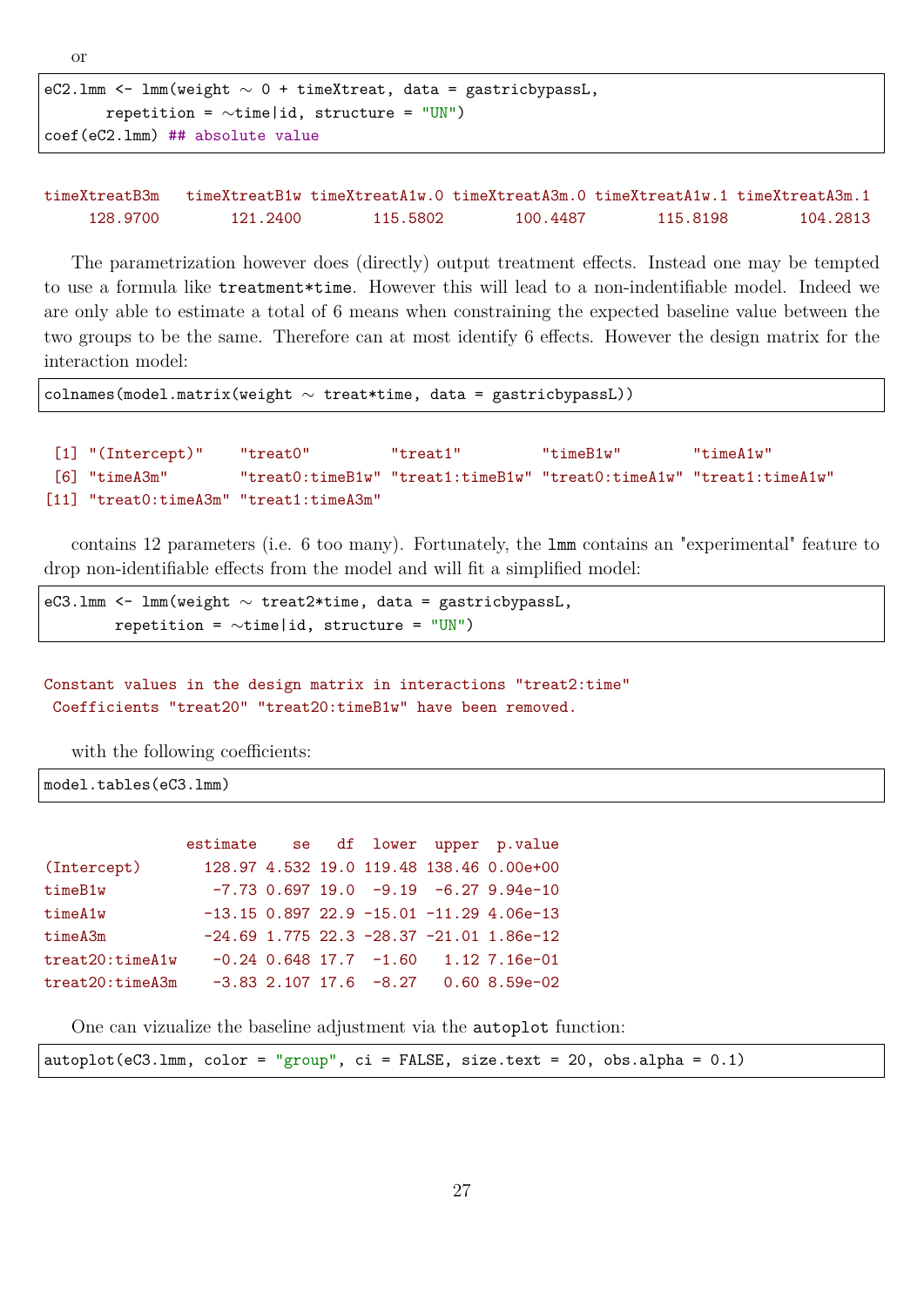or

```
eC2.lmm <- lmm(weight ~ 0 + timeXtreat, data = gastricbypassL,
       repetition = ~time|id, structure = "UN")
coef(eC2.lmm) ## absolute value
```

```
timeXtreatB3m   timeXtreatB1w timeXtreatA1w.0 timeXtreatA3m.0 timeXtreatA1w.1 timeXtreatA3m.1 
     128.9700        121.2400        115.5802        100.4487        115.8198        104.2813 
```

The parametrization however does (directly) output treatment effects. Instead one may be tempted to use a formula like `treatment*time`. However this will lead to a non-indentifiable model. Indeed we are only able to estimate a total of 6 means when constraining the expected baseline value between the two groups to be the same. Therefore can at most identify 6 effects. However the design matrix for the interaction model:

```
colnames(model.matrix(weight ~ treat*time, data = gastricbypassL))
```

```
 [1] "(Intercept)"    "treat0"         "treat1"         "timeB1w"        "timeA1w"       
 [6] "timeA3m"        "treat0:timeB1w" "treat1:timeB1w" "treat0:timeA1w" "treat1:timeA1w"
[11] "treat0:timeA3m" "treat1:timeA3m"
```

contains 12 parameters (i.e. 6 too many). Fortunately, the `lmm` contains an "experimental" feature to drop non-identifiable effects from the model and will fit a simplified model:

```
eC3.lmm <- lmm(weight ~ treat2*time, data = gastricbypassL,
        repetition = ~time|id, structure = "UN")
```

```
Constant values in the design matrix in interactions "treat2:time"
 Coefficients "treat20" "treat20:timeB1w" have been removed.
```

with the following coefficients:

```
model.tables(eC3.lmm)
```

```
                estimate    se   df  lower  upper  p.value
(Intercept)       128.97 4.532 19.0 119.48 138.46 0.00e+00
timeB1w            -7.73 0.697 19.0  -9.19  -6.27 9.94e-10
timeA1w           -13.15 0.897 22.9 -15.01 -11.29 4.06e-13
timeA3m           -24.69 1.775 22.3 -28.37 -21.01 1.86e-12
treat20:timeA1w    -0.24 0.648 17.7  -1.60   1.12 7.16e-01
treat20:timeA3m    -3.83 2.107 17.6  -8.27   0.60 8.59e-02
```

One can vizualize the baseline adjustment via the `autoplot` function:

```
autoplot(eC3.lmm, color = "group", ci = FALSE, size.text = 20, obs.alpha = 0.1)
```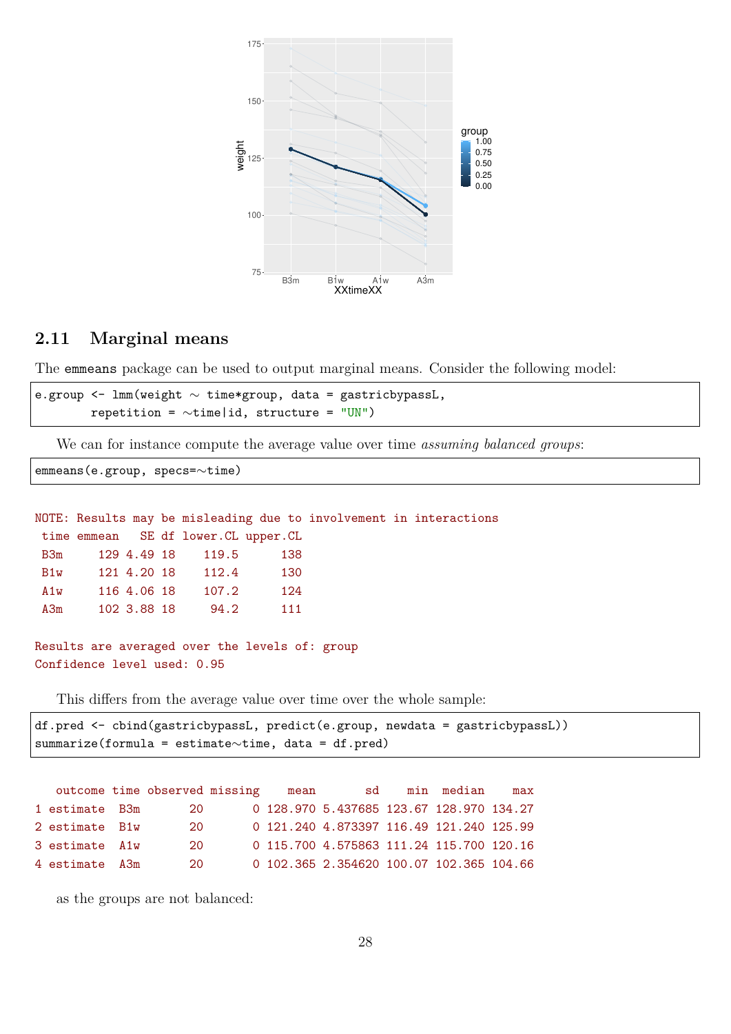## 2.11 Marginal means

The `emmeans` package can be used to output marginal means. Consider the following model:

```
e.group <- lmm(weight ~ time*group, data = gastricbypassL,
        repetition = ~time|id, structure = "UN")
```

We can for instance compute the average value over time *assuming balanced groups*:

```
emmeans(e.group, specs=~time)
```

```
NOTE: Results may be misleading due to involvement in interactions
 time emmean   SE df lower.CL upper.CL
 B3m     129 4.49 18    119.5      138
 B1w     121 4.20 18    112.4      130
 A1w     116 4.06 18    107.2      124
 A3m     102 3.88 18     94.2      111

Results are averaged over the levels of: group
Confidence level used: 0.95
```

This differs from the average value over time over the whole sample:

```
df.pred <- cbind(gastricbypassL, predict(e.group, newdata = gastricbypassL))
summarize(formula = estimate~time, data = df.pred)
```

```
   outcome time observed missing    mean       sd    min  median    max
1 estimate  B3m       20       0 128.970 5.437685 123.67 128.970 134.27
2 estimate  B1w       20       0 121.240 4.873397 116.49 121.240 125.99
3 estimate  A1w       20       0 115.700 4.575863 111.24 115.700 120.16
4 estimate  A3m       20       0 102.365 2.354620 100.07 102.365 104.66
```

as the groups are not balanced: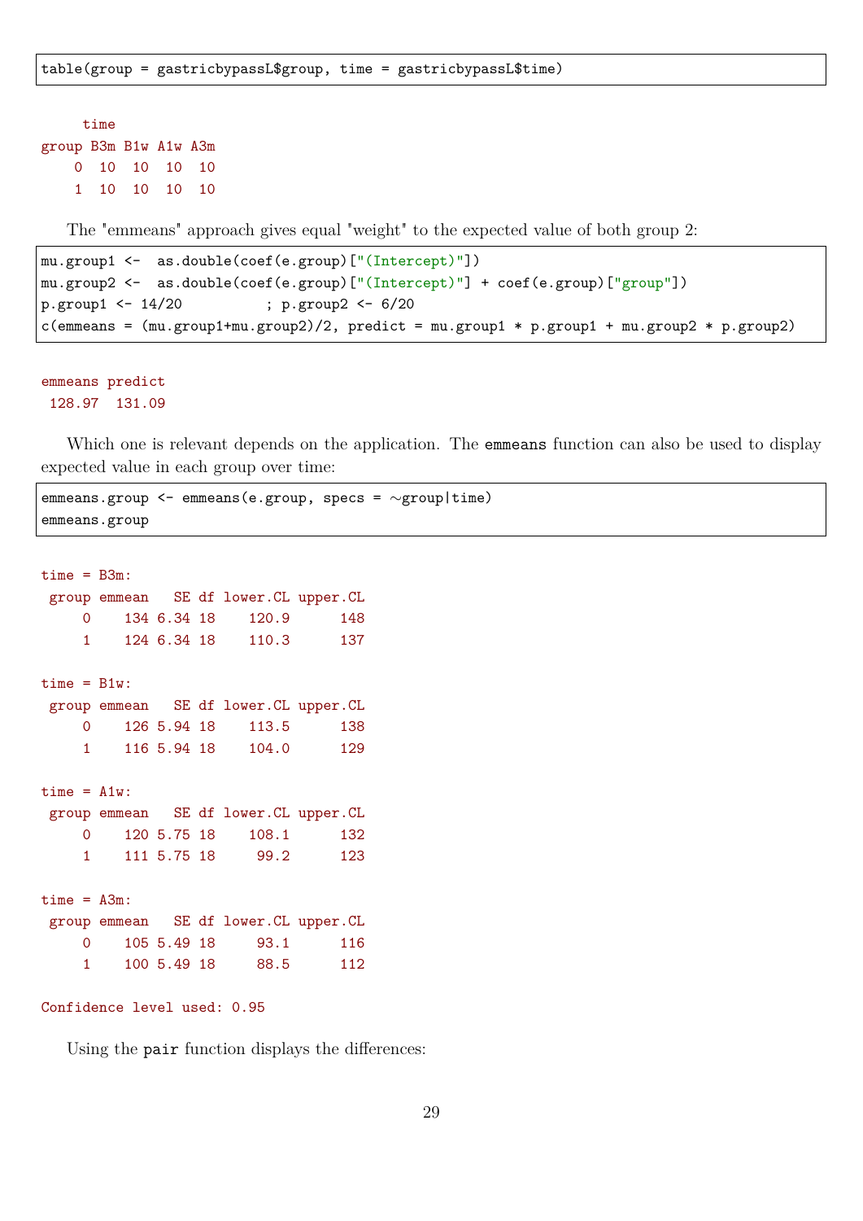```
table(group = gastricbypassL$group, time = gastricbypassL$time)
```

```
     time
group B3m B1w A1w A3m
    0  10  10  10  10
    1  10  10  10  10
```

The "emmeans" approach gives equal "weight" to the expected value of both group 2:

```
mu.group1 <-  as.double(coef(e.group)["(Intercept)"])
mu.group2 <-  as.double(coef(e.group)["(Intercept)"] + coef(e.group)["group"])
p.group1 <- 14/20          ; p.group2 <- 6/20
c(emmeans = (mu.group1+mu.group2)/2, predict = mu.group1 * p.group1 + mu.group2 * p.group2)
```

```
emmeans predict 
 128.97  131.09
```

Which one is relevant depends on the application. The `emmeans` function can also be used to display expected value in each group over time:

```
emmeans.group <- emmeans(e.group, specs = ~group|time)
emmeans.group
```

```
time = B3m:
 group emmean   SE df lower.CL upper.CL
     0    134 6.34 18    120.9      148
     1    124 6.34 18    110.3      137

time = B1w:
 group emmean   SE df lower.CL upper.CL
     0    126 5.94 18    113.5      138
     1    116 5.94 18    104.0      129

time = A1w:
 group emmean   SE df lower.CL upper.CL
     0    120 5.75 18    108.1      132
     1    111 5.75 18     99.2      123

time = A3m:
 group emmean   SE df lower.CL upper.CL
     0    105 5.49 18     93.1      116
     1    100 5.49 18     88.5      112

Confidence level used: 0.95
```

Using the `pair` function displays the differences: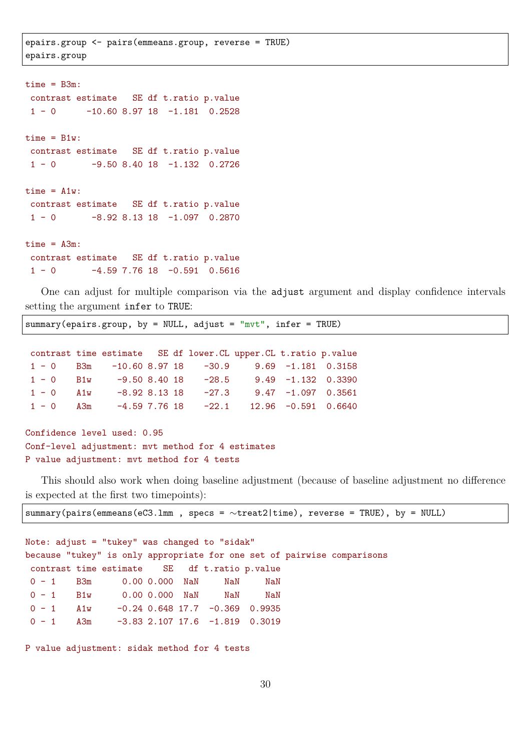```
epairs.group <- pairs(emmeans.group, reverse = TRUE)
epairs.group
```

```
time = B3m:
 contrast estimate   SE df t.ratio p.value
 1 - 0      -10.60 8.97 18  -1.181  0.2528

time = B1w:
 contrast estimate   SE df t.ratio p.value
 1 - 0       -9.50 8.40 18  -1.132  0.2726

time = A1w:
 contrast estimate   SE df t.ratio p.value
 1 - 0       -8.92 8.13 18  -1.097  0.2870

time = A3m:
 contrast estimate   SE df t.ratio p.value
 1 - 0       -4.59 7.76 18  -0.591  0.5616
```

One can adjust for multiple comparison via the `adjust` argument and display confidence intervals setting the argument `infer` to `TRUE`:

```
summary(epairs.group, by = NULL, adjust = "mvt", infer = TRUE)
```

```
 contrast time estimate   SE df lower.CL upper.CL t.ratio p.value
 1 - 0    B3m    -10.60 8.97 18    -30.9     9.69  -1.181  0.3158
 1 - 0    B1w     -9.50 8.40 18    -28.5     9.49  -1.132  0.3390
 1 - 0    A1w     -8.92 8.13 18    -27.3     9.47  -1.097  0.3561
 1 - 0    A3m     -4.59 7.76 18    -22.1    12.96  -0.591  0.6640

Confidence level used: 0.95
Conf-level adjustment: mvt method for 4 estimates
P value adjustment: mvt method for 4 tests
```

This should also work when doing baseline adjustment (because of baseline adjustment no difference is expected at the first two timepoints):

```
summary(pairs(emmeans(eC3.lmm , specs = ~treat2|time), reverse = TRUE), by = NULL)
```

```
Note: adjust = "tukey" was changed to "sidak"
because "tukey" is only appropriate for one set of pairwise comparisons
 contrast time estimate    SE   df t.ratio p.value
 0 - 1    B3m      0.00 0.000  NaN     NaN     NaN
 0 - 1    B1w      0.00 0.000  NaN     NaN     NaN
 0 - 1    A1w     -0.24 0.648 17.7  -0.369  0.9935
 0 - 1    A3m     -3.83 2.107 17.6  -1.819  0.3019

P value adjustment: sidak method for 4 tests
```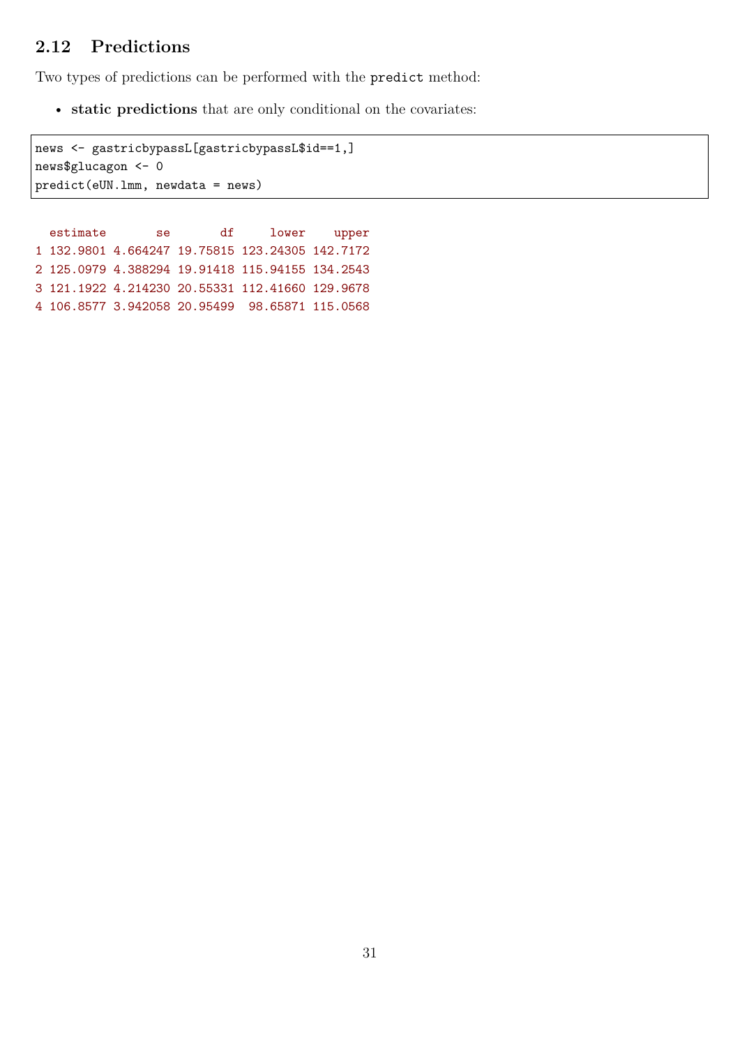## 2.12 Predictions

Two types of predictions can be performed with the `predict` method:

- **static predictions** that are only conditional on the covariates:

```
news <- gastricbypassL[gastricbypassL$id==1,]
news$glucagon <- 0
predict(eUN.lmm, newdata = news)
```

```
  estimate       se       df     lower    upper
1 132.9801 4.664247 19.75815 123.24305 142.7172
2 125.0979 4.388294 19.91418 115.94155 134.2543
3 121.1922 4.214230 20.55331 112.41660 129.9678
4 106.8577 3.942058 20.95499  98.65871 115.0568
```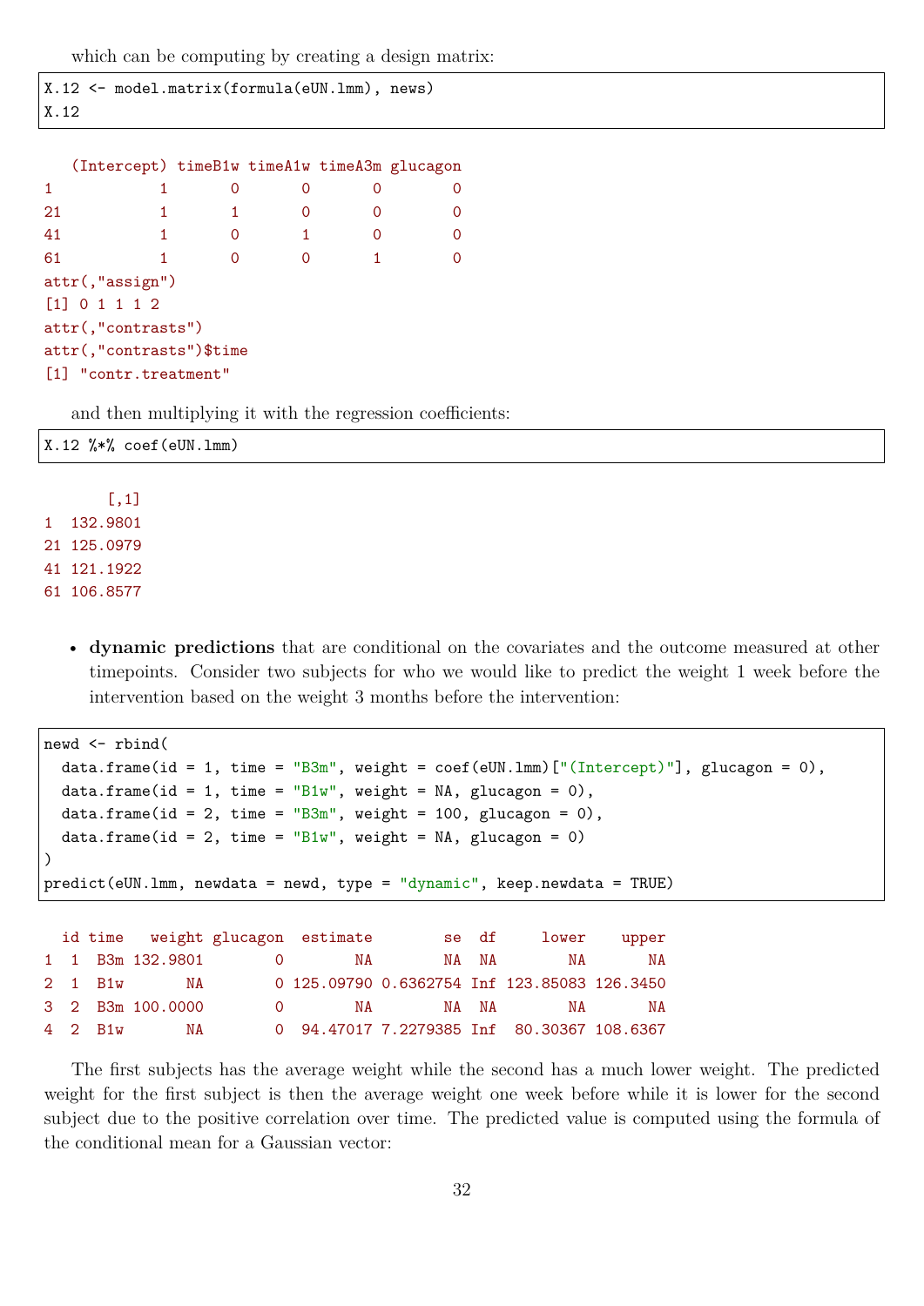which can be computing by creating a design matrix:

```
X.12 <- model.matrix(formula(eUN.lmm), news)
X.12
```

```
   (Intercept) timeB1w timeA1w timeA3m glucagon
1            1       0       0       0        0
21           1       1       0       0        0
41           1       0       1       0        0
61           1       0       0       1        0
attr(,"assign")
[1] 0 1 1 1 2
attr(,"contrasts")
attr(,"contrasts")$time
[1] "contr.treatment"
```

and then multiplying it with the regression coefficients:

```
X.12 %*% coef(eUN.lmm)
```

```
       [,1]
1  132.9801
21 125.0979
41 121.1922
61 106.8577
```

- **dynamic predictions** that are conditional on the covariates and the outcome measured at other timepoints. Consider two subjects for who we would like to predict the weight 1 week before the intervention based on the weight 3 months before the intervention:

```
newd <- rbind(
  data.frame(id = 1, time = "B3m", weight = coef(eUN.lmm)["(Intercept)"], glucagon = 0),
  data.frame(id = 1, time = "B1w", weight = NA, glucagon = 0),
  data.frame(id = 2, time = "B3m", weight = 100, glucagon = 0),
  data.frame(id = 2, time = "B1w", weight = NA, glucagon = 0)
)
predict(eUN.lmm, newdata = newd, type = "dynamic", keep.newdata = TRUE)
```

```
  id time   weight glucagon  estimate        se  df     lower    upper
1  1  B3m 132.9801        0        NA        NA  NA        NA       NA
2  1  B1w       NA        0 125.09790 0.6362754 Inf 123.85083 126.3450
3  2  B3m 100.0000        0        NA        NA  NA        NA       NA
4  2  B1w       NA        0  94.47017 7.2279385 Inf  80.30367 108.6367
```

The first subjects has the average weight while the second has a much lower weight. The predicted weight for the first subject is then the average weight one week before while it is lower for the second subject due to the positive correlation over time. The predicted value is computed using the formula of the conditional mean for a Gaussian vector: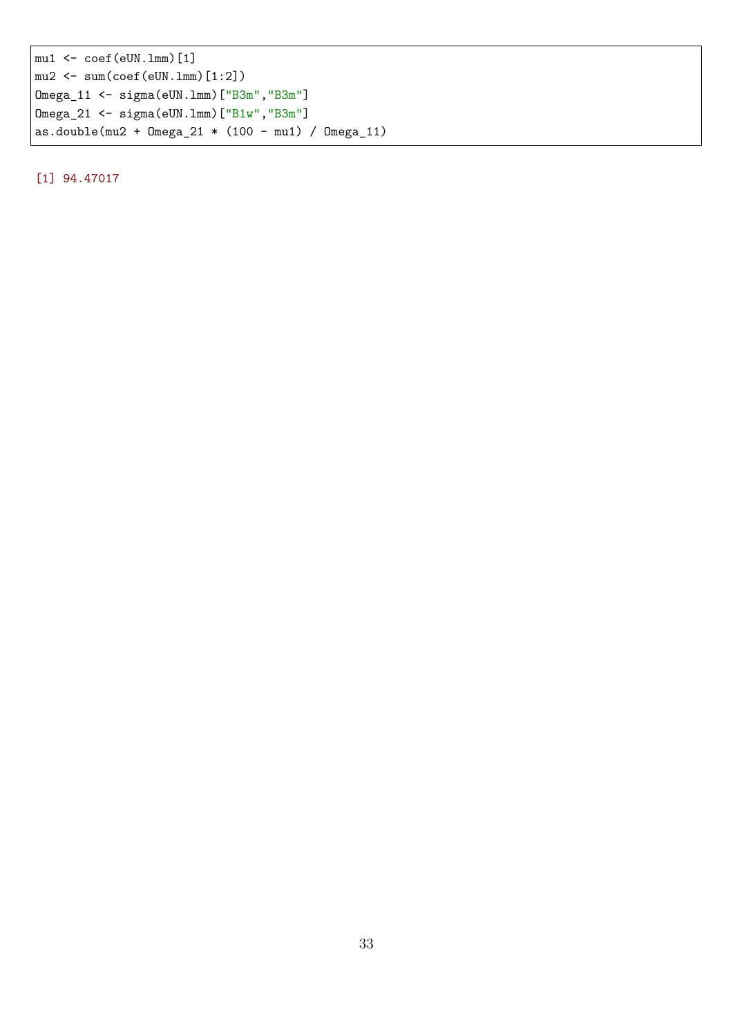```r
mu1 <- coef(eUN.lmm)[1]
mu2 <- sum(coef(eUN.lmm)[1:2])
Omega_11 <- sigma(eUN.lmm)["B3m","B3m"]
Omega_21 <- sigma(eUN.lmm)["B1w","B3m"]
as.double(mu2 + Omega_21 * (100 - mu1) / Omega_11)
```

```
[1] 94.47017
```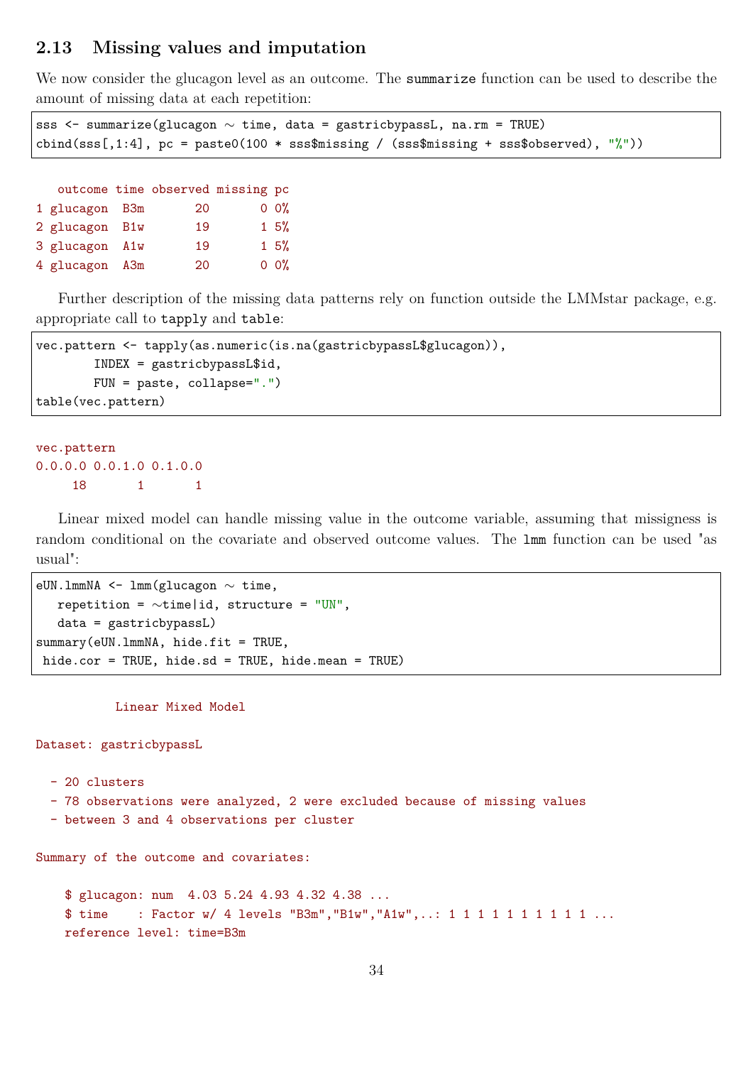## 2.13 Missing values and imputation

We now consider the glucagon level as an outcome. The `summarize` function can be used to describe the amount of missing data at each repetition:

```
sss <- summarize(glucagon ~ time, data = gastricbypassL, na.rm = TRUE)
cbind(sss[,1:4], pc = paste0(100 * sss$missing / (sss$missing + sss$observed), "%"))
```

```
   outcome time observed missing pc
1 glucagon  B3m       20       0 0%
2 glucagon  B1w       19       1 5%
3 glucagon  A1w       19       1 5%
4 glucagon  A3m       20       0 0%
```

Further description of the missing data patterns rely on function outside the LMMstar package, e.g. appropriate call to `tapply` and `table`:

```
vec.pattern <- tapply(as.numeric(is.na(gastricbypassL$glucagon)),
        INDEX = gastricbypassL$id,
        FUN = paste, collapse=".")
table(vec.pattern)
```

```
vec.pattern
0.0.0.0 0.0.1.0 0.1.0.0 
     18       1       1 
```

Linear mixed model can handle missing value in the outcome variable, assuming that missigness is random conditional on the covariate and observed outcome values. The `lmm` function can be used "as usual":

```
eUN.lmmNA <- lmm(glucagon ~ time,
   repetition = ~time|id, structure = "UN",
   data = gastricbypassL)
summary(eUN.lmmNA, hide.fit = TRUE,
 hide.cor = TRUE, hide.sd = TRUE, hide.mean = TRUE)
```

```
           Linear Mixed Model 

Dataset: gastricbypassL 

  - 20 clusters 
  - 78 observations were analyzed, 2 were excluded because of missing values 
  - between 3 and 4 observations per cluster 

Summary of the outcome and covariates: 

    $ glucagon: num  4.03 5.24 4.93 4.32 4.38 ...
    $ time    : Factor w/ 4 levels "B3m","B1w","A1w",..: 1 1 1 1 1 1 1 1 1 1 ...
    reference level: time=B3m 
```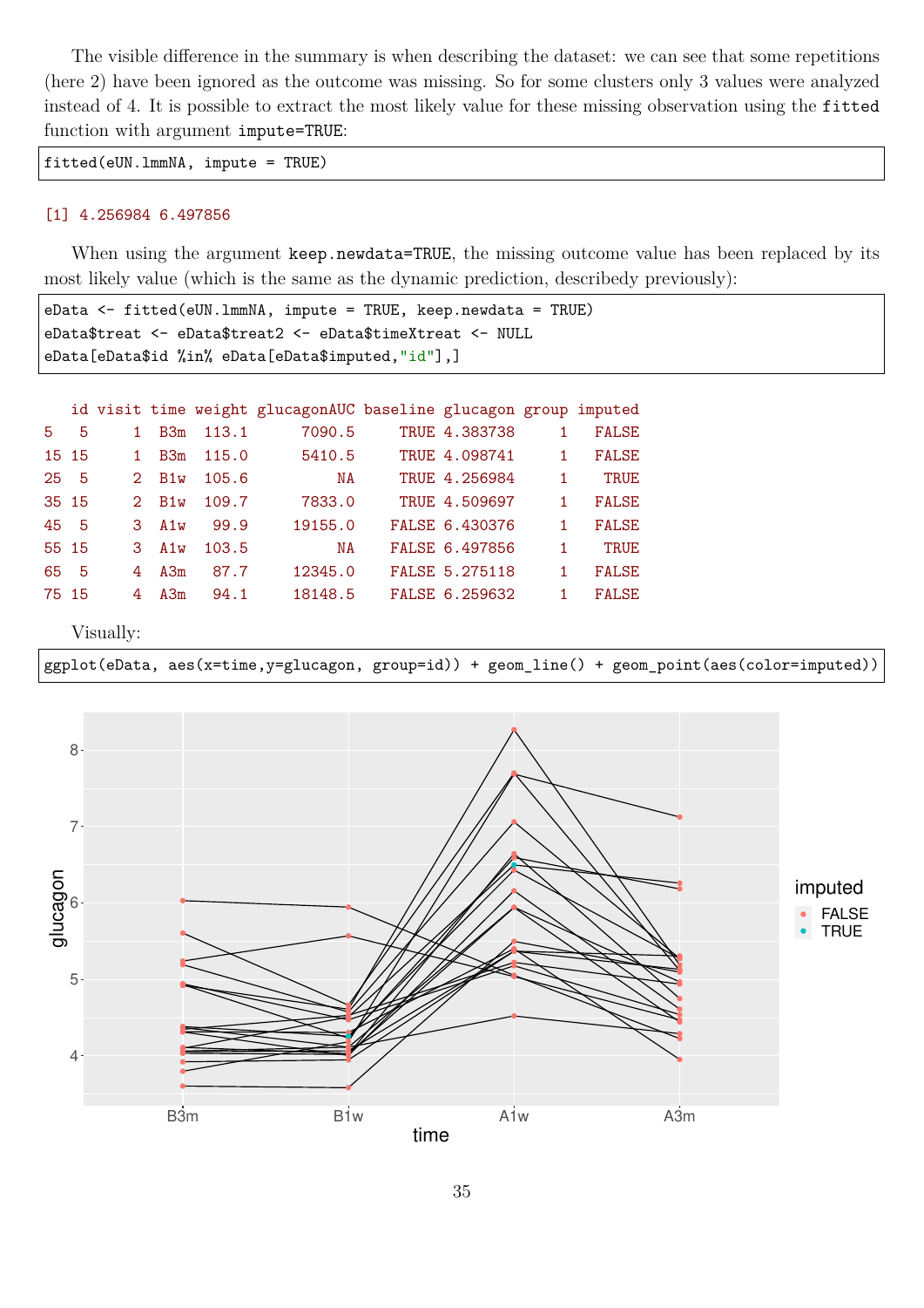The visible difference in the summary is when describing the dataset: we can see that some repetitions (here 2) have been ignored as the outcome was missing. So for some clusters only 3 values were analyzed instead of 4. It is possible to extract the most likely value for these missing observation using the `fitted` function with argument `impute=TRUE`:

```
fitted(eUN.lmmNA, impute = TRUE)
```

```
[1] 4.256984 6.497856
```

When using the argument `keep.newdata=TRUE`, the missing outcome value has been replaced by its most likely value (which is the same as the dynamic prediction, describedy previously):

```
eData <- fitted(eUN.lmmNA, impute = TRUE, keep.newdata = TRUE)
eData$treat <- eData$treat2 <- eData$timeXtreat <- NULL
eData[eData$id %in% eData[eData$imputed,"id"],]
```

```
   id visit time weight glucagonAUC baseline glucagon group imputed
5   5     1  B3m  113.1      7090.5     TRUE 4.383738     1   FALSE
15 15     1  B3m  115.0      5410.5     TRUE 4.098741     1   FALSE
25  5     2  B1w  105.6          NA     TRUE 4.256984     1    TRUE
35 15     2  B1w  109.7      7833.0     TRUE 4.509697     1   FALSE
45  5     3  A1w   99.9     19155.0    FALSE 6.430376     1   FALSE
55 15     3  A1w  103.5          NA    FALSE 6.497856     1    TRUE
65  5     4  A3m   87.7     12345.0    FALSE 5.275118     1   FALSE
75 15     4  A3m   94.1     18148.5    FALSE 6.259632     1   FALSE
```

Visually:

```
ggplot(eData, aes(x=time,y=glucagon, group=id)) + geom_line() + geom_point(aes(color=imputed))
```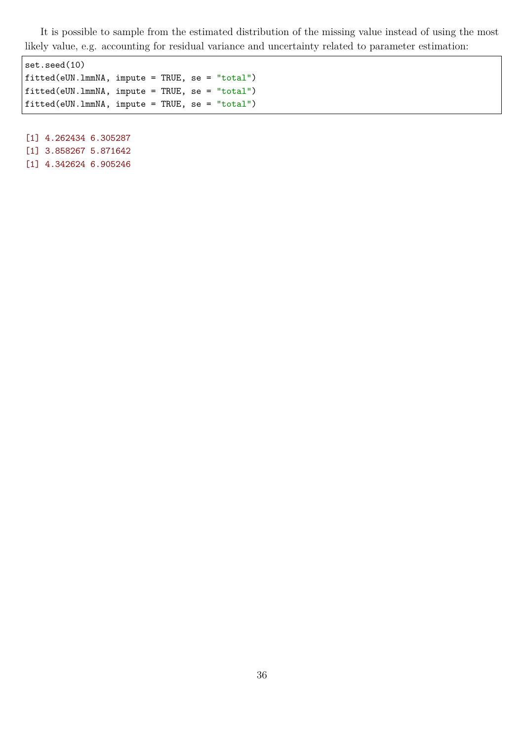It is possible to sample from the estimated distribution of the missing value instead of using the most likely value, e.g. accounting for residual variance and uncertainty related to parameter estimation:

```
set.seed(10)
fitted(eUN.lmmNA, impute = TRUE, se = "total")
fitted(eUN.lmmNA, impute = TRUE, se = "total")
fitted(eUN.lmmNA, impute = TRUE, se = "total")
```

```
[1] 4.262434 6.305287
[1] 3.858267 5.871642
[1] 4.342624 6.905246
```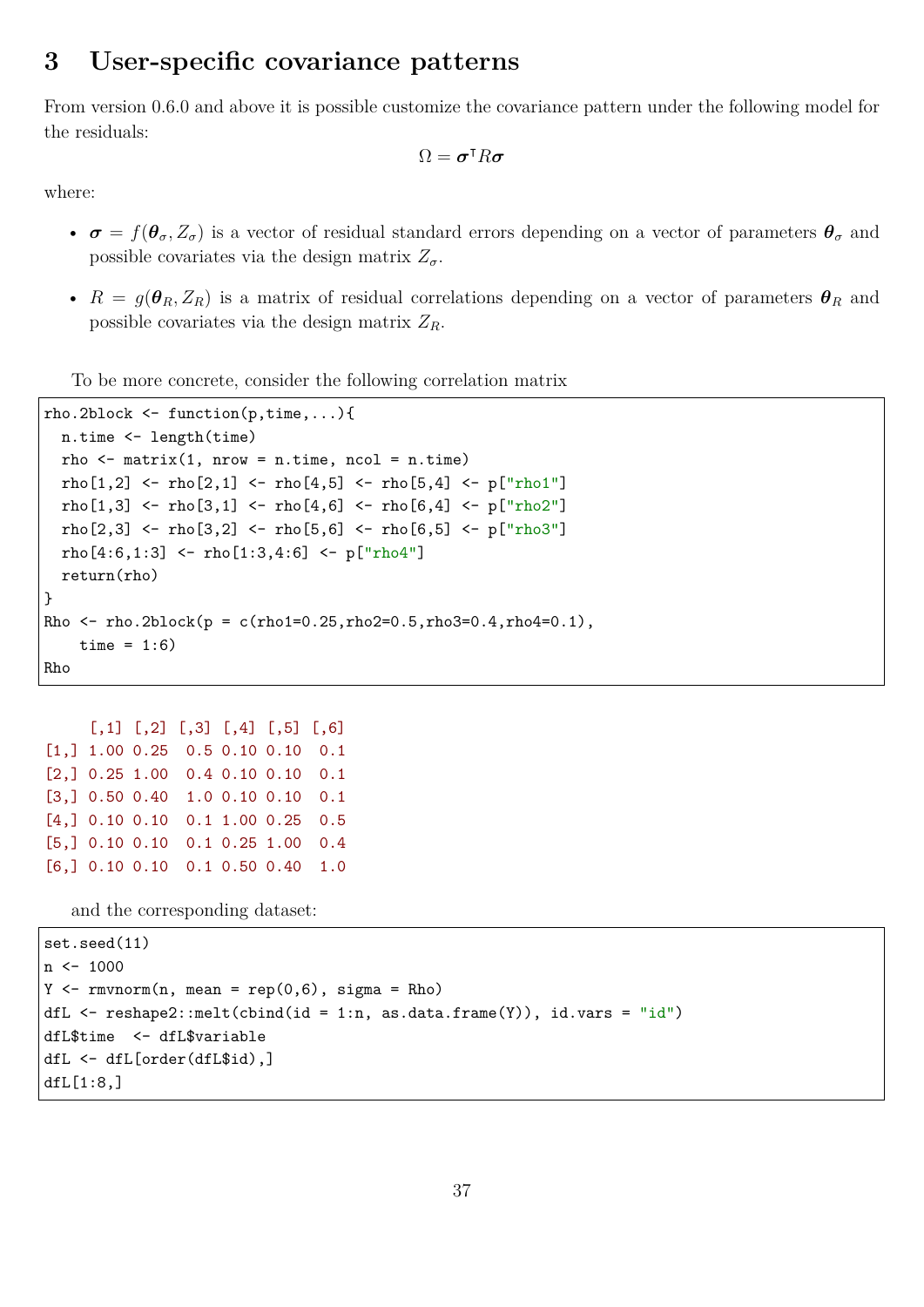## 3 User-specific covariance patterns

From version 0.6.0 and above it is possible customize the covariance pattern under the following model for the residuals:

$$\Omega = \boldsymbol{\sigma}^\intercal R \boldsymbol{\sigma}$$

where:

- $\boldsymbol{\sigma} = f(\boldsymbol{\theta}_\sigma, Z_\sigma)$ is a vector of residual standard errors depending on a vector of parameters $\boldsymbol{\theta}_\sigma$ and possible covariates via the design matrix $Z_\sigma$.
- $R = g(\boldsymbol{\theta}_R, Z_R)$ is a matrix of residual correlations depending on a vector of parameters $\boldsymbol{\theta}_R$ and possible covariates via the design matrix $Z_R$.

To be more concrete, consider the following correlation matrix

```
rho.2block <- function(p,time,...){
  n.time <- length(time)
  rho <- matrix(1, nrow = n.time, ncol = n.time)
  rho[1,2] <- rho[2,1] <- rho[4,5] <- rho[5,4] <- p["rho1"]
  rho[1,3] <- rho[3,1] <- rho[4,6] <- rho[6,4] <- p["rho2"]
  rho[2,3] <- rho[3,2] <- rho[5,6] <- rho[6,5] <- p["rho3"]
  rho[4:6,1:3] <- rho[1:3,4:6] <- p["rho4"]
  return(rho)
}
Rho <- rho.2block(p = c(rho1=0.25,rho2=0.5,rho3=0.4,rho4=0.1),
    time = 1:6)
Rho
```

```
     [,1] [,2] [,3] [,4] [,5] [,6]
[1,] 1.00 0.25  0.5 0.10 0.10  0.1
[2,] 0.25 1.00  0.4 0.10 0.10  0.1
[3,] 0.50 0.40  1.0 0.10 0.10  0.1
[4,] 0.10 0.10  0.1 1.00 0.25  0.5
[5,] 0.10 0.10  0.1 0.25 1.00  0.4
[6,] 0.10 0.10  0.1 0.50 0.40  1.0
```

and the corresponding dataset:

```
set.seed(11)
n <- 1000
Y <- rmvnorm(n, mean = rep(0,6), sigma = Rho)
dfL <- reshape2::melt(cbind(id = 1:n, as.data.frame(Y)), id.vars = "id")
dfL$time  <- dfL$variable
dfL <- dfL[order(dfL$id),]
dfL[1:8,]
```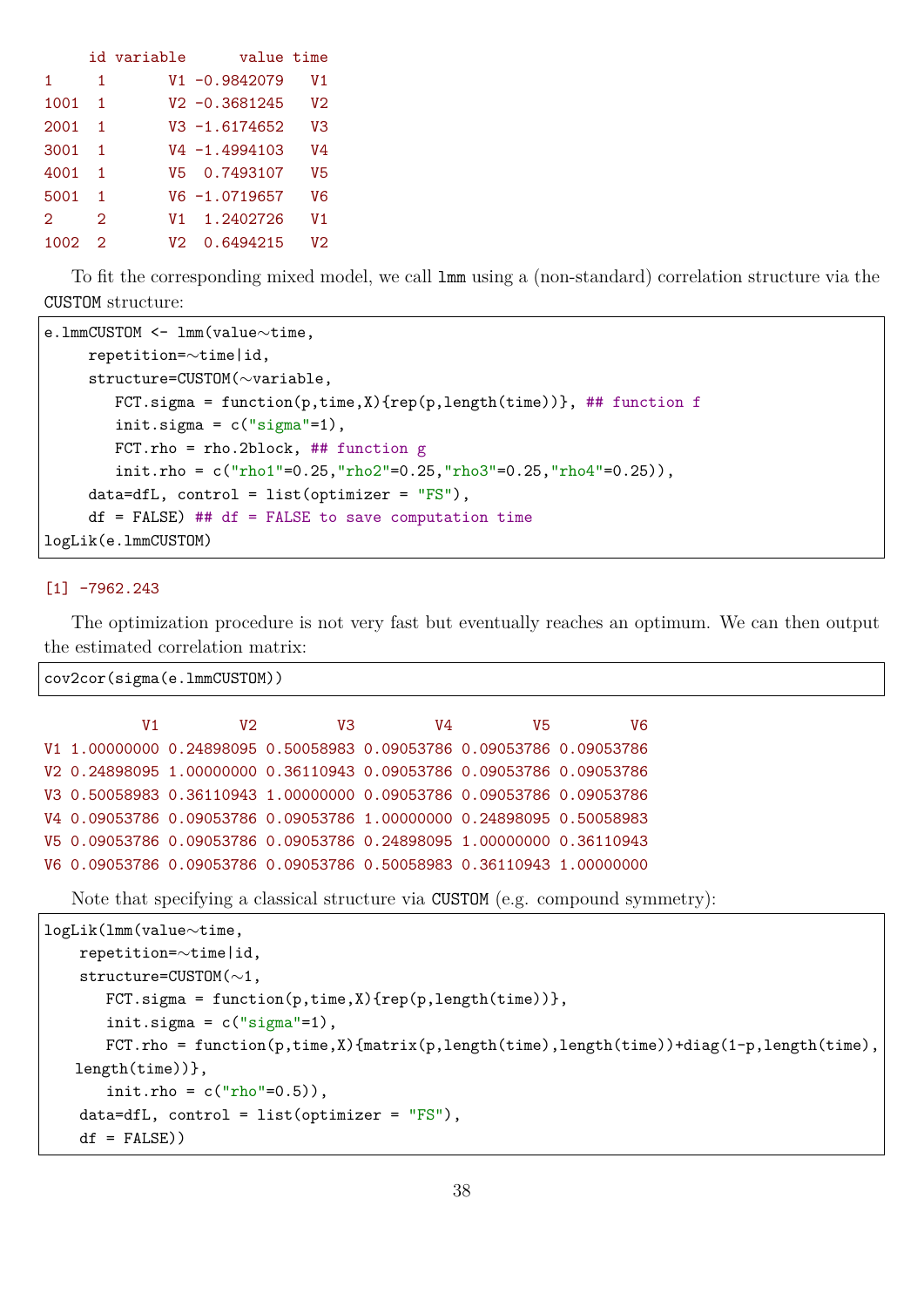```
     id variable      value time
1     1       V1 -0.9842079   V1
1001  1       V2 -0.3681245   V2
2001  1       V3 -1.6174652   V3
3001  1       V4 -1.4994103   V4
4001  1       V5  0.7493107   V5
5001  1       V6 -1.0719657   V6
2     2       V1  1.2402726   V1
1002  2       V2  0.6494215   V2
```

To fit the corresponding mixed model, we call `lmm` using a (non-standard) correlation structure via the `CUSTOM` structure:

```
e.lmmCUSTOM <- lmm(value~time,
     repetition=~time|id,
     structure=CUSTOM(~variable,
        FCT.sigma = function(p,time,X){rep(p,length(time))}, ## function f
        init.sigma = c("sigma"=1),
        FCT.rho = rho.2block, ## function g
        init.rho = c("rho1"=0.25,"rho2"=0.25,"rho3"=0.25,"rho4"=0.25)),
     data=dfL, control = list(optimizer = "FS"),
     df = FALSE) ## df = FALSE to save computation time
logLik(e.lmmCUSTOM)
```

```
[1] -7962.243
```

The optimization procedure is not very fast but eventually reaches an optimum. We can then output the estimated correlation matrix:

```
cov2cor(sigma(e.lmmCUSTOM))
```

```
           V1         V2         V3         V4         V5         V6
V1 1.00000000 0.24898095 0.50058983 0.09053786 0.09053786 0.09053786
V2 0.24898095 1.00000000 0.36110943 0.09053786 0.09053786 0.09053786
V3 0.50058983 0.36110943 1.00000000 0.09053786 0.09053786 0.09053786
V4 0.09053786 0.09053786 0.09053786 1.00000000 0.24898095 0.50058983
V5 0.09053786 0.09053786 0.09053786 0.24898095 1.00000000 0.36110943
V6 0.09053786 0.09053786 0.09053786 0.50058983 0.36110943 1.00000000
```

Note that specifying a classical structure via `CUSTOM` (e.g. compound symmetry):

```
logLik(lmm(value~time,
    repetition=~time|id,
    structure=CUSTOM(~1,
       FCT.sigma = function(p,time,X){rep(p,length(time))},
       init.sigma = c("sigma"=1),
       FCT.rho = function(p,time,X){matrix(p,length(time),length(time))+diag(1-p,length(time),
   length(time))},
       init.rho = c("rho"=0.5)),
    data=dfL, control = list(optimizer = "FS"),
    df = FALSE))
```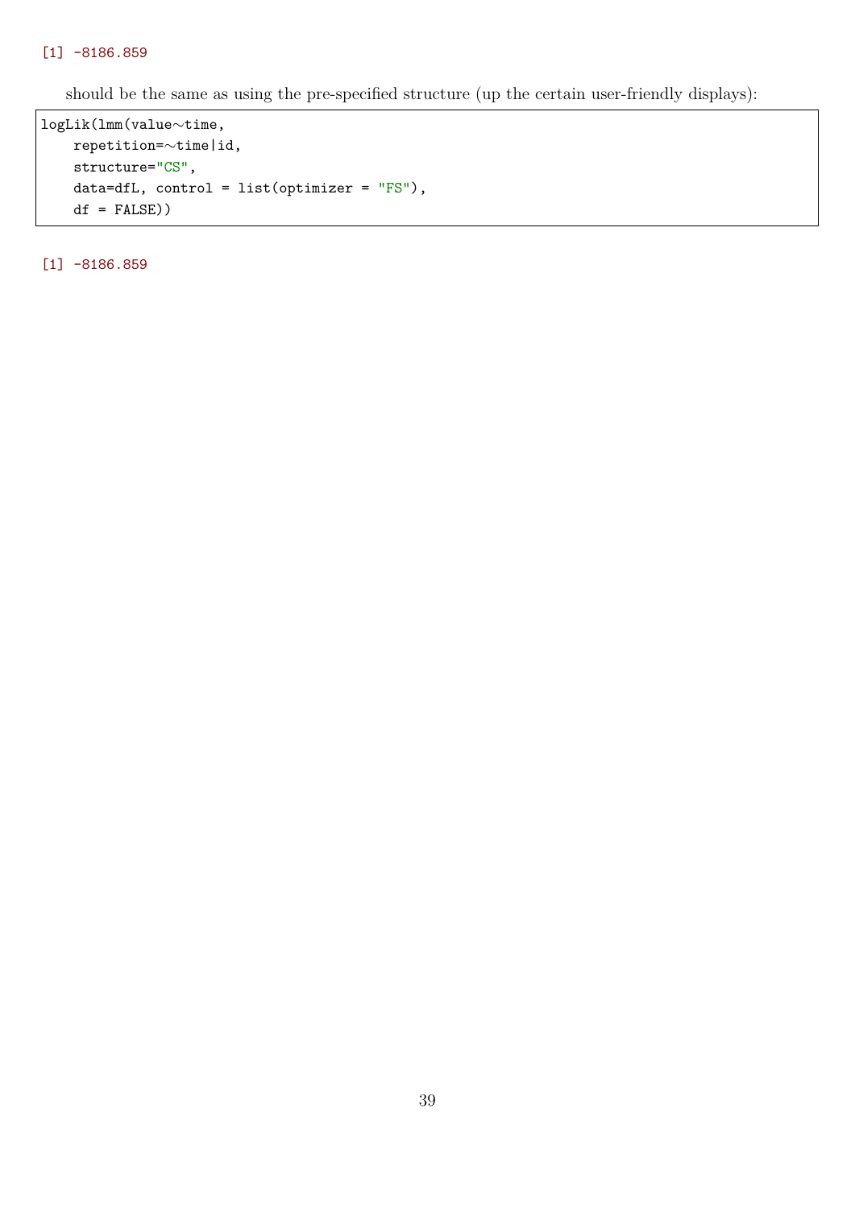```
[1] -8186.859
```

should be the same as using the pre-specified structure (up the certain user-friendly displays):

```
logLik(lmm(value~time,
    repetition=~time|id,
    structure="CS",
    data=dfL, control = list(optimizer = "FS"),
    df = FALSE))
```

```
[1] -8186.859
```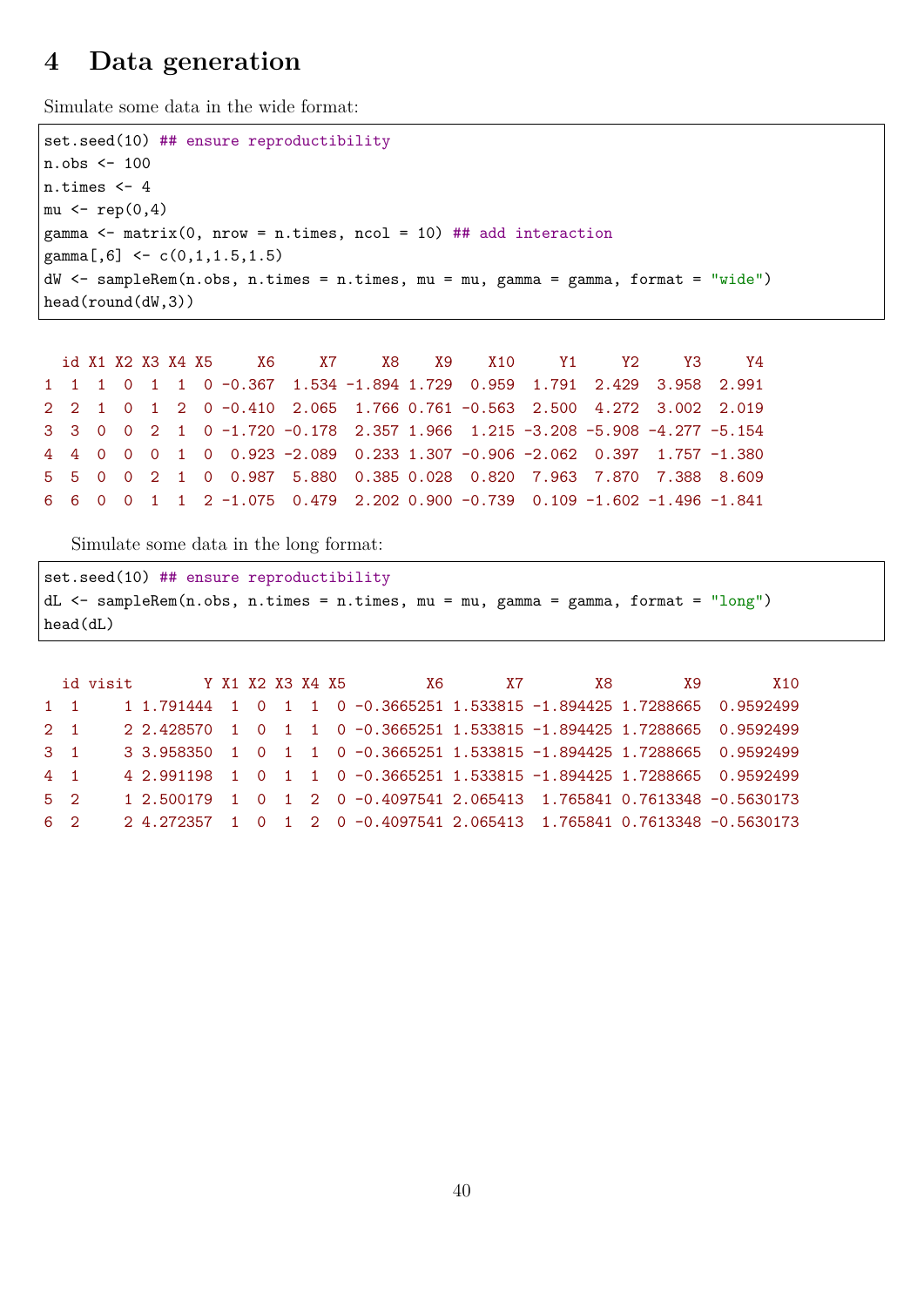# 4 Data generation

Simulate some data in the wide format:

```
set.seed(10) ## ensure reproductibility
n.obs <- 100
n.times <- 4
mu <- rep(0,4)
gamma <- matrix(0, nrow = n.times, ncol = 10) ## add interaction
gamma[,6] <- c(0,1,1.5,1.5)
dW <- sampleRem(n.obs, n.times = n.times, mu = mu, gamma = gamma, format = "wide")
head(round(dW,3))
```

```
  id X1 X2 X3 X4 X5     X6     X7     X8    X9    X10     Y1     Y2     Y3     Y4
1  1  1  0  1  1  0 -0.367  1.534 -1.894 1.729  0.959  1.791  2.429  3.958  2.991
2  2  1  0  1  2  0 -0.410  2.065  1.766 0.761 -0.563  2.500  4.272  3.002  2.019
3  3  0  0  2  1  0 -1.720 -0.178  2.357 1.966  1.215 -3.208 -5.908 -4.277 -5.154
4  4  0  0  0  1  0  0.923 -2.089  0.233 1.307 -0.906 -2.062  0.397  1.757 -1.380
5  5  0  0  2  1  0  0.987  5.880  0.385 0.028  0.820  7.963  7.870  7.388  8.609
6  6  0  0  1  1  2 -1.075  0.479  2.202 0.900 -0.739  0.109 -1.602 -1.496 -1.841
```

Simulate some data in the long format:

```
set.seed(10) ## ensure reproductibility
dL <- sampleRem(n.obs, n.times = n.times, mu = mu, gamma = gamma, format = "long")
head(dL)
```

```
  id visit        Y X1 X2 X3 X4 X5         X6       X7        X8        X9        X10
1  1     1 1.791444  1  0  1  1  0 -0.3665251 1.533815 -1.894425 1.7288665  0.9592499
2  1     2 2.428570  1  0  1  1  0 -0.3665251 1.533815 -1.894425 1.7288665  0.9592499
3  1     3 3.958350  1  0  1  1  0 -0.3665251 1.533815 -1.894425 1.7288665  0.9592499
4  1     4 2.991198  1  0  1  1  0 -0.3665251 1.533815 -1.894425 1.7288665  0.9592499
5  2     1 2.500179  1  0  1  2  0 -0.4097541 2.065413  1.765841 0.7613348 -0.5630173
6  2     2 4.272357  1  0  1  2  0 -0.4097541 2.065413  1.765841 0.7613348 -0.5630173
```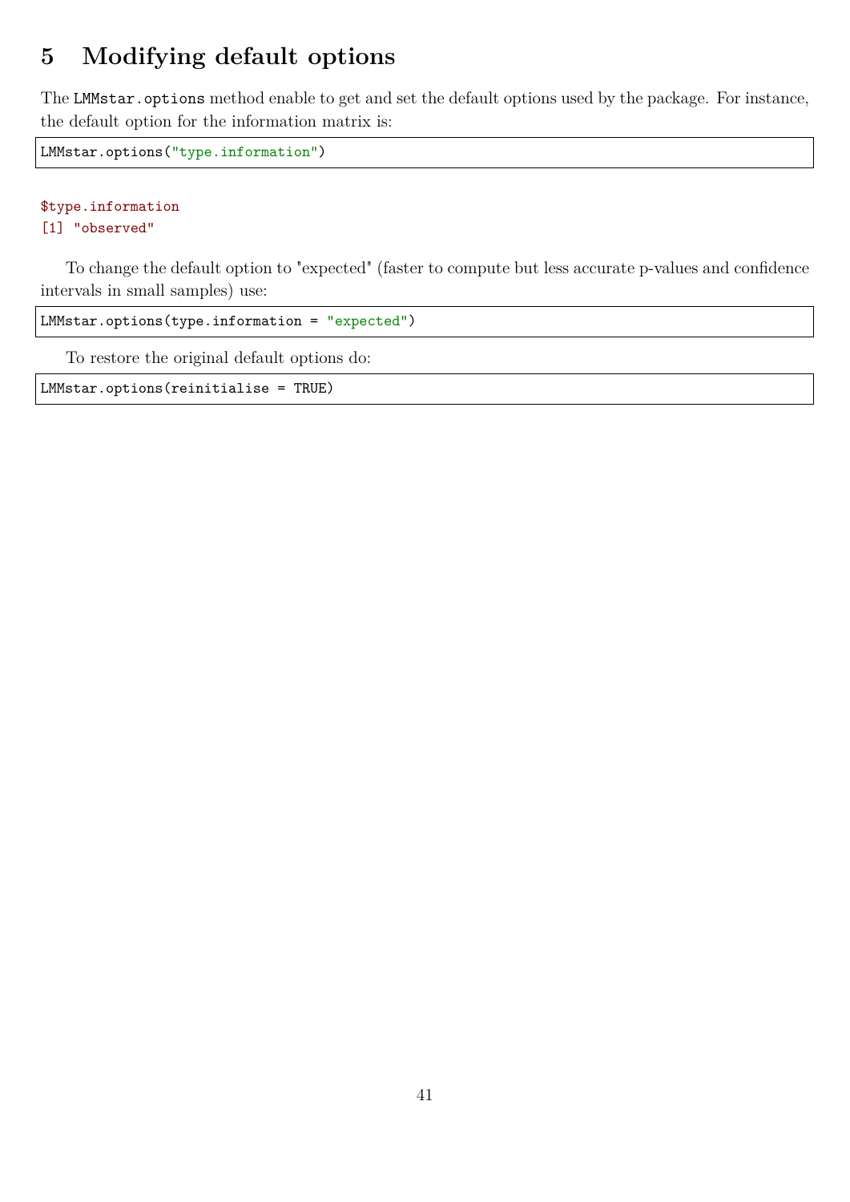# 5 Modifying default options

The `LMMstar.options` method enable to get and set the default options used by the package. For instance, the default option for the information matrix is:

```
LMMstar.options("type.information")
```

```
$type.information
[1] "observed"
```

To change the default option to "expected" (faster to compute but less accurate p-values and confidence intervals in small samples) use:

```
LMMstar.options(type.information = "expected")
```

To restore the original default options do:

```
LMMstar.options(reinitialise = TRUE)
```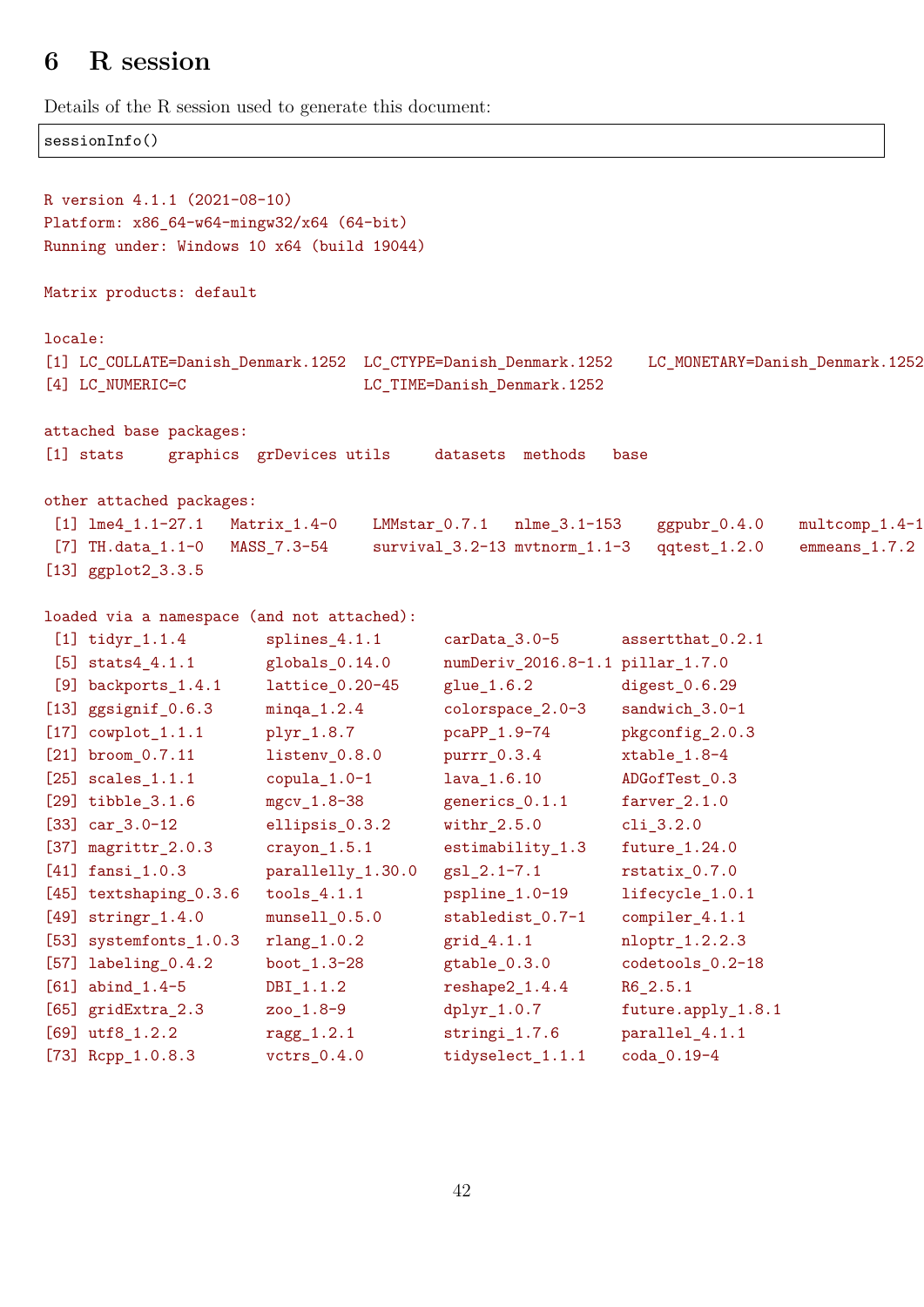# 6 R session

Details of the R session used to generate this document:

```
sessionInfo()
```

```
R version 4.1.1 (2021-08-10)
Platform: x86_64-w64-mingw32/x64 (64-bit)
Running under: Windows 10 x64 (build 19044)

Matrix products: default

locale:
[1] LC_COLLATE=Danish_Denmark.1252  LC_CTYPE=Danish_Denmark.1252    LC_MONETARY=Danish_Denmark.1252
[4] LC_NUMERIC=C                    LC_TIME=Danish_Denmark.1252

attached base packages:
[1] stats     graphics  grDevices utils     datasets  methods   base

other attached packages:
 [1] lme4_1.1-27.1   Matrix_1.4-0    LMMstar_0.7.1   nlme_3.1-153    ggpubr_0.4.0    multcomp_1.4-1
 [7] TH.data_1.1-0   MASS_7.3-54     survival_3.2-13 mvtnorm_1.1-3   qqtest_1.2.0    emmeans_1.7.2
[13] ggplot2_3.3.5

loaded via a namespace (and not attached):
 [1] tidyr_1.1.4        splines_4.1.1      carData_3.0-5      assertthat_0.2.1
 [5] stats4_4.1.1       globals_0.14.0     numDeriv_2016.8-1.1 pillar_1.7.0
 [9] backports_1.4.1    lattice_0.20-45    glue_1.6.2         digest_0.6.29
[13] ggsignif_0.6.3     minqa_1.2.4        colorspace_2.0-3   sandwich_3.0-1
[17] cowplot_1.1.1      plyr_1.8.7         pcaPP_1.9-74       pkgconfig_2.0.3
[21] broom_0.7.11       listenv_0.8.0      purrr_0.3.4        xtable_1.8-4
[25] scales_1.1.1       copula_1.0-1       lava_1.6.10        ADGofTest_0.3
[29] tibble_3.1.6       mgcv_1.8-38        generics_0.1.1     farver_2.1.0
[33] car_3.0-12         ellipsis_0.3.2     withr_2.5.0        cli_3.2.0
[37] magrittr_2.0.3     crayon_1.5.1       estimability_1.3   future_1.24.0
[41] fansi_1.0.3        parallelly_1.30.0  gsl_2.1-7.1        rstatix_0.7.0
[45] textshaping_0.3.6  tools_4.1.1        pspline_1.0-19     lifecycle_1.0.1
[49] stringr_1.4.0      munsell_0.5.0      stabledist_0.7-1   compiler_4.1.1
[53] systemfonts_1.0.3  rlang_1.0.2        grid_4.1.1         nloptr_1.2.2.3
[57] labeling_0.4.2     boot_1.3-28        gtable_0.3.0       codetools_0.2-18
[61] abind_1.4-5        DBI_1.1.2          reshape2_1.4.4     R6_2.5.1
[65] gridExtra_2.3      zoo_1.8-9          dplyr_1.0.7        future.apply_1.8.1
[69] utf8_1.2.2         ragg_1.2.1         stringi_1.7.6      parallel_4.1.1
[73] Rcpp_1.0.8.3       vctrs_0.4.0        tidyselect_1.1.1   coda_0.19-4
```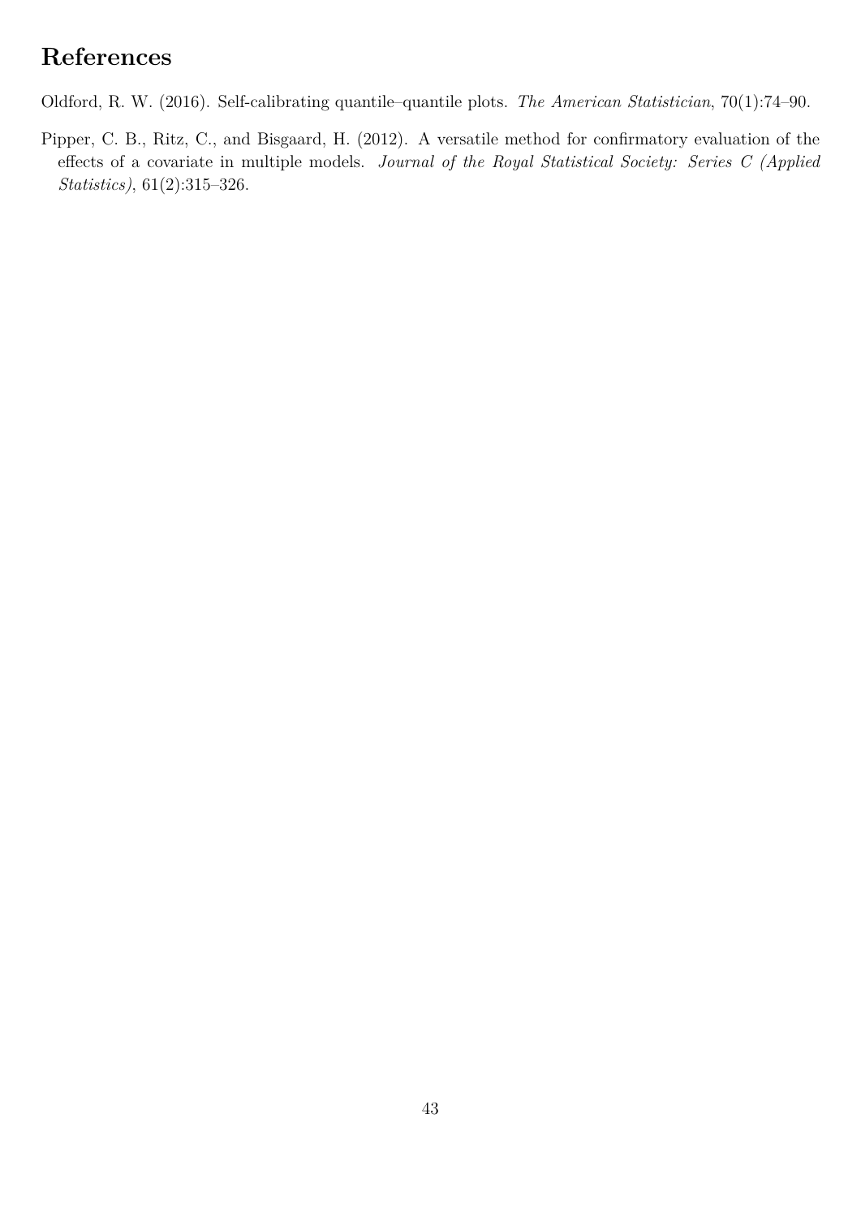# References

Oldford, R. W. (2016). Self-calibrating quantile–quantile plots. *The American Statistician*, 70(1):74–90.

Pipper, C. B., Ritz, C., and Bisgaard, H. (2012). A versatile method for confirmatory evaluation of the effects of a covariate in multiple models. *Journal of the Royal Statistical Society: Series C (Applied Statistics)*, 61(2):315–326.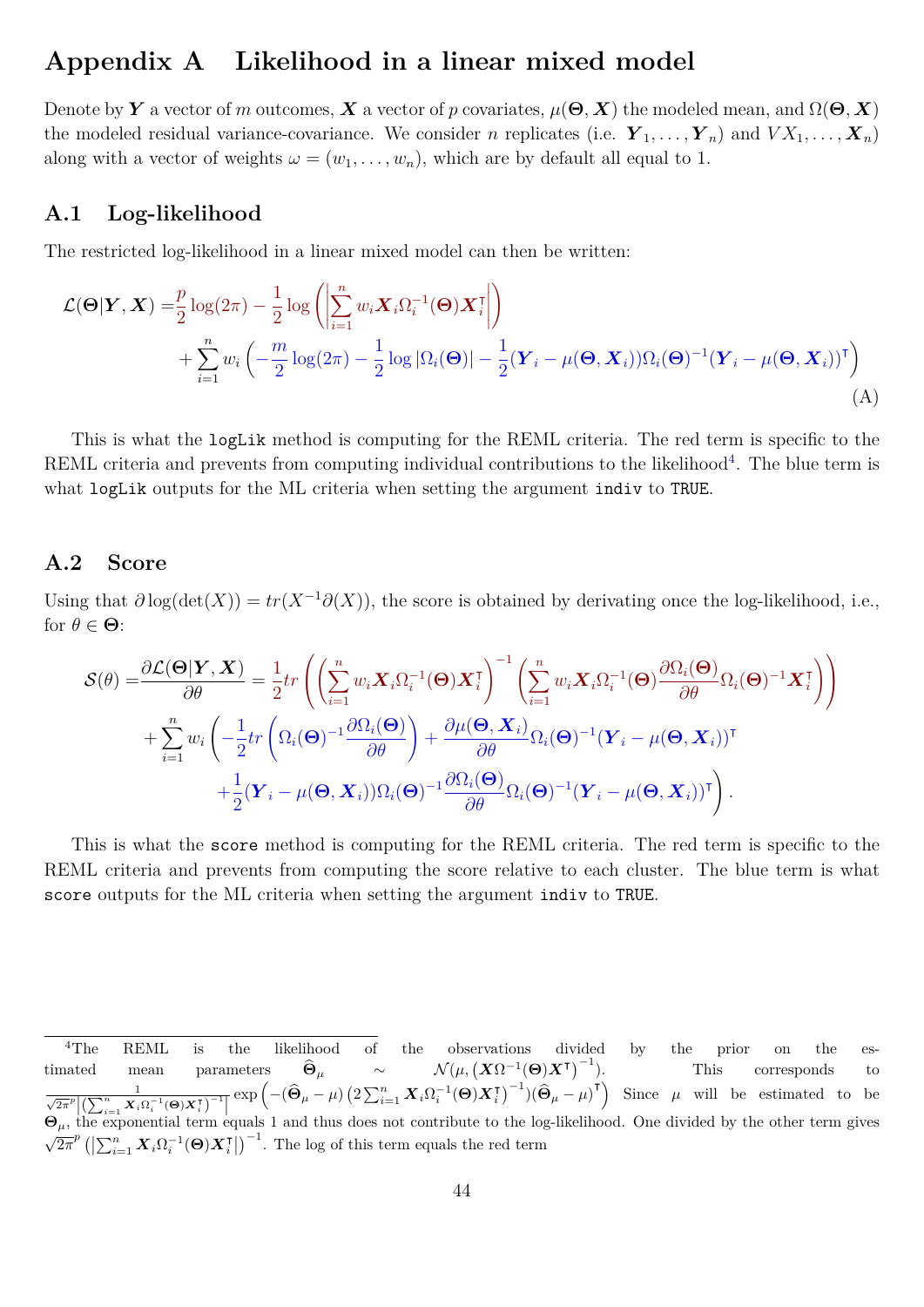# Appendix A Likelihood in a linear mixed model

Denote by $\boldsymbol{Y}$ a vector of $m$ outcomes, $\boldsymbol{X}$ a vector of $p$ covariates, $\mu(\boldsymbol{\Theta}, \boldsymbol{X})$ the modeled mean, and $\Omega(\boldsymbol{\Theta}, \boldsymbol{X})$ the modeled residual variance-covariance. We consider $n$ replicates (i.e. $\boldsymbol{Y}_1, \ldots, \boldsymbol{Y}_n$) and $VX_1, \ldots, \boldsymbol{X}_n$) along with a vector of weights $\omega = (w_1, \ldots, w_n)$, which are by default all equal to 1.

## A.1 Log-likelihood

The restricted log-likelihood in a linear mixed model can then be written:

$$
\begin{aligned}
\mathcal{L}(\boldsymbol{\Theta}|\boldsymbol{Y}, \boldsymbol{X}) =& \frac{p}{2}\log(2\pi) - \frac{1}{2}\log\left(\left|\sum_{i=1}^{n} w_i \boldsymbol{X}_i \Omega_i^{-1}(\boldsymbol{\Theta}) \boldsymbol{X}_i^{\intercal}\right|\right) \\
&+ \sum_{i=1}^{n} w_i \left(-\frac{m}{2}\log(2\pi) - \frac{1}{2}\log|\Omega_i(\boldsymbol{\Theta})| - \frac{1}{2}(\boldsymbol{Y}_i - \mu(\boldsymbol{\Theta}, \boldsymbol{X}_i))\Omega_i(\boldsymbol{\Theta})^{-1}(\boldsymbol{Y}_i - \mu(\boldsymbol{\Theta}, \boldsymbol{X}_i))^{\intercal}\right)
\end{aligned}
\tag{A}
$$

This is what the `logLik` method is computing for the REML criteria. The red term is specific to the REML criteria and prevents from computing individual contributions to the likelihood[4]. The blue term is what `logLik` outputs for the ML criteria when setting the argument `indiv` to `TRUE`.

## A.2 Score

Using that $\partial \log(\det(X)) = tr(X^{-1}\partial(X))$, the score is obtained by derivating once the log-likelihood, i.e., for $\theta \in \boldsymbol{\Theta}$:

$$
\begin{aligned}
\mathcal{S}(\theta) =& \frac{\partial \mathcal{L}(\boldsymbol{\Theta}|\boldsymbol{Y}, \boldsymbol{X})}{\partial \theta} = \frac{1}{2} tr\left(\left(\sum_{i=1}^{n} w_i \boldsymbol{X}_i \Omega_i^{-1}(\boldsymbol{\Theta}) \boldsymbol{X}_i^{\intercal}\right)^{-1} \left(\sum_{i=1}^{n} w_i \boldsymbol{X}_i \Omega_i^{-1}(\boldsymbol{\Theta}) \frac{\partial \Omega_i(\boldsymbol{\Theta})}{\partial \theta} \Omega_i(\boldsymbol{\Theta})^{-1} \boldsymbol{X}_i^{\intercal}\right)\right) \\
&+ \sum_{i=1}^{n} w_i \left(-\frac{1}{2} tr\left(\Omega_i(\boldsymbol{\Theta})^{-1} \frac{\partial \Omega_i(\boldsymbol{\Theta})}{\partial \theta}\right) + \frac{\partial \mu(\boldsymbol{\Theta}, \boldsymbol{X}_i)}{\partial \theta} \Omega_i(\boldsymbol{\Theta})^{-1}(\boldsymbol{Y}_i - \mu(\boldsymbol{\Theta}, \boldsymbol{X}_i))^{\intercal} \right. \\
&\left. + \frac{1}{2}(\boldsymbol{Y}_i - \mu(\boldsymbol{\Theta}, \boldsymbol{X}_i))\Omega_i(\boldsymbol{\Theta})^{-1} \frac{\partial \Omega_i(\boldsymbol{\Theta})}{\partial \theta} \Omega_i(\boldsymbol{\Theta})^{-1}(\boldsymbol{Y}_i - \mu(\boldsymbol{\Theta}, \boldsymbol{X}_i))^{\intercal}\right).
\end{aligned}
$$

This is what the `score` method is computing for the REML criteria. The red term is specific to the REML criteria and prevents from computing the score relative to each cluster. The blue term is what `score` outputs for the ML criteria when setting the argument `indiv` to `TRUE`.

---

[4] The REML is the likelihood of the observations divided by the prior on the estimated mean parameters $\widehat{\boldsymbol{\Theta}}_\mu \sim \mathcal{N}(\mu, \left(\boldsymbol{X}\Omega^{-1}(\boldsymbol{\Theta})\boldsymbol{X}^{\intercal}\right)^{-1})$. This corresponds to $\frac{1}{\sqrt{2\pi}^p \left|\left(\sum_{i=1}^{n} \boldsymbol{X}_i \Omega_i^{-1}(\boldsymbol{\Theta}) \boldsymbol{X}_i^{\intercal}\right)^{-1}\right|} \exp\left(-(\widehat{\boldsymbol{\Theta}}_\mu - \mu)\left(2\sum_{i=1}^{n} \boldsymbol{X}_i \Omega_i^{-1}(\boldsymbol{\Theta}) \boldsymbol{X}_i^{\intercal}\right)^{-1}(\widehat{\boldsymbol{\Theta}}_\mu - \mu)^{\intercal}\right)$ Since $\mu$ will be estimated to be $\boldsymbol{\Theta}_\mu$, the exponential term equals 1 and thus does not contribute to the log-likelihood. One divided by the other term gives $\sqrt{2\pi}^p \left(\left|\sum_{i=1}^{n} \boldsymbol{X}_i \Omega_i^{-1}(\boldsymbol{\Theta}) \boldsymbol{X}_i^{\intercal}\right|\right)^{-1}$. The log of this term equals the red term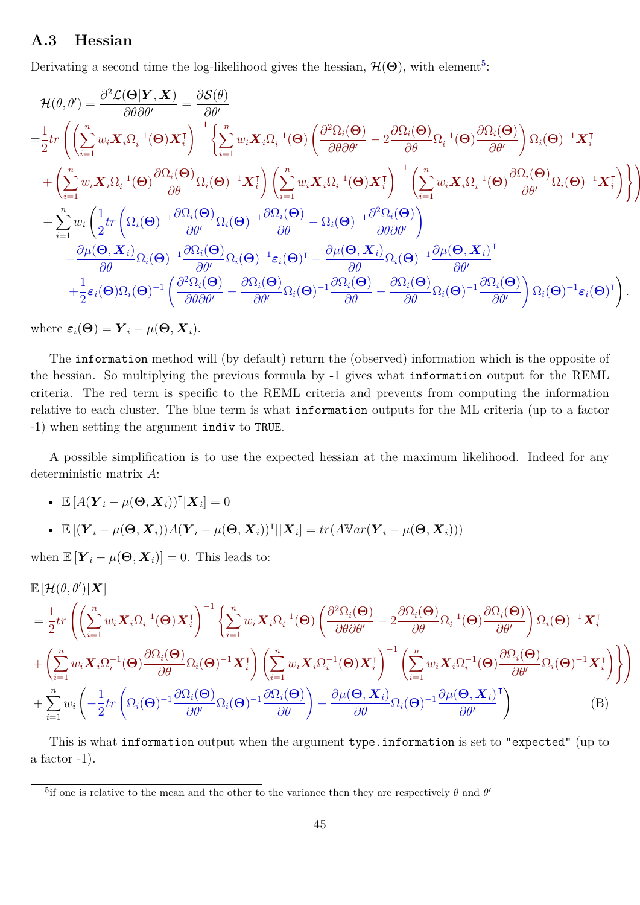### A.3 Hessian

Derivating a second time the log-likelihood gives the hessian, $\mathcal{H}(\mathbf{\Theta})$, with element[5]:

$$
\begin{aligned}
\mathcal{H}(\theta,\theta') &= \frac{\partial^2 \mathcal{L}(\mathbf{\Theta}|\boldsymbol{Y},\boldsymbol{X})}{\partial\theta\partial\theta'} = \frac{\partial \mathcal{S}(\theta)}{\partial\theta'} \\
=&\frac{1}{2} tr\left( \left(\sum_{i=1}^n w_i \boldsymbol{X}_i \Omega_i^{-1}(\mathbf{\Theta}) \boldsymbol{X}_i^\intercal\right)^{-1} \left\{ \sum_{i=1}^n w_i \boldsymbol{X}_i \Omega_i^{-1}(\mathbf{\Theta}) \left( \frac{\partial^2 \Omega_i(\mathbf{\Theta})}{\partial\theta\partial\theta'} - 2 \frac{\partial \Omega_i(\mathbf{\Theta})}{\partial\theta} \Omega_i^{-1}(\mathbf{\Theta}) \frac{\partial \Omega_i(\mathbf{\Theta})}{\partial\theta'} \right) \Omega_i(\mathbf{\Theta})^{-1} \boldsymbol{X}_i^\intercal \right.\right. \\
&+ \left.\left. \left( \sum_{i=1}^n w_i \boldsymbol{X}_i \Omega_i^{-1}(\mathbf{\Theta}) \frac{\partial \Omega_i(\mathbf{\Theta})}{\partial\theta} \Omega_i(\mathbf{\Theta})^{-1} \boldsymbol{X}_i^\intercal \right) \left( \sum_{i=1}^n w_i \boldsymbol{X}_i \Omega_i^{-1}(\mathbf{\Theta}) \boldsymbol{X}_i^\intercal \right)^{-1} \left( \sum_{i=1}^n w_i \boldsymbol{X}_i \Omega_i^{-1}(\mathbf{\Theta}) \frac{\partial \Omega_i(\mathbf{\Theta})}{\partial\theta'} \Omega_i(\mathbf{\Theta})^{-1} \boldsymbol{X}_i^\intercal \right) \right\} \right) \\
&+ \sum_{i=1}^n w_i \left( \frac{1}{2} tr\left( \Omega_i(\mathbf{\Theta})^{-1} \frac{\partial \Omega_i(\mathbf{\Theta})}{\partial\theta'} \Omega_i(\mathbf{\Theta})^{-1} \frac{\partial \Omega_i(\mathbf{\Theta})}{\partial\theta} - \Omega_i(\mathbf{\Theta})^{-1} \frac{\partial^2 \Omega_i(\mathbf{\Theta})}{\partial\theta\partial\theta'} \right) \right. \\
&\quad - \frac{\partial \mu(\mathbf{\Theta},\boldsymbol{X}_i)}{\partial\theta} \Omega_i(\mathbf{\Theta})^{-1} \frac{\partial \Omega_i(\mathbf{\Theta})}{\partial\theta'} \Omega_i(\mathbf{\Theta})^{-1} \boldsymbol{\varepsilon}_i(\mathbf{\Theta})^\intercal - \frac{\partial \mu(\mathbf{\Theta},\boldsymbol{X}_i)}{\partial\theta} \Omega_i(\mathbf{\Theta})^{-1} \frac{\partial \mu(\mathbf{\Theta},\boldsymbol{X}_i)}{\partial\theta'}^\intercal \\
&\quad \left. + \frac{1}{2} \boldsymbol{\varepsilon}_i(\mathbf{\Theta}) \Omega_i(\mathbf{\Theta})^{-1} \left( \frac{\partial^2 \Omega_i(\mathbf{\Theta})}{\partial\theta\partial\theta'} - \frac{\partial \Omega_i(\mathbf{\Theta})}{\partial\theta'} \Omega_i(\mathbf{\Theta})^{-1} \frac{\partial \Omega_i(\mathbf{\Theta})}{\partial\theta} - \frac{\partial \Omega_i(\mathbf{\Theta})}{\partial\theta} \Omega_i(\mathbf{\Theta})^{-1} \frac{\partial \Omega_i(\mathbf{\Theta})}{\partial\theta'} \right) \Omega_i(\mathbf{\Theta})^{-1} \boldsymbol{\varepsilon}_i(\mathbf{\Theta})^\intercal \right).
\end{aligned}
$$

where $\boldsymbol{\varepsilon}_i(\mathbf{\Theta}) = \boldsymbol{Y}_i - \mu(\mathbf{\Theta},\boldsymbol{X}_i)$.

The `information` method will (by default) return the (observed) information which is the opposite of the hessian. So multiplying the previous formula by -1 gives what `information` output for the REML criteria. The red term is specific to the REML criteria and prevents from computing the information relative to each cluster. The blue term is what `information` outputs for the ML criteria (up to a factor -1) when setting the argument `indiv` to `TRUE`.

A possible simplification is to use the expected hessian at the maximum likelihood. Indeed for any deterministic matrix $A$:

- $\mathbb{E}\left[A(\boldsymbol{Y}_i - \mu(\mathbf{\Theta},\boldsymbol{X}_i))^\intercal | \boldsymbol{X}_i\right] = 0$
- $\mathbb{E}\left[(\boldsymbol{Y}_i - \mu(\mathbf{\Theta},\boldsymbol{X}_i)) A (\boldsymbol{Y}_i - \mu(\mathbf{\Theta},\boldsymbol{X}_i))^\intercal || \boldsymbol{X}_i\right] = tr(A \mathbb{V}ar(\boldsymbol{Y}_i - \mu(\mathbf{\Theta},\boldsymbol{X}_i)))$

when $\mathbb{E}\left[\boldsymbol{Y}_i - \mu(\mathbf{\Theta},\boldsymbol{X}_i)\right] = 0$. This leads to:

$$
\begin{aligned}
&\mathbb{E}\left[\mathcal{H}(\theta,\theta')|\boldsymbol{X}\right] \\
&= \frac{1}{2} tr\left( \left(\sum_{i=1}^n w_i \boldsymbol{X}_i \Omega_i^{-1}(\mathbf{\Theta}) \boldsymbol{X}_i^\intercal\right)^{-1} \left\{ \sum_{i=1}^n w_i \boldsymbol{X}_i \Omega_i^{-1}(\mathbf{\Theta}) \left( \frac{\partial^2 \Omega_i(\mathbf{\Theta})}{\partial\theta\partial\theta'} - 2 \frac{\partial \Omega_i(\mathbf{\Theta})}{\partial\theta} \Omega_i^{-1}(\mathbf{\Theta}) \frac{\partial \Omega_i(\mathbf{\Theta})}{\partial\theta'} \right) \Omega_i(\mathbf{\Theta})^{-1} \boldsymbol{X}_i^\intercal \right.\right. \\
&+ \left.\left. \left( \sum_{i=1}^n w_i \boldsymbol{X}_i \Omega_i^{-1}(\mathbf{\Theta}) \frac{\partial \Omega_i(\mathbf{\Theta})}{\partial\theta} \Omega_i(\mathbf{\Theta})^{-1} \boldsymbol{X}_i^\intercal \right) \left( \sum_{i=1}^n w_i \boldsymbol{X}_i \Omega_i^{-1}(\mathbf{\Theta}) \boldsymbol{X}_i^\intercal \right)^{-1} \left( \sum_{i=1}^n w_i \boldsymbol{X}_i \Omega_i^{-1}(\mathbf{\Theta}) \frac{\partial \Omega_i(\mathbf{\Theta})}{\partial\theta'} \Omega_i(\mathbf{\Theta})^{-1} \boldsymbol{X}_i^\intercal \right) \right\} \right) \\
&+ \sum_{i=1}^n w_i \left( -\frac{1}{2} tr\left( \Omega_i(\mathbf{\Theta})^{-1} \frac{\partial \Omega_i(\mathbf{\Theta})}{\partial\theta'} \Omega_i(\mathbf{\Theta})^{-1} \frac{\partial \Omega_i(\mathbf{\Theta})}{\partial\theta} \right) - \frac{\partial \mu(\mathbf{\Theta},\boldsymbol{X}_i)}{\partial\theta} \Omega_i(\mathbf{\Theta})^{-1} \frac{\partial \mu(\mathbf{\Theta},\boldsymbol{X}_i)}{\partial\theta'}^\intercal \right) \qquad \text{(B)}
\end{aligned}
$$

This is what `information` output when the argument `type.information` is set to `"expected"` (up to a factor -1).

[5] if one is relative to the mean and the other to the variance then they are respectively $\theta$ and $\theta'$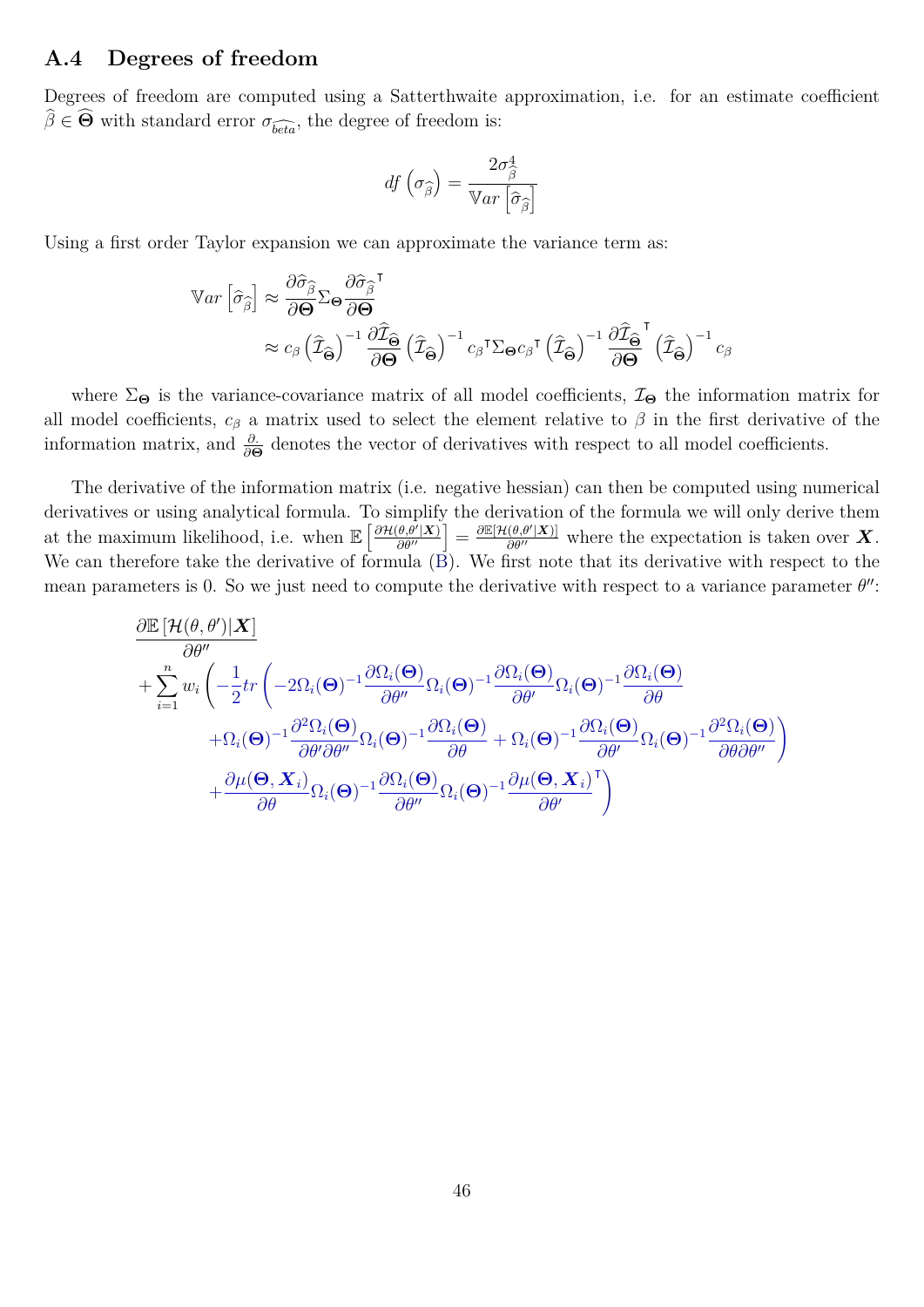## A.4 Degrees of freedom

Degrees of freedom are computed using a Satterthwaite approximation, i.e. for an estimate coefficient $\widehat{\beta} \in \widehat{\mathbf{\Theta}}$ with standard error $\sigma_{\widehat{beta}}$, the degree of freedom is:

$$df\left(\sigma_{\widehat{\beta}}\right) = \frac{2\sigma^4_{\widehat{\beta}}}{\mathbb{V}ar\left[\widehat{\sigma}_{\widehat{\beta}}\right]}$$

Using a first order Taylor expansion we can approximate the variance term as:

$$\begin{aligned}
\mathbb{V}ar\left[\widehat{\sigma}_{\widehat{\beta}}\right] &\approx \frac{\partial \widehat{\sigma}_{\widehat{\beta}}}{\partial \mathbf{\Theta}} \Sigma_{\mathbf{\Theta}} \frac{\partial \widehat{\sigma}_{\widehat{\beta}}}{\partial \mathbf{\Theta}}^{\intercal} \\
&\approx c_\beta \left(\widehat{\mathcal{I}}_{\widehat{\mathbf{\Theta}}}\right)^{-1} \frac{\partial \widehat{\mathcal{I}}_{\widehat{\mathbf{\Theta}}}}{\partial \mathbf{\Theta}} \left(\widehat{\mathcal{I}}_{\widehat{\mathbf{\Theta}}}\right)^{-1} c_\beta{}^{\intercal} \Sigma_{\mathbf{\Theta}} c_\beta{}^{\intercal} \left(\widehat{\mathcal{I}}_{\widehat{\mathbf{\Theta}}}\right)^{-1} \frac{\partial \widehat{\mathcal{I}}_{\widehat{\mathbf{\Theta}}}}{\partial \mathbf{\Theta}}^{\intercal} \left(\widehat{\mathcal{I}}_{\widehat{\mathbf{\Theta}}}\right)^{-1} c_\beta
\end{aligned}$$

where $\Sigma_{\mathbf{\Theta}}$ is the variance-covariance matrix of all model coefficients, $\mathcal{I}_{\mathbf{\Theta}}$ the information matrix for all model coefficients, $c_\beta$ a matrix used to select the element relative to $\beta$ in the first derivative of the information matrix, and $\frac{\partial .}{\partial \mathbf{\Theta}}$ denotes the vector of derivatives with respect to all model coefficients.

The derivative of the information matrix (i.e. negative hessian) can then be computed using numerical derivatives or using analytical formula. To simplify the derivation of the formula we will only derive them at the maximum likelihood, i.e. when $\mathbb{E}\left[\frac{\partial \mathcal{H}(\theta,\theta'|\boldsymbol{X})}{\partial \theta''}\right] = \frac{\partial \mathbb{E}[\mathcal{H}(\theta,\theta'|\boldsymbol{X})]}{\partial \theta''}$ where the expectation is taken over $\boldsymbol{X}$. We can therefore take the derivative of formula (B). We first note that its derivative with respect to the mean parameters is 0. So we just need to compute the derivative with respect to a variance parameter $\theta''$:

$$\begin{aligned}
&\frac{\partial \mathbb{E}\left[\mathcal{H}(\theta,\theta')|\boldsymbol{X}\right]}{\partial \theta''} \\
&+ \sum_{i=1}^{n} w_i \left( -\frac{1}{2} tr \left( -2\Omega_i(\mathbf{\Theta})^{-1} \frac{\partial \Omega_i(\mathbf{\Theta})}{\partial \theta''} \Omega_i(\mathbf{\Theta})^{-1} \frac{\partial \Omega_i(\mathbf{\Theta})}{\partial \theta'} \Omega_i(\mathbf{\Theta})^{-1} \frac{\partial \Omega_i(\mathbf{\Theta})}{\partial \theta} \right.\right. \\
&\qquad \left. + \Omega_i(\mathbf{\Theta})^{-1} \frac{\partial^2 \Omega_i(\mathbf{\Theta})}{\partial \theta' \partial \theta''} \Omega_i(\mathbf{\Theta})^{-1} \frac{\partial \Omega_i(\mathbf{\Theta})}{\partial \theta} + \Omega_i(\mathbf{\Theta})^{-1} \frac{\partial \Omega_i(\mathbf{\Theta})}{\partial \theta'} \Omega_i(\mathbf{\Theta})^{-1} \frac{\partial^2 \Omega_i(\mathbf{\Theta})}{\partial \theta \partial \theta''} \right) \\
&\qquad \left. + \frac{\partial \mu(\mathbf{\Theta}, \boldsymbol{X}_i)}{\partial \theta} \Omega_i(\mathbf{\Theta})^{-1} \frac{\partial \Omega_i(\mathbf{\Theta})}{\partial \theta''} \Omega_i(\mathbf{\Theta})^{-1} \frac{\partial \mu(\mathbf{\Theta}, \boldsymbol{X}_i)}{\partial \theta'}^{\intercal} \right)
\end{aligned}$$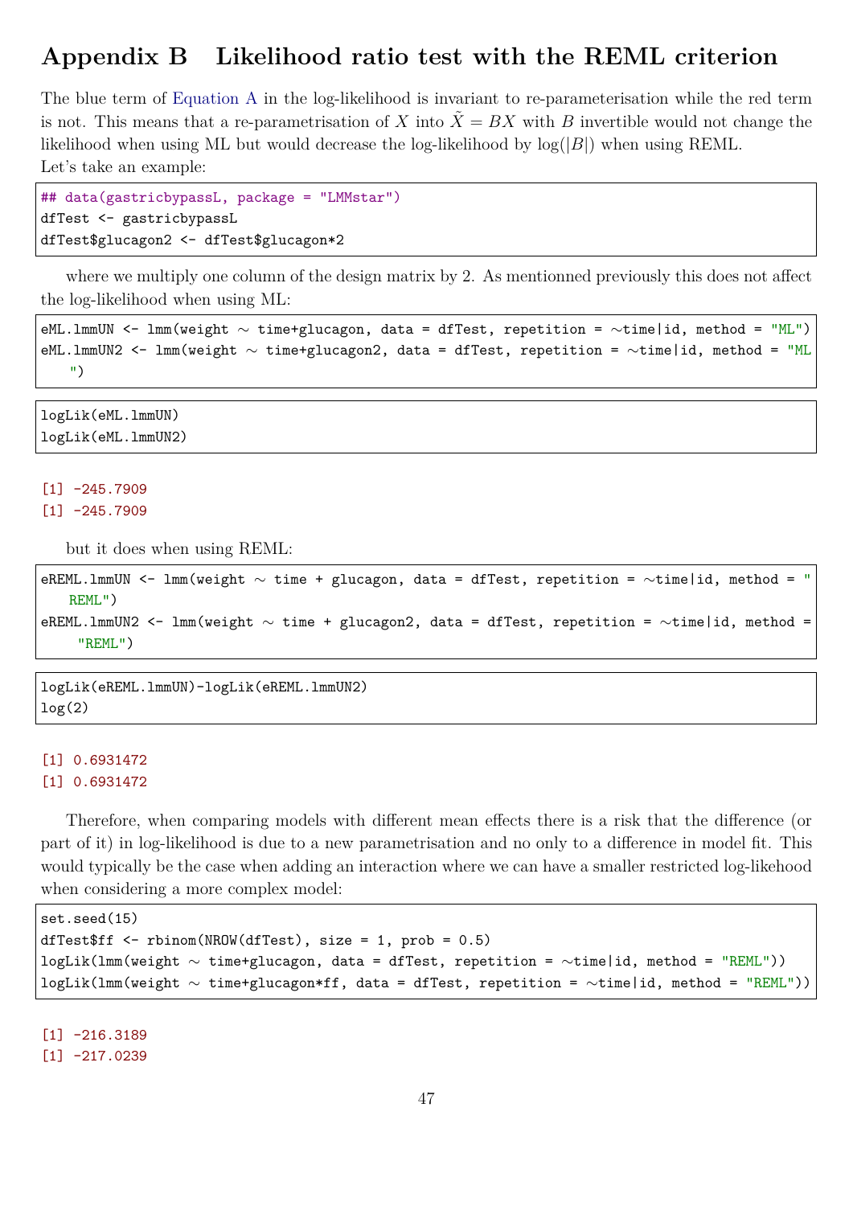# Appendix B  Likelihood ratio test with the REML criterion

The blue term of Equation A in the log-likelihood is invariant to re-parameterisation while the red term is not. This means that a re-parametrisation of $X$ into $\tilde{X} = BX$ with $B$ invertible would not change the likelihood when using ML but would decrease the log-likelihood by $\log(|B|)$ when using REML.
Let's take an example:

```
## data(gastricbypassL, package = "LMMstar")
dfTest <- gastricbypassL
dfTest$glucagon2 <- dfTest$glucagon*2
```

where we multiply one column of the design matrix by 2. As mentionned previously this does not affect the log-likelihood when using ML:

```
eML.lmmUN <- lmm(weight ~ time+glucagon, data = dfTest, repetition = ~time|id, method = "ML")
eML.lmmUN2 <- lmm(weight ~ time+glucagon2, data = dfTest, repetition = ~time|id, method = "ML")
```

```
logLik(eML.lmmUN)
logLik(eML.lmmUN2)
```

```
[1] -245.7909
[1] -245.7909
```

but it does when using REML:

```
eREML.lmmUN <- lmm(weight ~ time + glucagon, data = dfTest, repetition = ~time|id, method = "REML")
eREML.lmmUN2 <- lmm(weight ~ time + glucagon2, data = dfTest, repetition = ~time|id, method = "REML")
```

```
logLik(eREML.lmmUN)-logLik(eREML.lmmUN2)
log(2)
```

```
[1] 0.6931472
[1] 0.6931472
```

Therefore, when comparing models with different mean effects there is a risk that the difference (or part of it) in log-likelihood is due to a new parametrisation and no only to a difference in model fit. This would typically be the case when adding an interaction where we can have a smaller restricted log-likehood when considering a more complex model:

```
set.seed(15)
dfTest$ff <- rbinom(NROW(dfTest), size = 1, prob = 0.5)
logLik(lmm(weight ~ time+glucagon, data = dfTest, repetition = ~time|id, method = "REML"))
logLik(lmm(weight ~ time+glucagon*ff, data = dfTest, repetition = ~time|id, method = "REML"))
```

```
[1] -216.3189
[1] -217.0239
```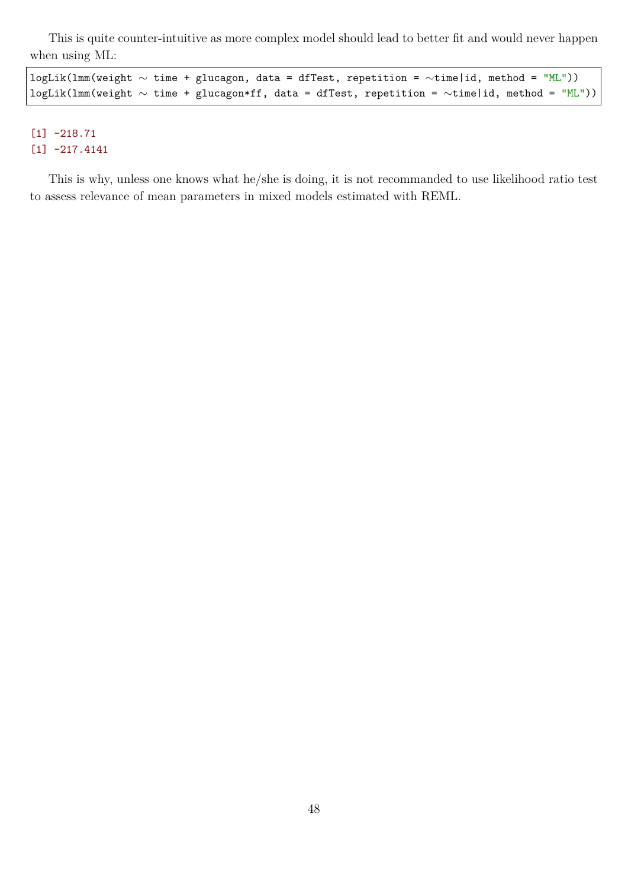This is quite counter-intuitive as more complex model should lead to better fit and would never happen when using ML:

```
logLik(lmm(weight ~ time + glucagon, data = dfTest, repetition = ~time|id, method = "ML"))
logLik(lmm(weight ~ time + glucagon*ff, data = dfTest, repetition = ~time|id, method = "ML"))
```

```
[1] -218.71
[1] -217.4141
```

This is why, unless one knows what he/she is doing, it is not recommanded to use likelihood ratio test to assess relevance of mean parameters in mixed models estimated with REML.